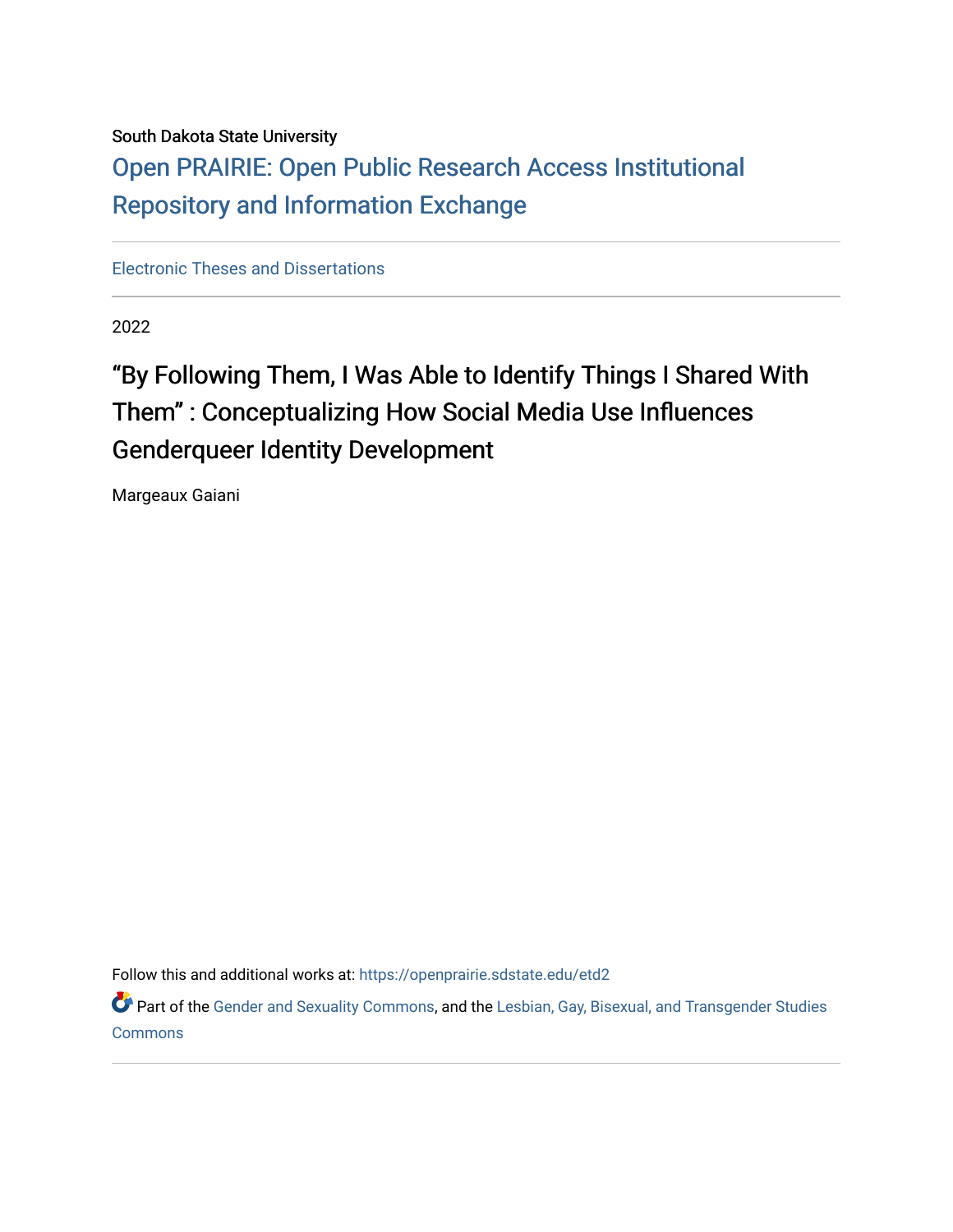South Dakota State University

Open PRAIRIE: Open Public Research Access Institutional Repository and Information Exchange

---

Electronic Theses and Dissertations

---

2022

# “By Following Them, I Was Able to Identify Things I Shared With Them” : Conceptualizing How Social Media Use Influences Genderqueer Identity Development

Margeaux Gaiani

Follow this and additional works at: https://openprairie.sdstate.edu/etd2

Part of the Gender and Sexuality Commons, and the Lesbian, Gay, Bisexual, and Transgender Studies Commons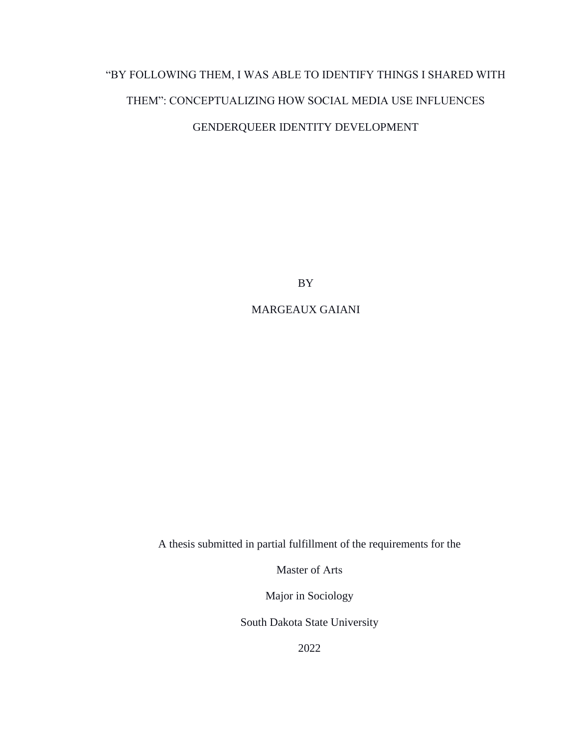# "BY FOLLOWING THEM, I WAS ABLE TO IDENTIFY THINGS I SHARED WITH THEM": CONCEPTUALIZING HOW SOCIAL MEDIA USE INFLUENCES GENDERQUEER IDENTITY DEVELOPMENT

BY

MARGEAUX GAIANI

A thesis submitted in partial fulfillment of the requirements for the

Master of Arts

Major in Sociology

South Dakota State University

2022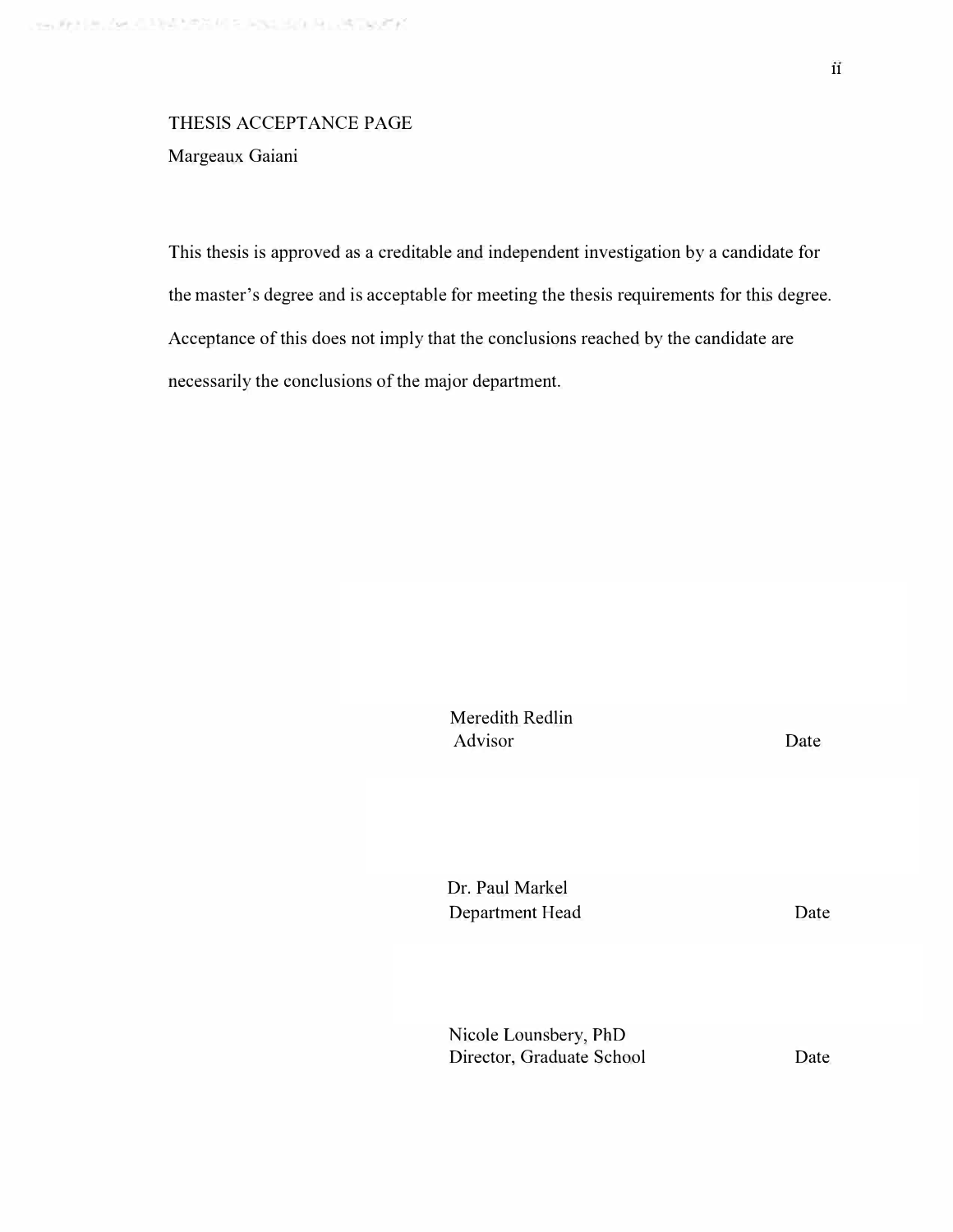THESIS ACCEPTANCE PAGE

Margeaux Gaiani

This thesis is approved as a creditable and independent investigation by a candidate for the master's degree and is acceptable for meeting the thesis requirements for this degree. Acceptance of this does not imply that the conclusions reached by the candidate are necessarily the conclusions of the major department.

Meredith Redlin
Advisor Date

Dr. Paul Markel
Department Head Date

Nicole Lounsbery, PhD
Director, Graduate School Date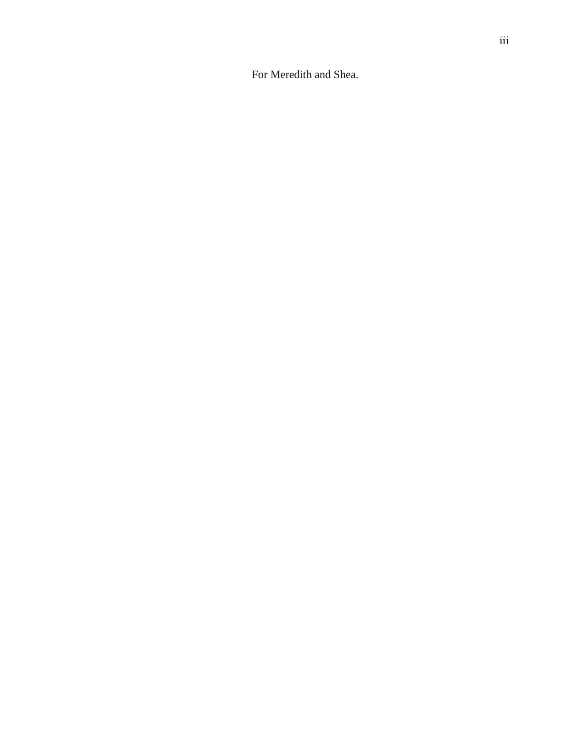For Meredith and Shea.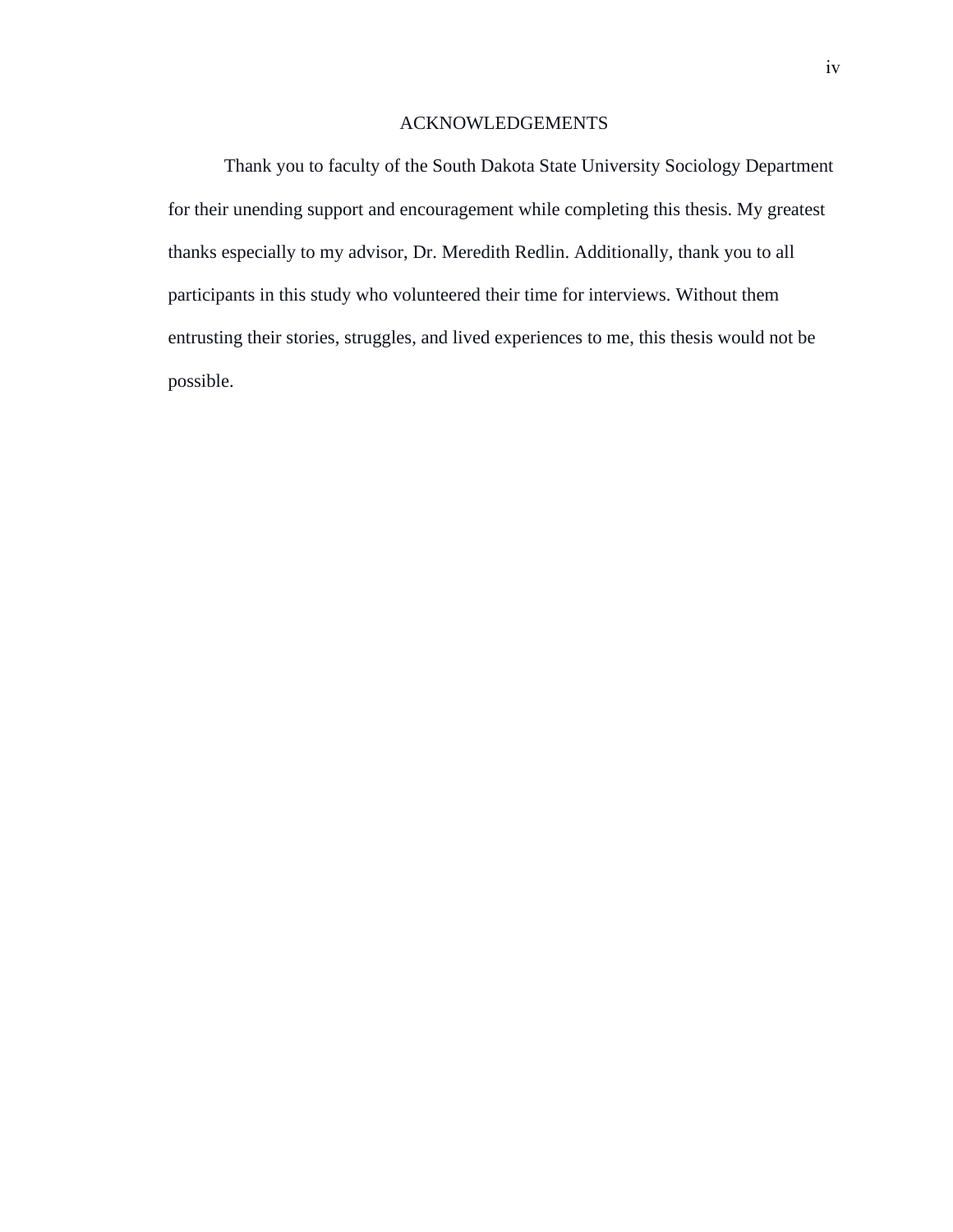# ACKNOWLEDGEMENTS

Thank you to faculty of the South Dakota State University Sociology Department for their unending support and encouragement while completing this thesis. My greatest thanks especially to my advisor, Dr. Meredith Redlin. Additionally, thank you to all participants in this study who volunteered their time for interviews. Without them entrusting their stories, struggles, and lived experiences to me, this thesis would not be possible.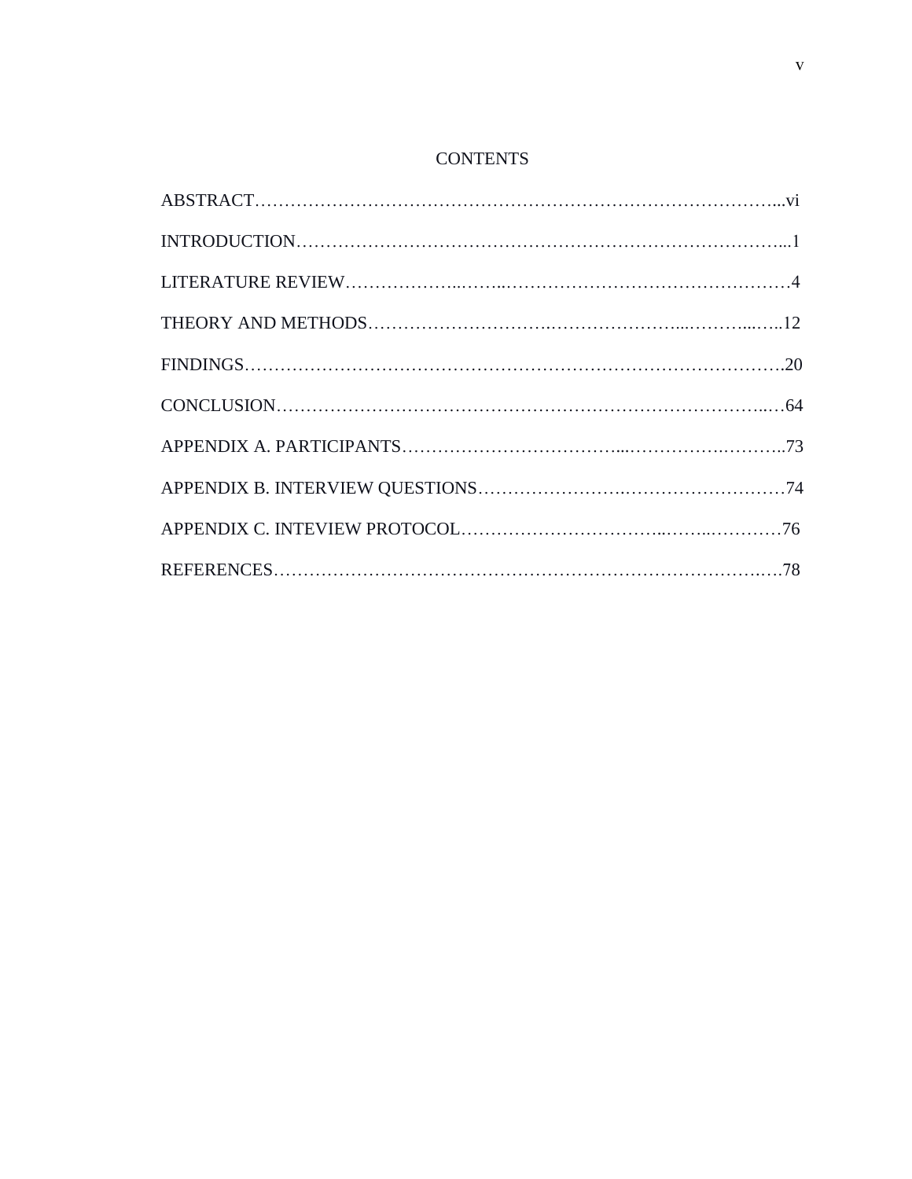# CONTENTS

ABSTRACT……………………………………………………………………………...vi

INTRODUCTION…………………………………………………………………………...1

LITERATURE REVIEW………………..……..…………………………………………4

THEORY AND METHODS……………………….…………………...………...…..12

FINDINGS……………………………………………………………………………….20

CONCLUSION………………………………………………………………………..…64

APPENDIX A. PARTICIPANTS………………………………...…………….………..73

APPENDIX B. INTERVIEW QUESTIONS…………………….………………………74

APPENDIX C. INTEVIEW PROTOCOL…………………………..……..…………76

REFERENCES……………………………………………………………………….….78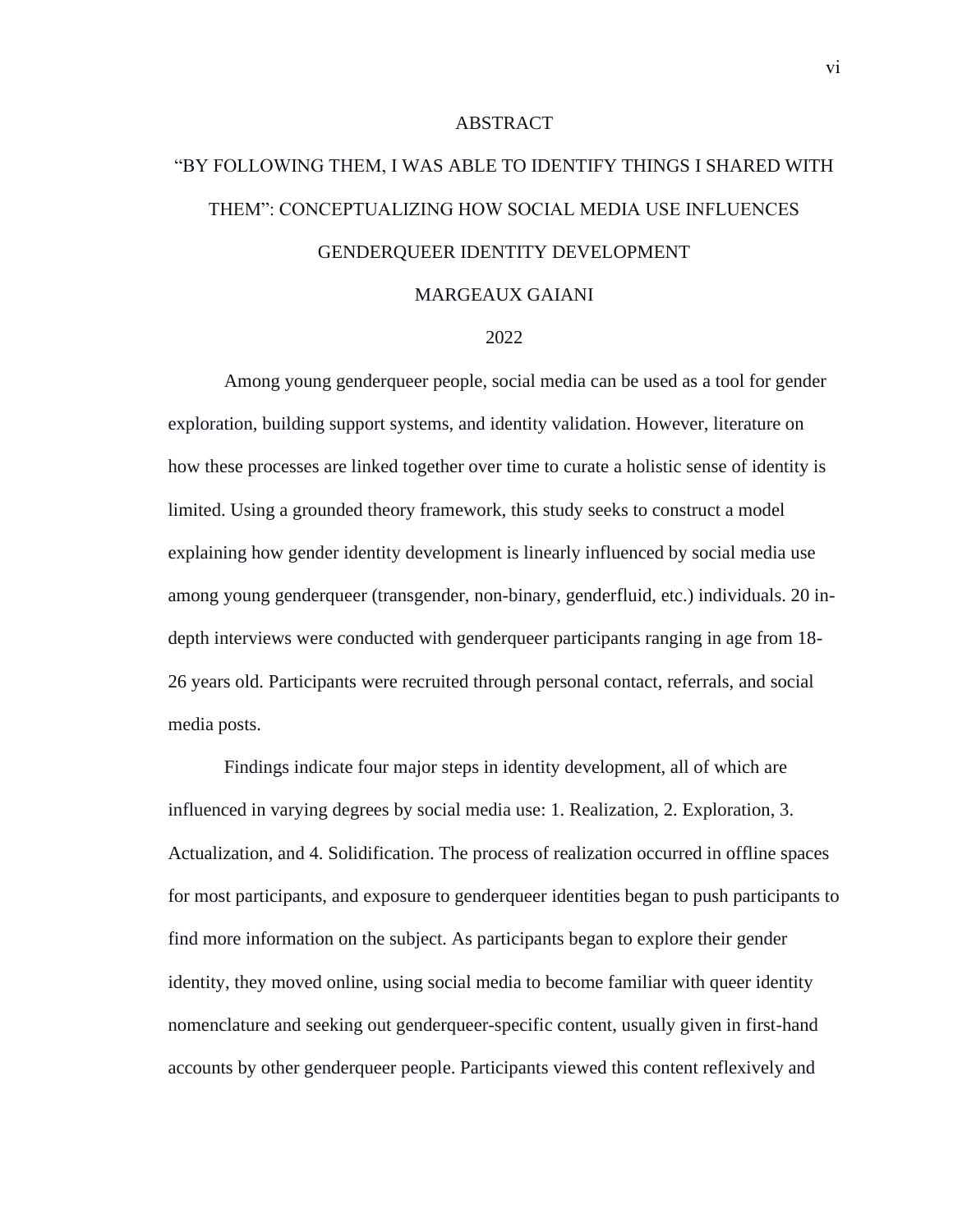# ABSTRACT

## "BY FOLLOWING THEM, I WAS ABLE TO IDENTIFY THINGS I SHARED WITH THEM": CONCEPTUALIZING HOW SOCIAL MEDIA USE INFLUENCES GENDERQUEER IDENTITY DEVELOPMENT

MARGEAUX GAIANI

2022

Among young genderqueer people, social media can be used as a tool for gender exploration, building support systems, and identity validation. However, literature on how these processes are linked together over time to curate a holistic sense of identity is limited. Using a grounded theory framework, this study seeks to construct a model explaining how gender identity development is linearly influenced by social media use among young genderqueer (transgender, non-binary, genderfluid, etc.) individuals. 20 in-depth interviews were conducted with genderqueer participants ranging in age from 18-26 years old. Participants were recruited through personal contact, referrals, and social media posts.

Findings indicate four major steps in identity development, all of which are influenced in varying degrees by social media use: 1. Realization, 2. Exploration, 3. Actualization, and 4. Solidification. The process of realization occurred in offline spaces for most participants, and exposure to genderqueer identities began to push participants to find more information on the subject. As participants began to explore their gender identity, they moved online, using social media to become familiar with queer identity nomenclature and seeking out genderqueer-specific content, usually given in first-hand accounts by other genderqueer people. Participants viewed this content reflexively and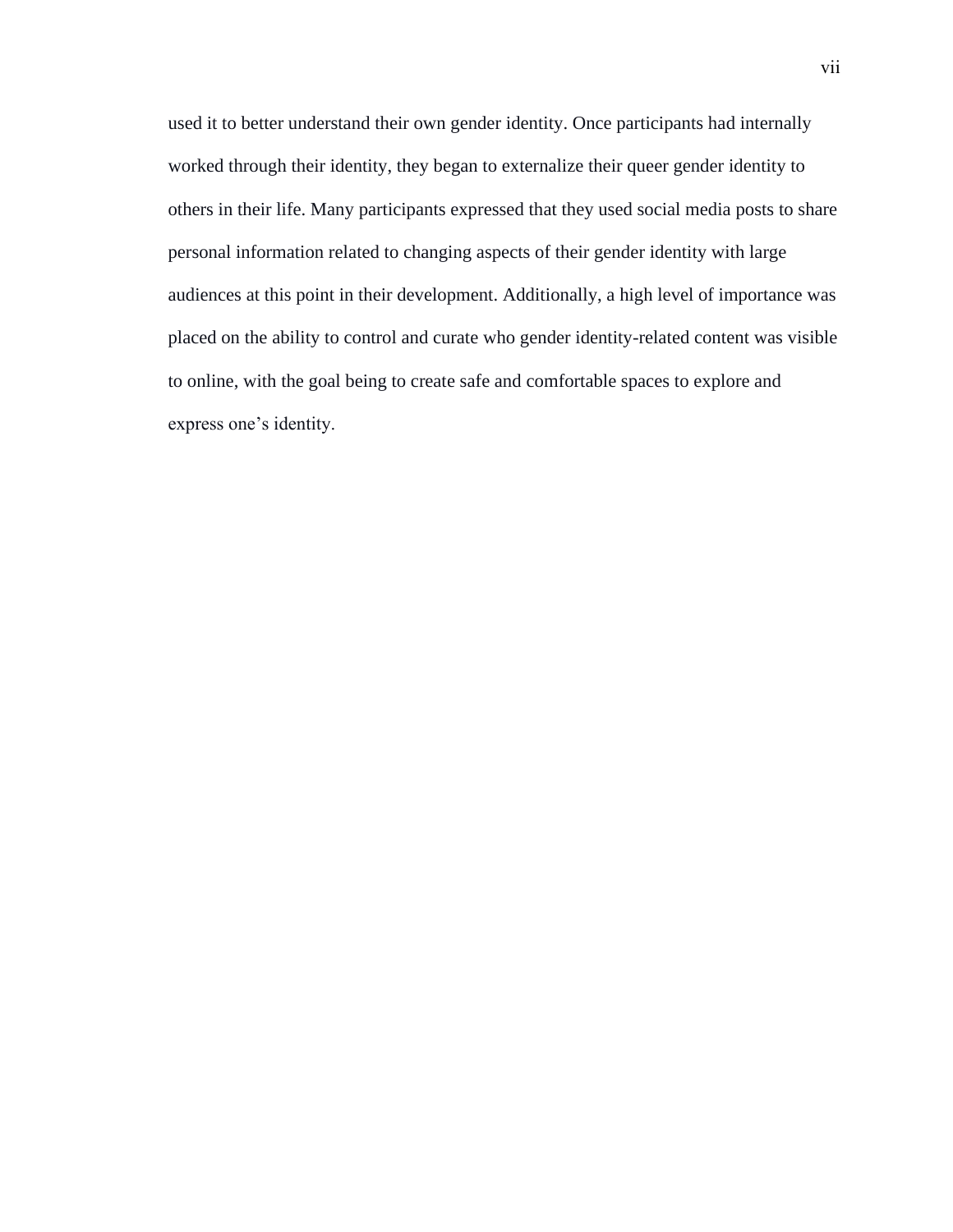used it to better understand their own gender identity. Once participants had internally worked through their identity, they began to externalize their queer gender identity to others in their life. Many participants expressed that they used social media posts to share personal information related to changing aspects of their gender identity with large audiences at this point in their development. Additionally, a high level of importance was placed on the ability to control and curate who gender identity-related content was visible to online, with the goal being to create safe and comfortable spaces to explore and express one's identity.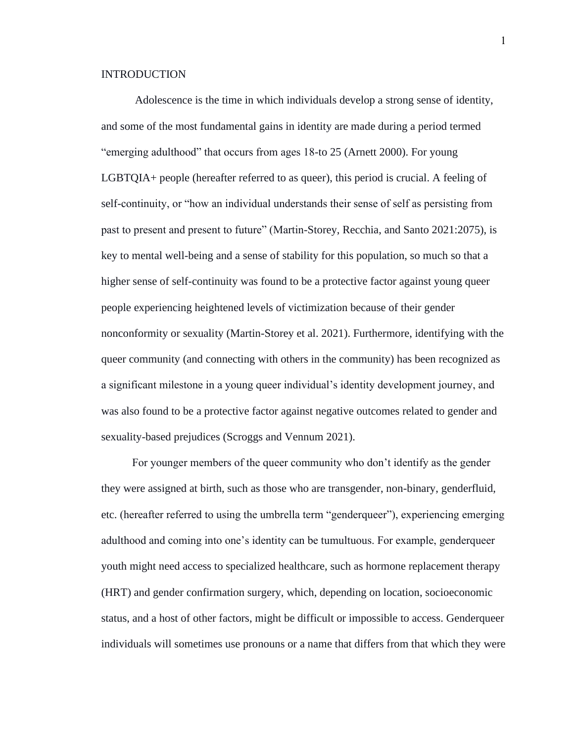# INTRODUCTION

Adolescence is the time in which individuals develop a strong sense of identity, and some of the most fundamental gains in identity are made during a period termed "emerging adulthood" that occurs from ages 18-to 25 (Arnett 2000). For young LGBTQIA+ people (hereafter referred to as queer), this period is crucial. A feeling of self-continuity, or "how an individual understands their sense of self as persisting from past to present and present to future" (Martin-Storey, Recchia, and Santo 2021:2075), is key to mental well-being and a sense of stability for this population, so much so that a higher sense of self-continuity was found to be a protective factor against young queer people experiencing heightened levels of victimization because of their gender nonconformity or sexuality (Martin-Storey et al. 2021). Furthermore, identifying with the queer community (and connecting with others in the community) has been recognized as a significant milestone in a young queer individual's identity development journey, and was also found to be a protective factor against negative outcomes related to gender and sexuality-based prejudices (Scroggs and Vennum 2021).

For younger members of the queer community who don't identify as the gender they were assigned at birth, such as those who are transgender, non-binary, genderfluid, etc. (hereafter referred to using the umbrella term "genderqueer"), experiencing emerging adulthood and coming into one's identity can be tumultuous. For example, genderqueer youth might need access to specialized healthcare, such as hormone replacement therapy (HRT) and gender confirmation surgery, which, depending on location, socioeconomic status, and a host of other factors, might be difficult or impossible to access. Genderqueer individuals will sometimes use pronouns or a name that differs from that which they were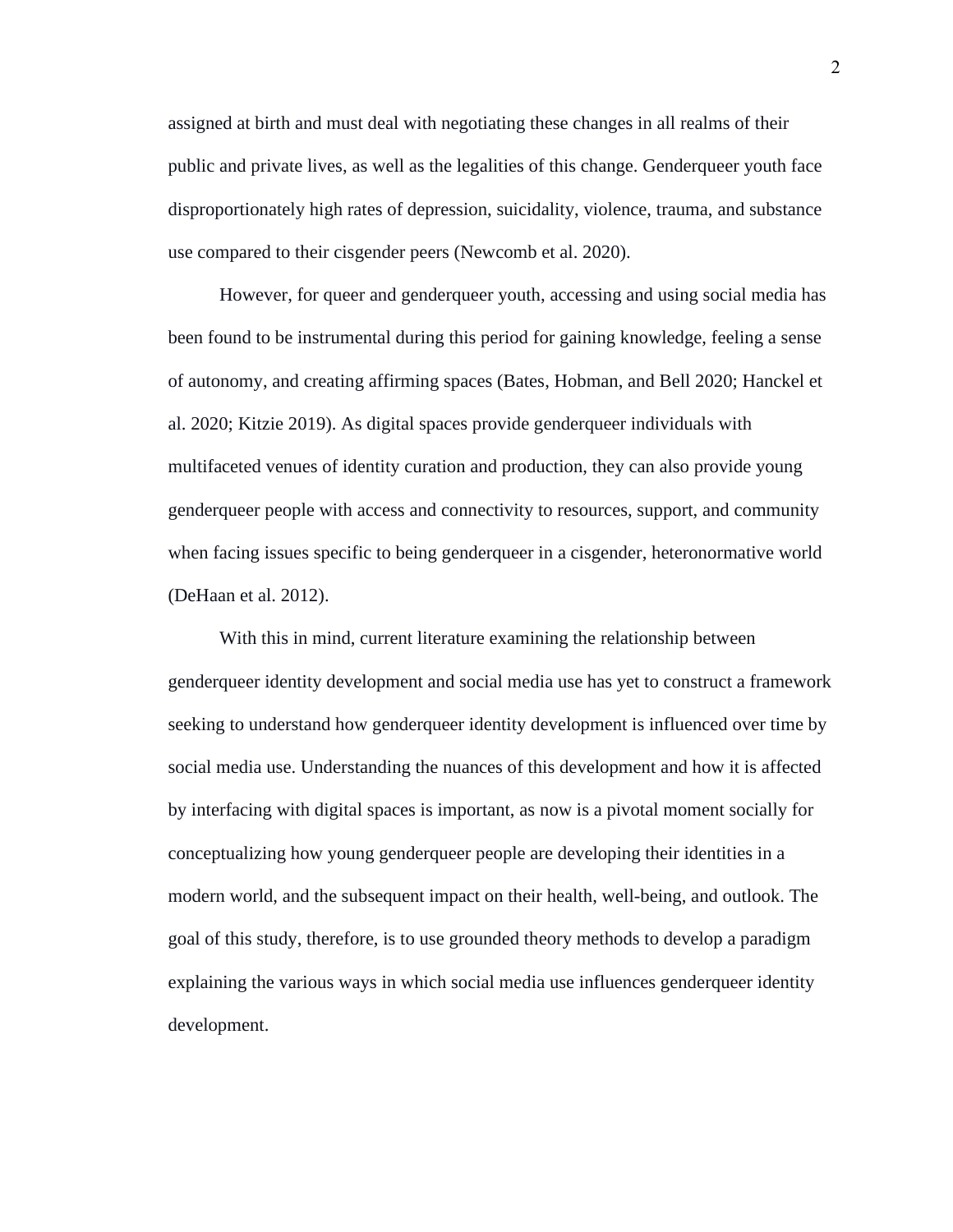assigned at birth and must deal with negotiating these changes in all realms of their public and private lives, as well as the legalities of this change. Genderqueer youth face disproportionately high rates of depression, suicidality, violence, trauma, and substance use compared to their cisgender peers (Newcomb et al. 2020).

However, for queer and genderqueer youth, accessing and using social media has been found to be instrumental during this period for gaining knowledge, feeling a sense of autonomy, and creating affirming spaces (Bates, Hobman, and Bell 2020; Hanckel et al. 2020; Kitzie 2019). As digital spaces provide genderqueer individuals with multifaceted venues of identity curation and production, they can also provide young genderqueer people with access and connectivity to resources, support, and community when facing issues specific to being genderqueer in a cisgender, heteronormative world (DeHaan et al. 2012).

With this in mind, current literature examining the relationship between genderqueer identity development and social media use has yet to construct a framework seeking to understand how genderqueer identity development is influenced over time by social media use. Understanding the nuances of this development and how it is affected by interfacing with digital spaces is important, as now is a pivotal moment socially for conceptualizing how young genderqueer people are developing their identities in a modern world, and the subsequent impact on their health, well-being, and outlook. The goal of this study, therefore, is to use grounded theory methods to develop a paradigm explaining the various ways in which social media use influences genderqueer identity development.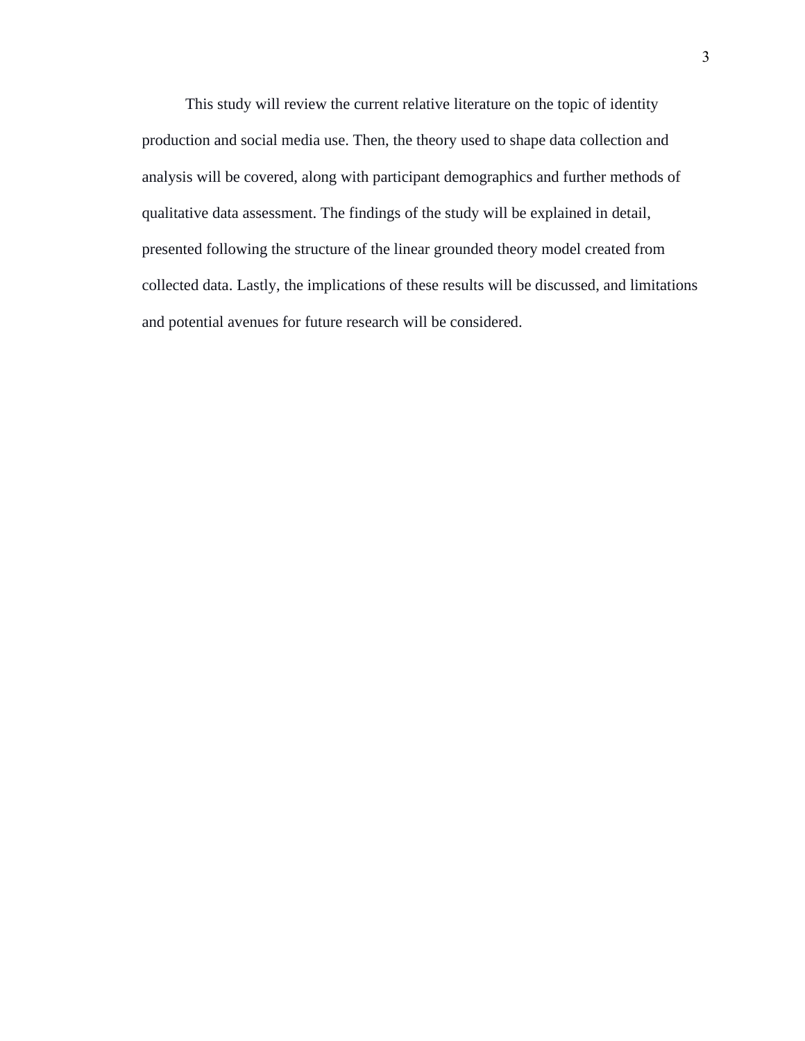This study will review the current relative literature on the topic of identity production and social media use. Then, the theory used to shape data collection and analysis will be covered, along with participant demographics and further methods of qualitative data assessment. The findings of the study will be explained in detail, presented following the structure of the linear grounded theory model created from collected data. Lastly, the implications of these results will be discussed, and limitations and potential avenues for future research will be considered.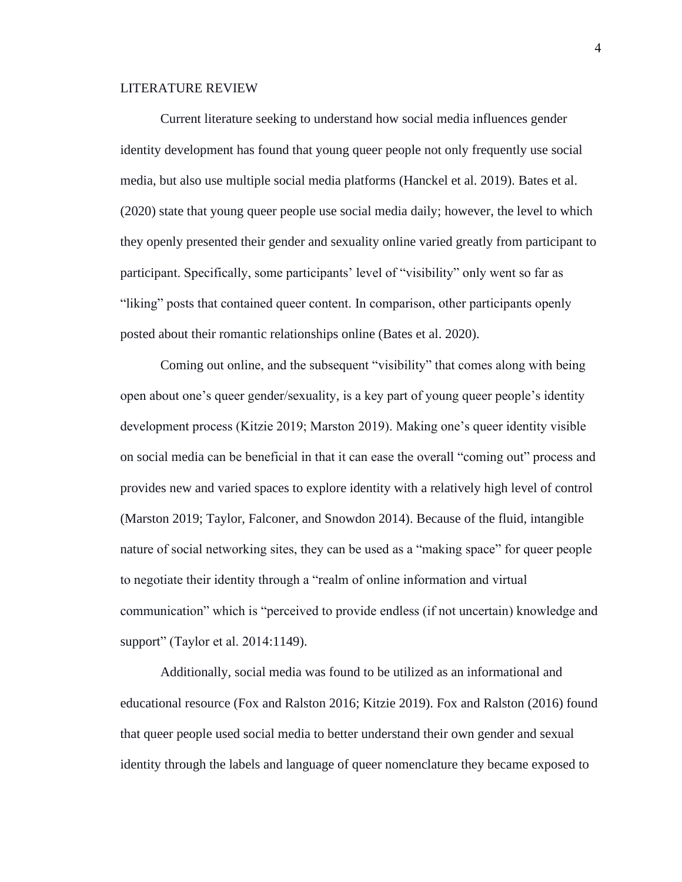## LITERATURE REVIEW

Current literature seeking to understand how social media influences gender identity development has found that young queer people not only frequently use social media, but also use multiple social media platforms (Hanckel et al. 2019). Bates et al. (2020) state that young queer people use social media daily; however, the level to which they openly presented their gender and sexuality online varied greatly from participant to participant. Specifically, some participants' level of "visibility" only went so far as "liking" posts that contained queer content. In comparison, other participants openly posted about their romantic relationships online (Bates et al. 2020).

Coming out online, and the subsequent "visibility" that comes along with being open about one's queer gender/sexuality, is a key part of young queer people's identity development process (Kitzie 2019; Marston 2019). Making one's queer identity visible on social media can be beneficial in that it can ease the overall "coming out" process and provides new and varied spaces to explore identity with a relatively high level of control (Marston 2019; Taylor, Falconer, and Snowdon 2014). Because of the fluid, intangible nature of social networking sites, they can be used as a "making space" for queer people to negotiate their identity through a "realm of online information and virtual communication" which is "perceived to provide endless (if not uncertain) knowledge and support" (Taylor et al. 2014:1149).

Additionally, social media was found to be utilized as an informational and educational resource (Fox and Ralston 2016; Kitzie 2019). Fox and Ralston (2016) found that queer people used social media to better understand their own gender and sexual identity through the labels and language of queer nomenclature they became exposed to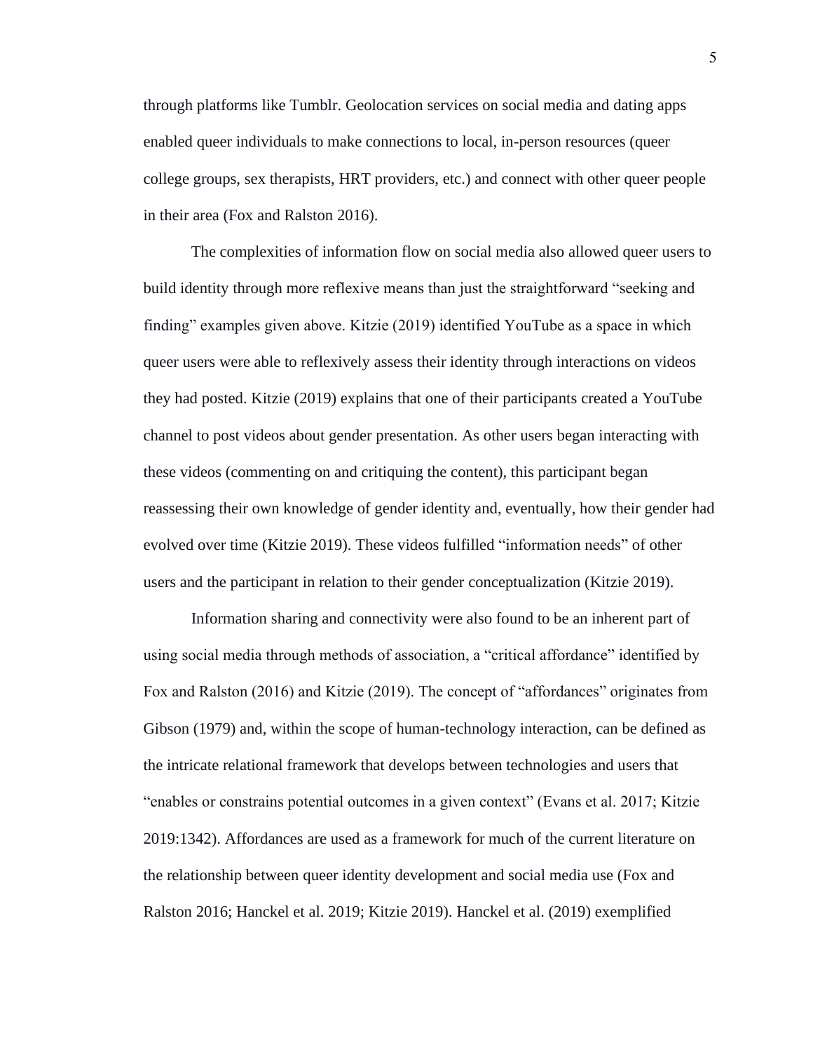through platforms like Tumblr. Geolocation services on social media and dating apps enabled queer individuals to make connections to local, in-person resources (queer college groups, sex therapists, HRT providers, etc.) and connect with other queer people in their area (Fox and Ralston 2016).

The complexities of information flow on social media also allowed queer users to build identity through more reflexive means than just the straightforward "seeking and finding" examples given above. Kitzie (2019) identified YouTube as a space in which queer users were able to reflexively assess their identity through interactions on videos they had posted. Kitzie (2019) explains that one of their participants created a YouTube channel to post videos about gender presentation. As other users began interacting with these videos (commenting on and critiquing the content), this participant began reassessing their own knowledge of gender identity and, eventually, how their gender had evolved over time (Kitzie 2019). These videos fulfilled "information needs" of other users and the participant in relation to their gender conceptualization (Kitzie 2019).

Information sharing and connectivity were also found to be an inherent part of using social media through methods of association, a "critical affordance" identified by Fox and Ralston (2016) and Kitzie (2019). The concept of "affordances" originates from Gibson (1979) and, within the scope of human-technology interaction, can be defined as the intricate relational framework that develops between technologies and users that "enables or constrains potential outcomes in a given context" (Evans et al. 2017; Kitzie 2019:1342). Affordances are used as a framework for much of the current literature on the relationship between queer identity development and social media use (Fox and Ralston 2016; Hanckel et al. 2019; Kitzie 2019). Hanckel et al. (2019) exemplified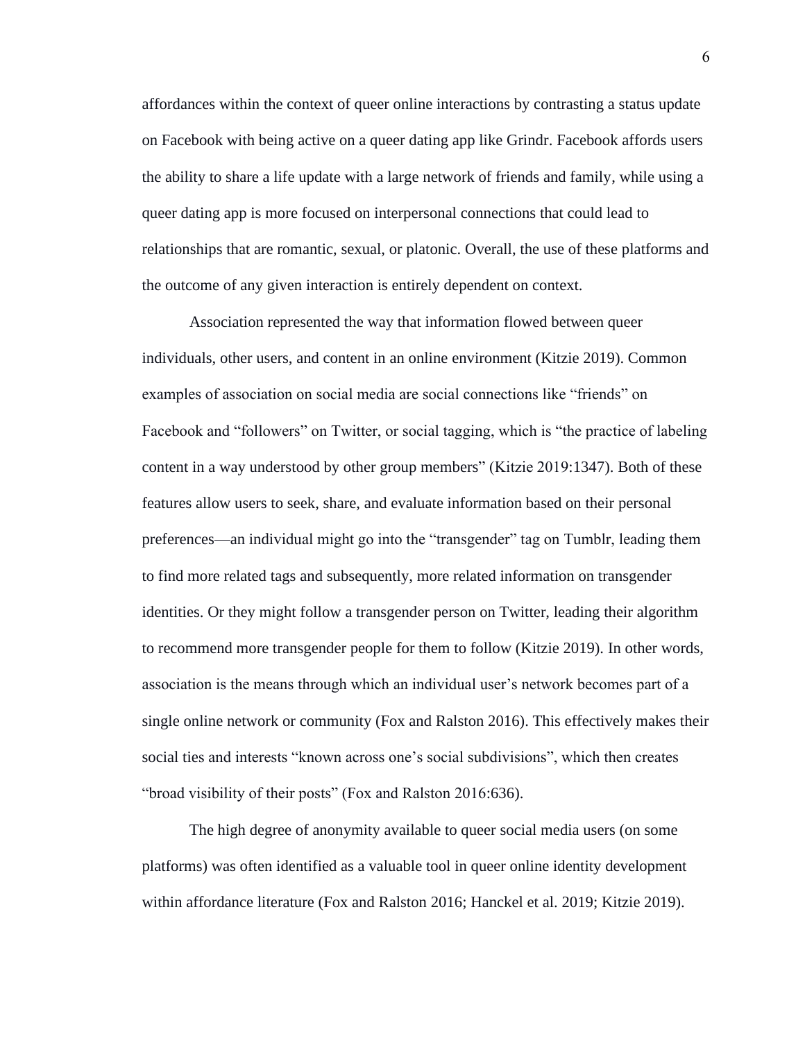affordances within the context of queer online interactions by contrasting a status update on Facebook with being active on a queer dating app like Grindr. Facebook affords users the ability to share a life update with a large network of friends and family, while using a queer dating app is more focused on interpersonal connections that could lead to relationships that are romantic, sexual, or platonic. Overall, the use of these platforms and the outcome of any given interaction is entirely dependent on context.

Association represented the way that information flowed between queer individuals, other users, and content in an online environment (Kitzie 2019). Common examples of association on social media are social connections like "friends" on Facebook and "followers" on Twitter, or social tagging, which is "the practice of labeling content in a way understood by other group members" (Kitzie 2019:1347). Both of these features allow users to seek, share, and evaluate information based on their personal preferences—an individual might go into the "transgender" tag on Tumblr, leading them to find more related tags and subsequently, more related information on transgender identities. Or they might follow a transgender person on Twitter, leading their algorithm to recommend more transgender people for them to follow (Kitzie 2019). In other words, association is the means through which an individual user's network becomes part of a single online network or community (Fox and Ralston 2016). This effectively makes their social ties and interests "known across one's social subdivisions", which then creates "broad visibility of their posts" (Fox and Ralston 2016:636).

The high degree of anonymity available to queer social media users (on some platforms) was often identified as a valuable tool in queer online identity development within affordance literature (Fox and Ralston 2016; Hanckel et al. 2019; Kitzie 2019).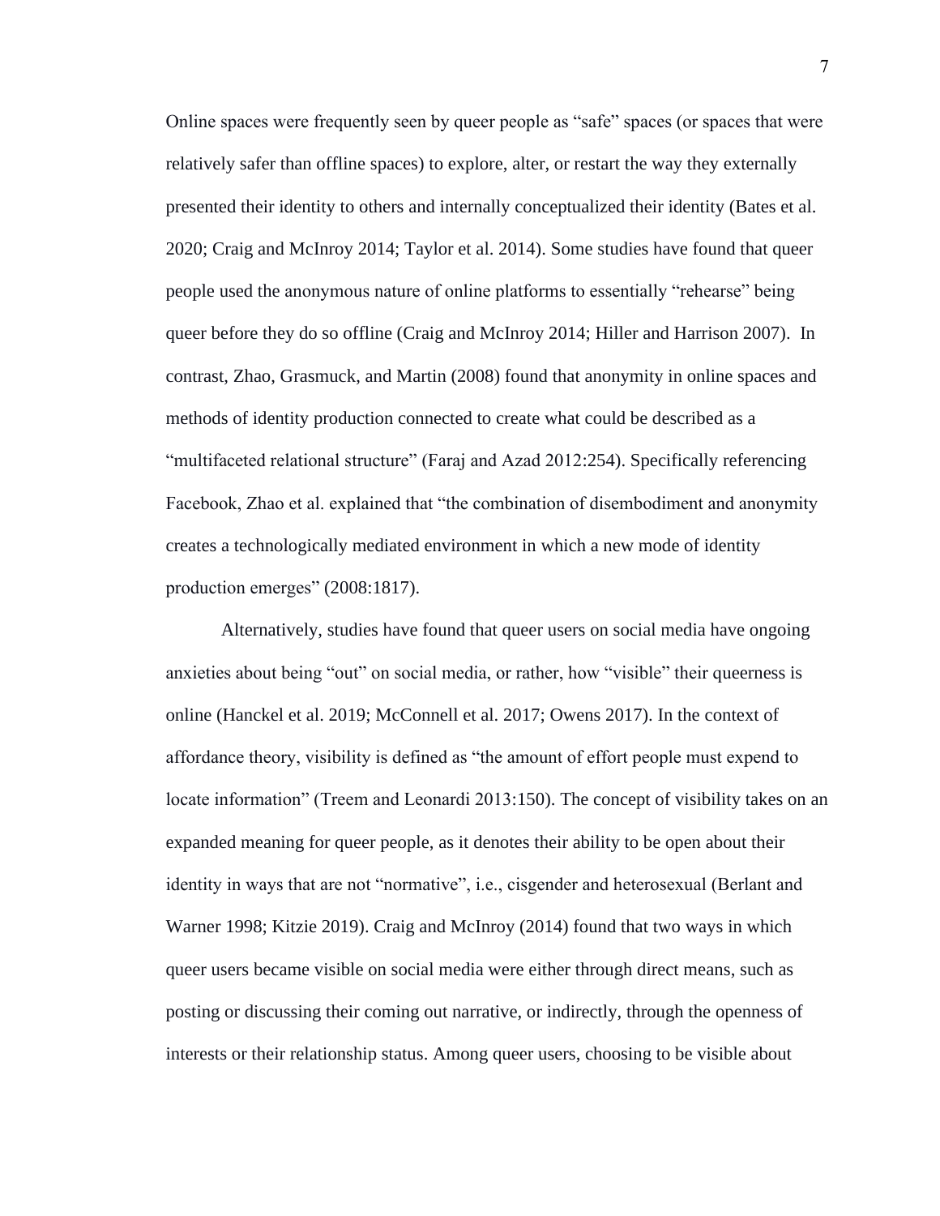Online spaces were frequently seen by queer people as "safe" spaces (or spaces that were relatively safer than offline spaces) to explore, alter, or restart the way they externally presented their identity to others and internally conceptualized their identity (Bates et al. 2020; Craig and McInroy 2014; Taylor et al. 2014). Some studies have found that queer people used the anonymous nature of online platforms to essentially "rehearse" being queer before they do so offline (Craig and McInroy 2014; Hiller and Harrison 2007). In contrast, Zhao, Grasmuck, and Martin (2008) found that anonymity in online spaces and methods of identity production connected to create what could be described as a "multifaceted relational structure" (Faraj and Azad 2012:254). Specifically referencing Facebook, Zhao et al. explained that "the combination of disembodiment and anonymity creates a technologically mediated environment in which a new mode of identity production emerges" (2008:1817).

Alternatively, studies have found that queer users on social media have ongoing anxieties about being "out" on social media, or rather, how "visible" their queerness is online (Hanckel et al. 2019; McConnell et al. 2017; Owens 2017). In the context of affordance theory, visibility is defined as "the amount of effort people must expend to locate information" (Treem and Leonardi 2013:150). The concept of visibility takes on an expanded meaning for queer people, as it denotes their ability to be open about their identity in ways that are not "normative", i.e., cisgender and heterosexual (Berlant and Warner 1998; Kitzie 2019). Craig and McInroy (2014) found that two ways in which queer users became visible on social media were either through direct means, such as posting or discussing their coming out narrative, or indirectly, through the openness of interests or their relationship status. Among queer users, choosing to be visible about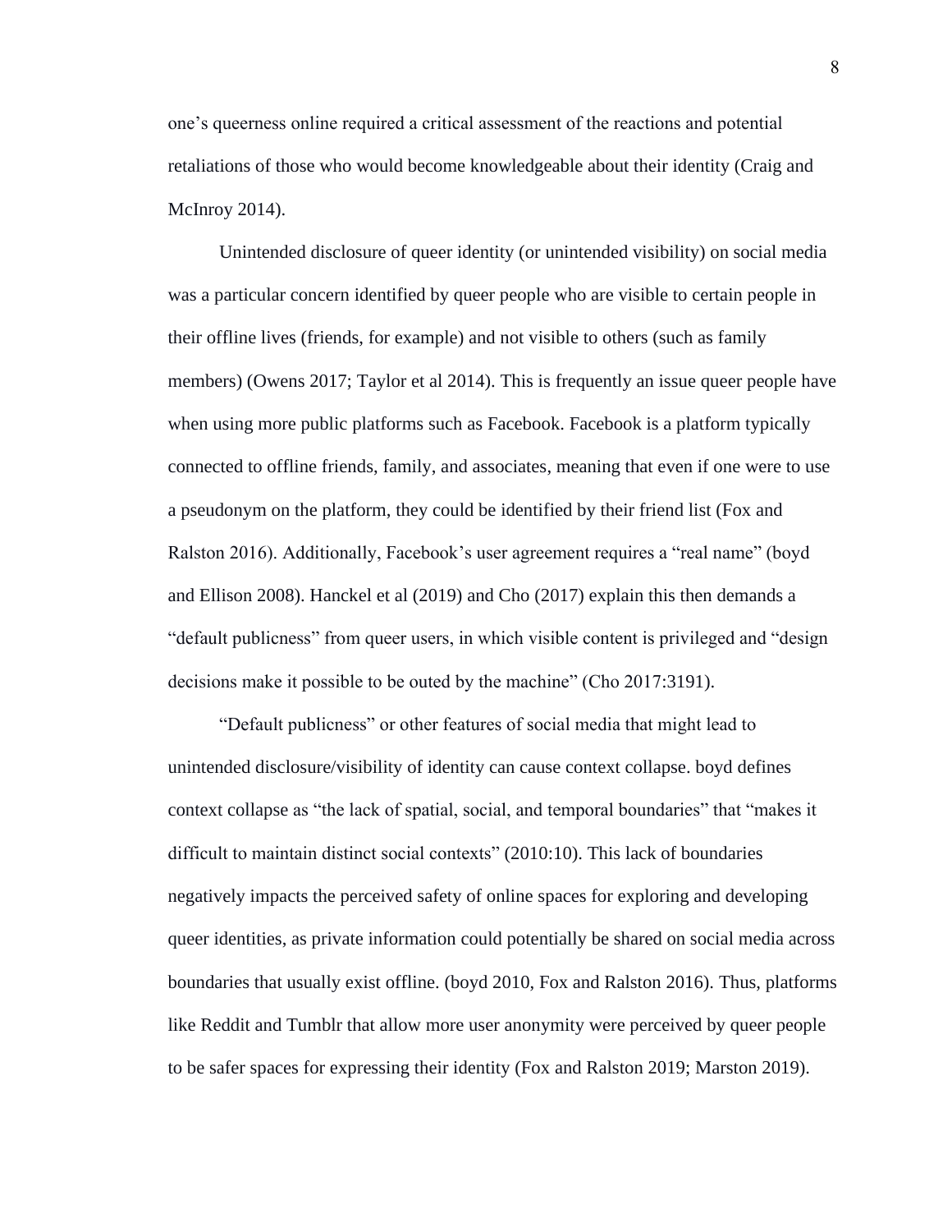one's queerness online required a critical assessment of the reactions and potential retaliations of those who would become knowledgeable about their identity (Craig and McInroy 2014).

Unintended disclosure of queer identity (or unintended visibility) on social media was a particular concern identified by queer people who are visible to certain people in their offline lives (friends, for example) and not visible to others (such as family members) (Owens 2017; Taylor et al 2014). This is frequently an issue queer people have when using more public platforms such as Facebook. Facebook is a platform typically connected to offline friends, family, and associates, meaning that even if one were to use a pseudonym on the platform, they could be identified by their friend list (Fox and Ralston 2016). Additionally, Facebook's user agreement requires a "real name" (boyd and Ellison 2008). Hanckel et al (2019) and Cho (2017) explain this then demands a "default publicness" from queer users, in which visible content is privileged and "design decisions make it possible to be outed by the machine" (Cho 2017:3191).

"Default publicness" or other features of social media that might lead to unintended disclosure/visibility of identity can cause context collapse. boyd defines context collapse as "the lack of spatial, social, and temporal boundaries" that "makes it difficult to maintain distinct social contexts" (2010:10). This lack of boundaries negatively impacts the perceived safety of online spaces for exploring and developing queer identities, as private information could potentially be shared on social media across boundaries that usually exist offline. (boyd 2010, Fox and Ralston 2016). Thus, platforms like Reddit and Tumblr that allow more user anonymity were perceived by queer people to be safer spaces for expressing their identity (Fox and Ralston 2019; Marston 2019).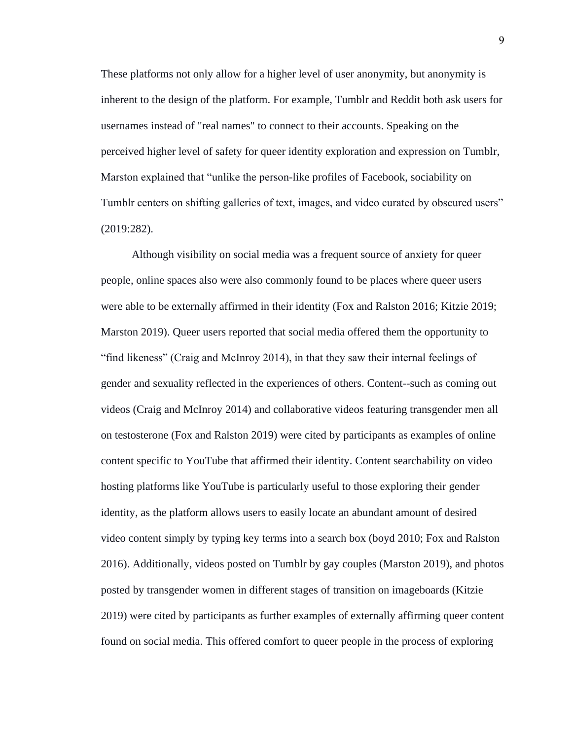These platforms not only allow for a higher level of user anonymity, but anonymity is inherent to the design of the platform. For example, Tumblr and Reddit both ask users for usernames instead of "real names" to connect to their accounts. Speaking on the perceived higher level of safety for queer identity exploration and expression on Tumblr, Marston explained that "unlike the person-like profiles of Facebook, sociability on Tumblr centers on shifting galleries of text, images, and video curated by obscured users" (2019:282).

Although visibility on social media was a frequent source of anxiety for queer people, online spaces also were also commonly found to be places where queer users were able to be externally affirmed in their identity (Fox and Ralston 2016; Kitzie 2019; Marston 2019). Queer users reported that social media offered them the opportunity to "find likeness" (Craig and McInroy 2014), in that they saw their internal feelings of gender and sexuality reflected in the experiences of others. Content--such as coming out videos (Craig and McInroy 2014) and collaborative videos featuring transgender men all on testosterone (Fox and Ralston 2019) were cited by participants as examples of online content specific to YouTube that affirmed their identity. Content searchability on video hosting platforms like YouTube is particularly useful to those exploring their gender identity, as the platform allows users to easily locate an abundant amount of desired video content simply by typing key terms into a search box (boyd 2010; Fox and Ralston 2016). Additionally, videos posted on Tumblr by gay couples (Marston 2019), and photos posted by transgender women in different stages of transition on imageboards (Kitzie 2019) were cited by participants as further examples of externally affirming queer content found on social media. This offered comfort to queer people in the process of exploring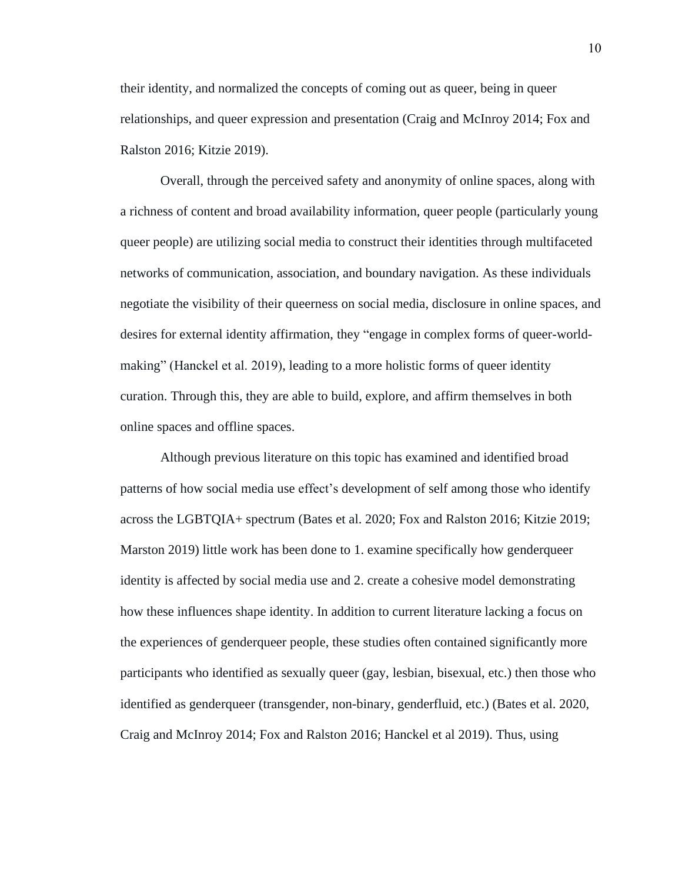their identity, and normalized the concepts of coming out as queer, being in queer relationships, and queer expression and presentation (Craig and McInroy 2014; Fox and Ralston 2016; Kitzie 2019).

Overall, through the perceived safety and anonymity of online spaces, along with a richness of content and broad availability information, queer people (particularly young queer people) are utilizing social media to construct their identities through multifaceted networks of communication, association, and boundary navigation. As these individuals negotiate the visibility of their queerness on social media, disclosure in online spaces, and desires for external identity affirmation, they "engage in complex forms of queer-world-making" (Hanckel et al. 2019), leading to a more holistic forms of queer identity curation. Through this, they are able to build, explore, and affirm themselves in both online spaces and offline spaces.

Although previous literature on this topic has examined and identified broad patterns of how social media use effect's development of self among those who identify across the LGBTQIA+ spectrum (Bates et al. 2020; Fox and Ralston 2016; Kitzie 2019; Marston 2019) little work has been done to 1. examine specifically how genderqueer identity is affected by social media use and 2. create a cohesive model demonstrating how these influences shape identity. In addition to current literature lacking a focus on the experiences of genderqueer people, these studies often contained significantly more participants who identified as sexually queer (gay, lesbian, bisexual, etc.) then those who identified as genderqueer (transgender, non-binary, genderfluid, etc.) (Bates et al. 2020, Craig and McInroy 2014; Fox and Ralston 2016; Hanckel et al 2019). Thus, using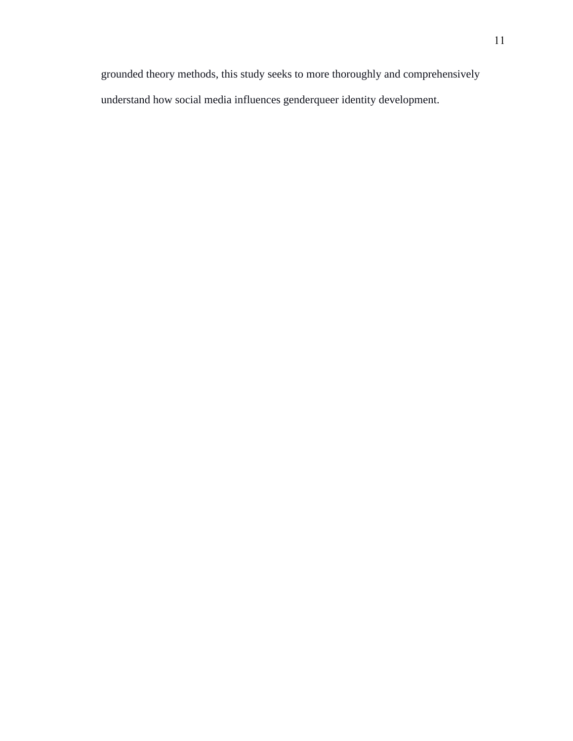grounded theory methods, this study seeks to more thoroughly and comprehensively understand how social media influences genderqueer identity development.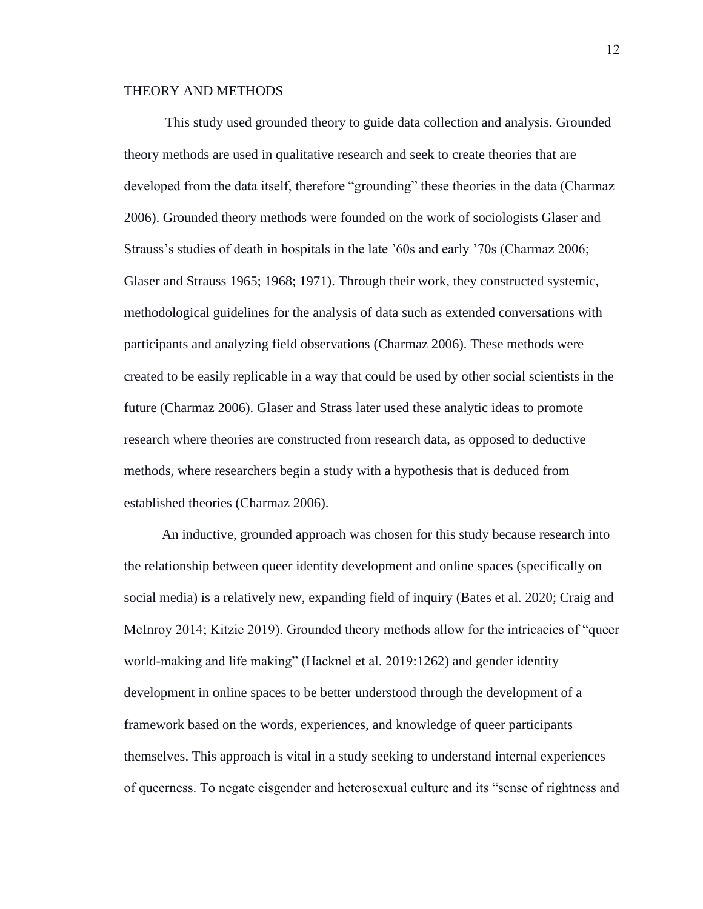## THEORY AND METHODS

This study used grounded theory to guide data collection and analysis. Grounded theory methods are used in qualitative research and seek to create theories that are developed from the data itself, therefore "grounding" these theories in the data (Charmaz 2006). Grounded theory methods were founded on the work of sociologists Glaser and Strauss's studies of death in hospitals in the late '60s and early '70s (Charmaz 2006; Glaser and Strauss 1965; 1968; 1971). Through their work, they constructed systemic, methodological guidelines for the analysis of data such as extended conversations with participants and analyzing field observations (Charmaz 2006). These methods were created to be easily replicable in a way that could be used by other social scientists in the future (Charmaz 2006). Glaser and Strass later used these analytic ideas to promote research where theories are constructed from research data, as opposed to deductive methods, where researchers begin a study with a hypothesis that is deduced from established theories (Charmaz 2006).

An inductive, grounded approach was chosen for this study because research into the relationship between queer identity development and online spaces (specifically on social media) is a relatively new, expanding field of inquiry (Bates et al. 2020; Craig and McInroy 2014; Kitzie 2019). Grounded theory methods allow for the intricacies of "queer world-making and life making" (Hacknel et al. 2019:1262) and gender identity development in online spaces to be better understood through the development of a framework based on the words, experiences, and knowledge of queer participants themselves. This approach is vital in a study seeking to understand internal experiences of queerness. To negate cisgender and heterosexual culture and its "sense of rightness and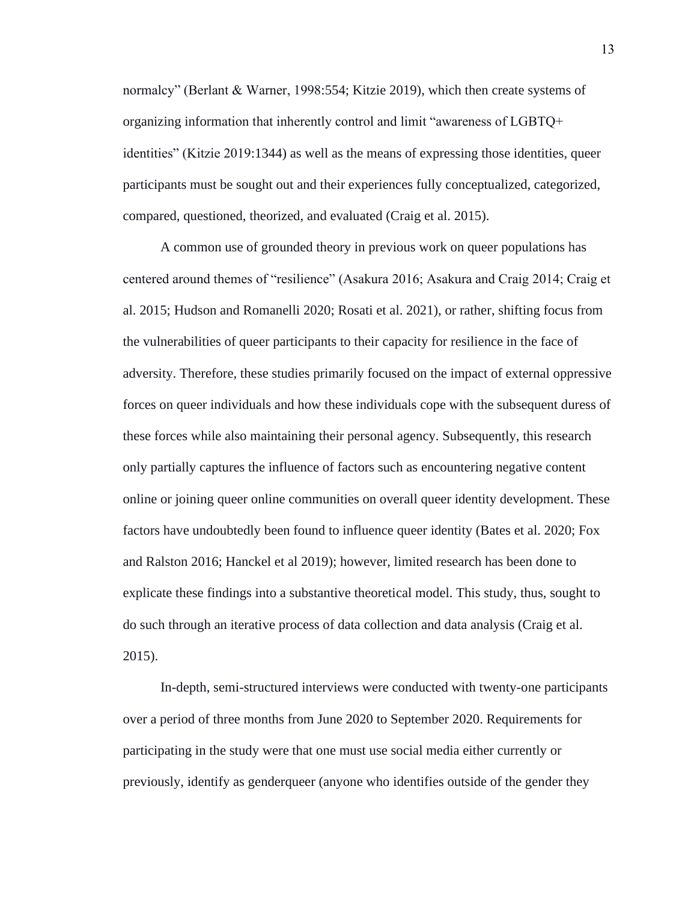normalcy" (Berlant & Warner, 1998:554; Kitzie 2019), which then create systems of organizing information that inherently control and limit "awareness of LGBTQ+ identities" (Kitzie 2019:1344) as well as the means of expressing those identities, queer participants must be sought out and their experiences fully conceptualized, categorized, compared, questioned, theorized, and evaluated (Craig et al. 2015).

A common use of grounded theory in previous work on queer populations has centered around themes of "resilience" (Asakura 2016; Asakura and Craig 2014; Craig et al. 2015; Hudson and Romanelli 2020; Rosati et al. 2021), or rather, shifting focus from the vulnerabilities of queer participants to their capacity for resilience in the face of adversity. Therefore, these studies primarily focused on the impact of external oppressive forces on queer individuals and how these individuals cope with the subsequent duress of these forces while also maintaining their personal agency. Subsequently, this research only partially captures the influence of factors such as encountering negative content online or joining queer online communities on overall queer identity development. These factors have undoubtedly been found to influence queer identity (Bates et al. 2020; Fox and Ralston 2016; Hanckel et al 2019); however, limited research has been done to explicate these findings into a substantive theoretical model. This study, thus, sought to do such through an iterative process of data collection and data analysis (Craig et al. 2015).

In-depth, semi-structured interviews were conducted with twenty-one participants over a period of three months from June 2020 to September 2020. Requirements for participating in the study were that one must use social media either currently or previously, identify as genderqueer (anyone who identifies outside of the gender they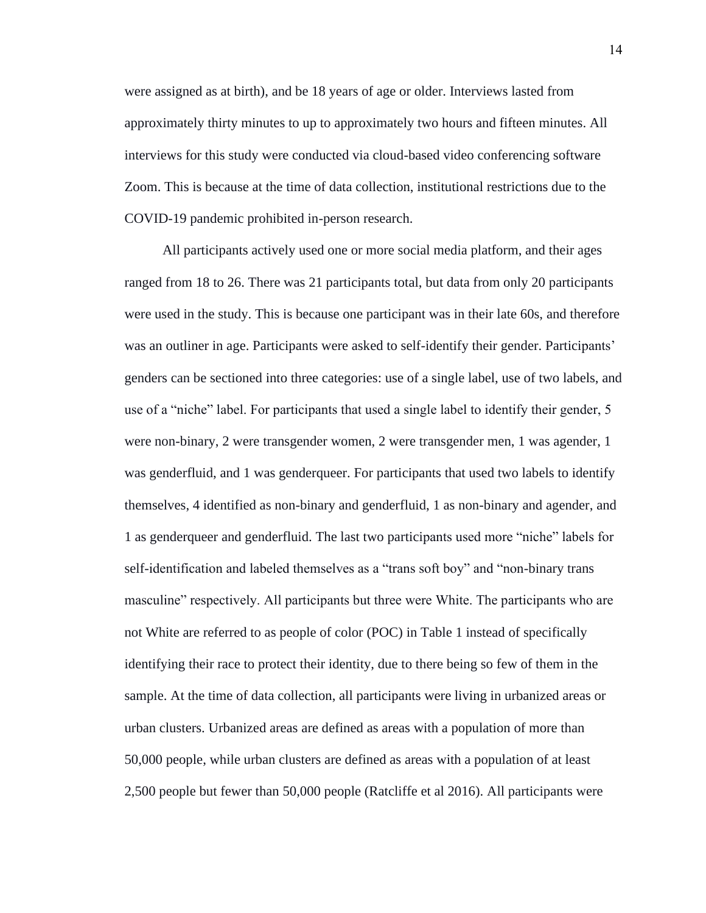were assigned as at birth), and be 18 years of age or older. Interviews lasted from approximately thirty minutes to up to approximately two hours and fifteen minutes. All interviews for this study were conducted via cloud-based video conferencing software Zoom. This is because at the time of data collection, institutional restrictions due to the COVID-19 pandemic prohibited in-person research.

All participants actively used one or more social media platform, and their ages ranged from 18 to 26. There was 21 participants total, but data from only 20 participants were used in the study. This is because one participant was in their late 60s, and therefore was an outliner in age. Participants were asked to self-identify their gender. Participants' genders can be sectioned into three categories: use of a single label, use of two labels, and use of a "niche" label. For participants that used a single label to identify their gender, 5 were non-binary, 2 were transgender women, 2 were transgender men, 1 was agender, 1 was genderfluid, and 1 was genderqueer. For participants that used two labels to identify themselves, 4 identified as non-binary and genderfluid, 1 as non-binary and agender, and 1 as genderqueer and genderfluid. The last two participants used more "niche" labels for self-identification and labeled themselves as a "trans soft boy" and "non-binary trans masculine" respectively. All participants but three were White. The participants who are not White are referred to as people of color (POC) in Table 1 instead of specifically identifying their race to protect their identity, due to there being so few of them in the sample. At the time of data collection, all participants were living in urbanized areas or urban clusters. Urbanized areas are defined as areas with a population of more than 50,000 people, while urban clusters are defined as areas with a population of at least 2,500 people but fewer than 50,000 people (Ratcliffe et al 2016). All participants were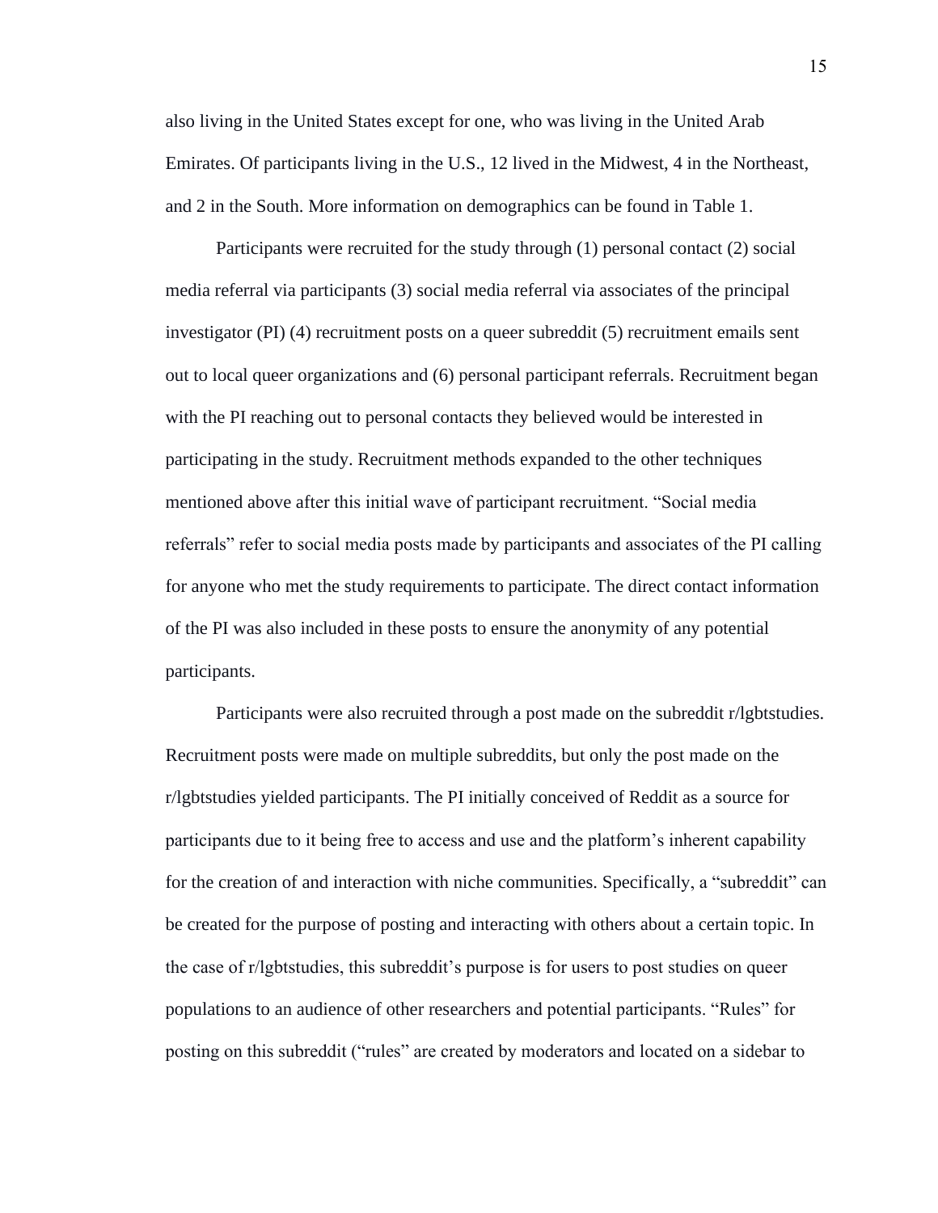also living in the United States except for one, who was living in the United Arab Emirates. Of participants living in the U.S., 12 lived in the Midwest, 4 in the Northeast, and 2 in the South. More information on demographics can be found in Table 1.

Participants were recruited for the study through (1) personal contact (2) social media referral via participants (3) social media referral via associates of the principal investigator (PI) (4) recruitment posts on a queer subreddit (5) recruitment emails sent out to local queer organizations and (6) personal participant referrals. Recruitment began with the PI reaching out to personal contacts they believed would be interested in participating in the study. Recruitment methods expanded to the other techniques mentioned above after this initial wave of participant recruitment. "Social media referrals" refer to social media posts made by participants and associates of the PI calling for anyone who met the study requirements to participate. The direct contact information of the PI was also included in these posts to ensure the anonymity of any potential participants.

Participants were also recruited through a post made on the subreddit r/lgbtstudies. Recruitment posts were made on multiple subreddits, but only the post made on the r/lgbtstudies yielded participants. The PI initially conceived of Reddit as a source for participants due to it being free to access and use and the platform's inherent capability for the creation of and interaction with niche communities. Specifically, a "subreddit" can be created for the purpose of posting and interacting with others about a certain topic. In the case of r/lgbtstudies, this subreddit's purpose is for users to post studies on queer populations to an audience of other researchers and potential participants. "Rules" for posting on this subreddit ("rules" are created by moderators and located on a sidebar to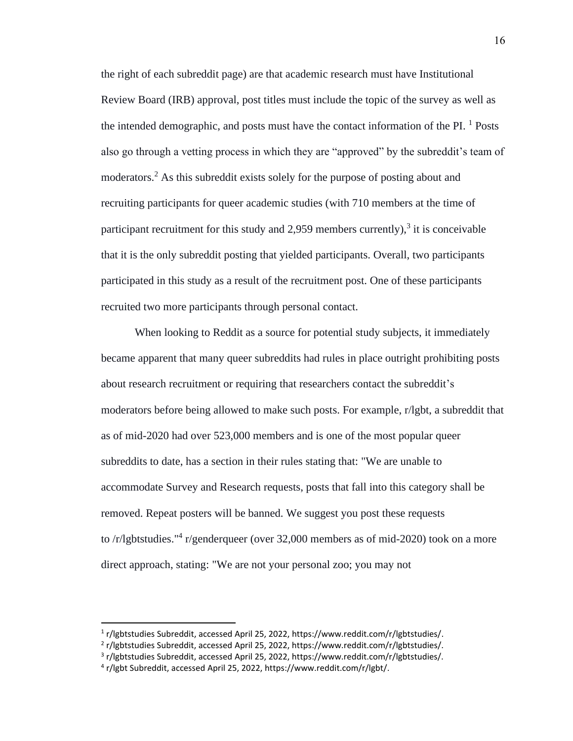the right of each subreddit page) are that academic research must have Institutional Review Board (IRB) approval, post titles must include the topic of the survey as well as the intended demographic, and posts must have the contact information of the PI. [1] Posts also go through a vetting process in which they are "approved" by the subreddit's team of moderators.[2] As this subreddit exists solely for the purpose of posting about and recruiting participants for queer academic studies (with 710 members at the time of participant recruitment for this study and 2,959 members currently),[3] it is conceivable that it is the only subreddit posting that yielded participants. Overall, two participants participated in this study as a result of the recruitment post. One of these participants recruited two more participants through personal contact.

When looking to Reddit as a source for potential study subjects, it immediately became apparent that many queer subreddits had rules in place outright prohibiting posts about research recruitment or requiring that researchers contact the subreddit's moderators before being allowed to make such posts. For example, r/lgbt, a subreddit that as of mid-2020 had over 523,000 members and is one of the most popular queer subreddits to date, has a section in their rules stating that: "We are unable to accommodate Survey and Research requests, posts that fall into this category shall be removed. Repeat posters will be banned. We suggest you post these requests to /r/lgbtstudies."[4] r/genderqueer (over 32,000 members as of mid-2020) took on a more direct approach, stating: "We are not your personal zoo; you may not

---

[1] r/lgbtstudies Subreddit, accessed April 25, 2022, https://www.reddit.com/r/lgbtstudies/.

[2] r/lgbtstudies Subreddit, accessed April 25, 2022, https://www.reddit.com/r/lgbtstudies/.

[3] r/lgbtstudies Subreddit, accessed April 25, 2022, https://www.reddit.com/r/lgbtstudies/.

[4] r/lgbt Subreddit, accessed April 25, 2022, https://www.reddit.com/r/lgbt/.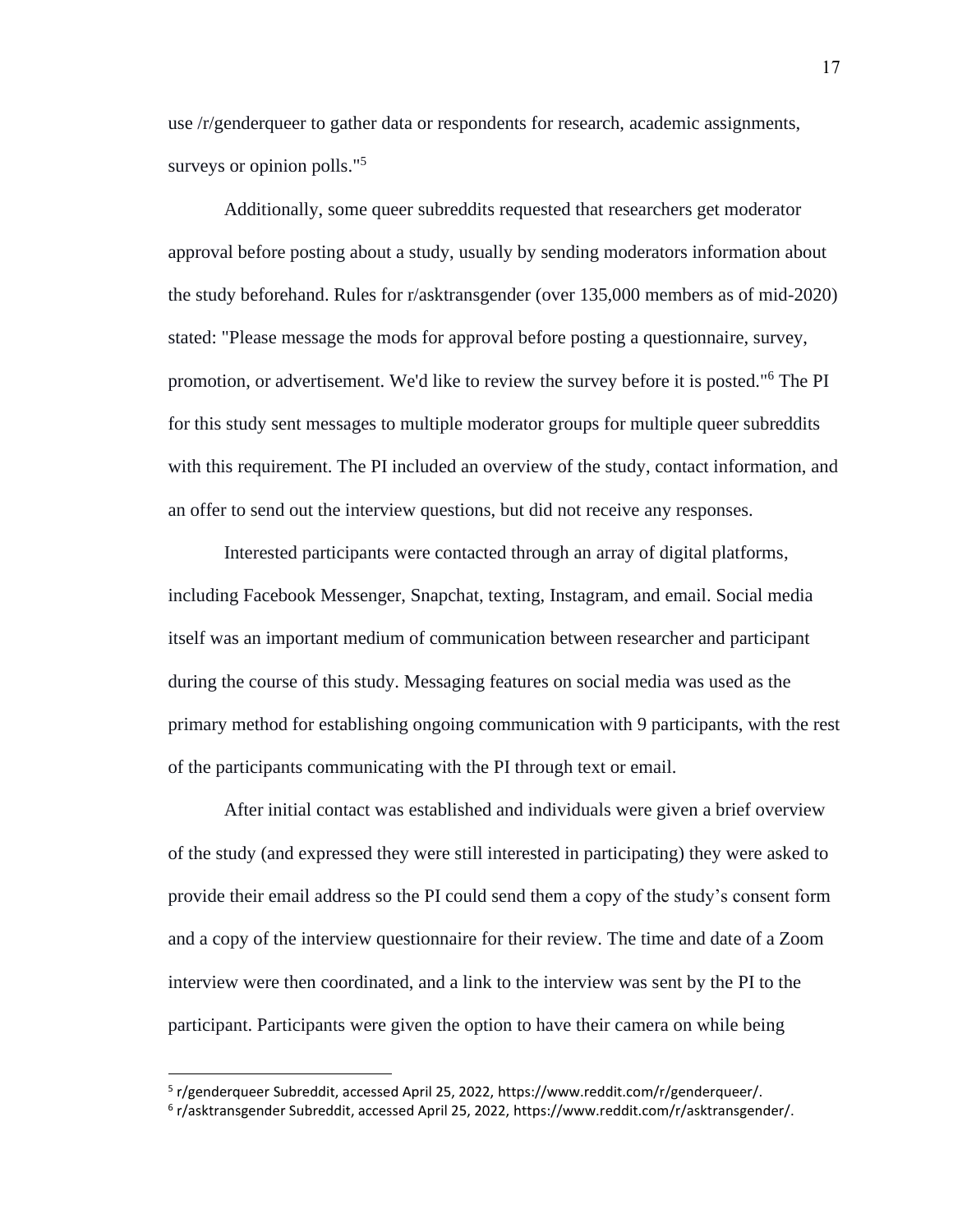use /r/genderqueer to gather data or respondents for research, academic assignments, surveys or opinion polls."[5]

Additionally, some queer subreddits requested that researchers get moderator approval before posting about a study, usually by sending moderators information about the study beforehand. Rules for r/asktransgender (over 135,000 members as of mid-2020) stated: "Please message the mods for approval before posting a questionnaire, survey, promotion, or advertisement. We'd like to review the survey before it is posted."[6] The PI for this study sent messages to multiple moderator groups for multiple queer subreddits with this requirement. The PI included an overview of the study, contact information, and an offer to send out the interview questions, but did not receive any responses.

Interested participants were contacted through an array of digital platforms, including Facebook Messenger, Snapchat, texting, Instagram, and email. Social media itself was an important medium of communication between researcher and participant during the course of this study. Messaging features on social media was used as the primary method for establishing ongoing communication with 9 participants, with the rest of the participants communicating with the PI through text or email.

After initial contact was established and individuals were given a brief overview of the study (and expressed they were still interested in participating) they were asked to provide their email address so the PI could send them a copy of the study's consent form and a copy of the interview questionnaire for their review. The time and date of a Zoom interview were then coordinated, and a link to the interview was sent by the PI to the participant. Participants were given the option to have their camera on while being

---

[5] r/genderqueer Subreddit, accessed April 25, 2022, https://www.reddit.com/r/genderqueer/.

[6] r/asktransgender Subreddit, accessed April 25, 2022, https://www.reddit.com/r/asktransgender/.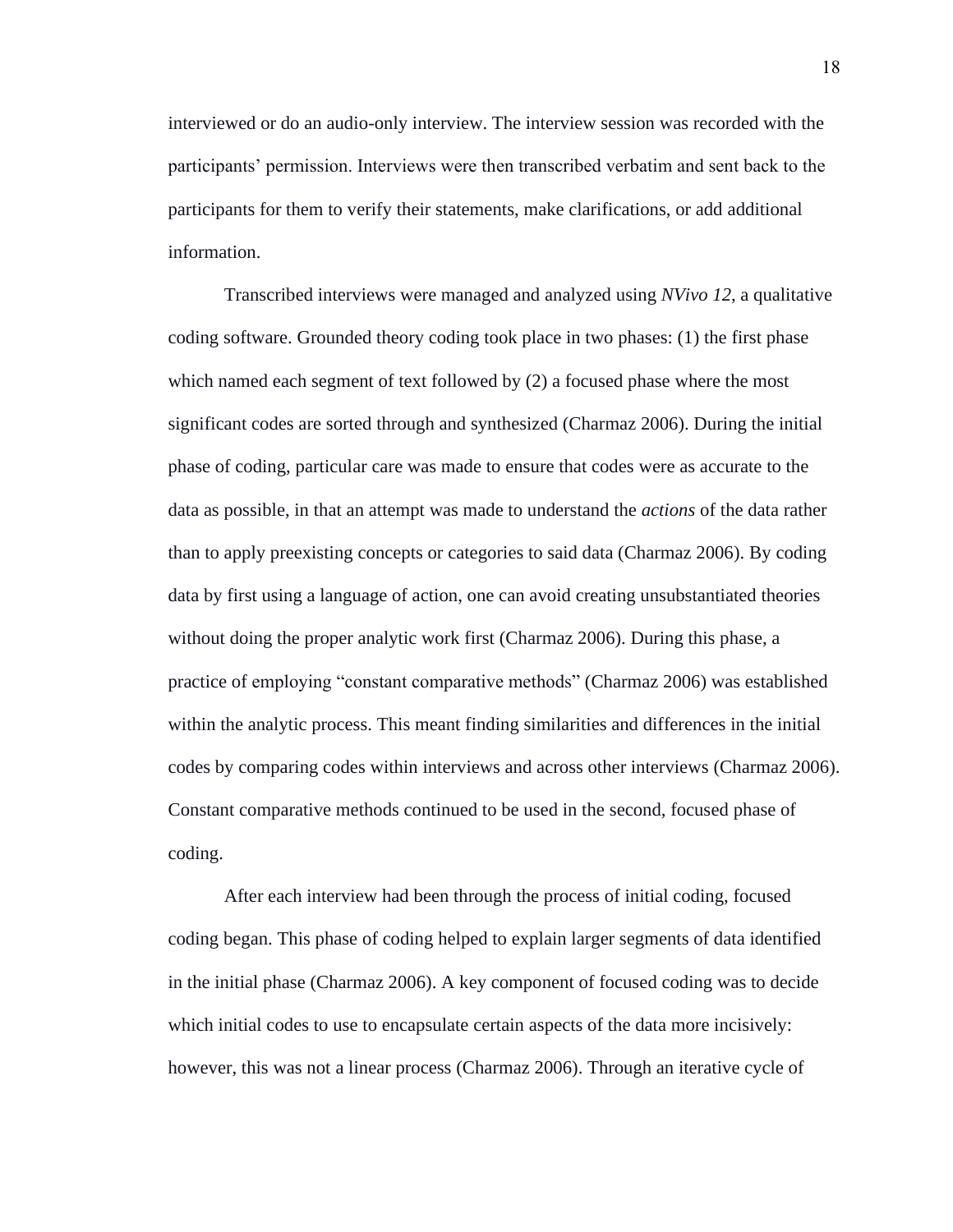interviewed or do an audio-only interview. The interview session was recorded with the participants' permission. Interviews were then transcribed verbatim and sent back to the participants for them to verify their statements, make clarifications, or add additional information.

Transcribed interviews were managed and analyzed using *NVivo 12*, a qualitative coding software. Grounded theory coding took place in two phases: (1) the first phase which named each segment of text followed by (2) a focused phase where the most significant codes are sorted through and synthesized (Charmaz 2006). During the initial phase of coding, particular care was made to ensure that codes were as accurate to the data as possible, in that an attempt was made to understand the *actions* of the data rather than to apply preexisting concepts or categories to said data (Charmaz 2006). By coding data by first using a language of action, one can avoid creating unsubstantiated theories without doing the proper analytic work first (Charmaz 2006). During this phase, a practice of employing "constant comparative methods" (Charmaz 2006) was established within the analytic process. This meant finding similarities and differences in the initial codes by comparing codes within interviews and across other interviews (Charmaz 2006). Constant comparative methods continued to be used in the second, focused phase of coding.

After each interview had been through the process of initial coding, focused coding began. This phase of coding helped to explain larger segments of data identified in the initial phase (Charmaz 2006). A key component of focused coding was to decide which initial codes to use to encapsulate certain aspects of the data more incisively: however, this was not a linear process (Charmaz 2006). Through an iterative cycle of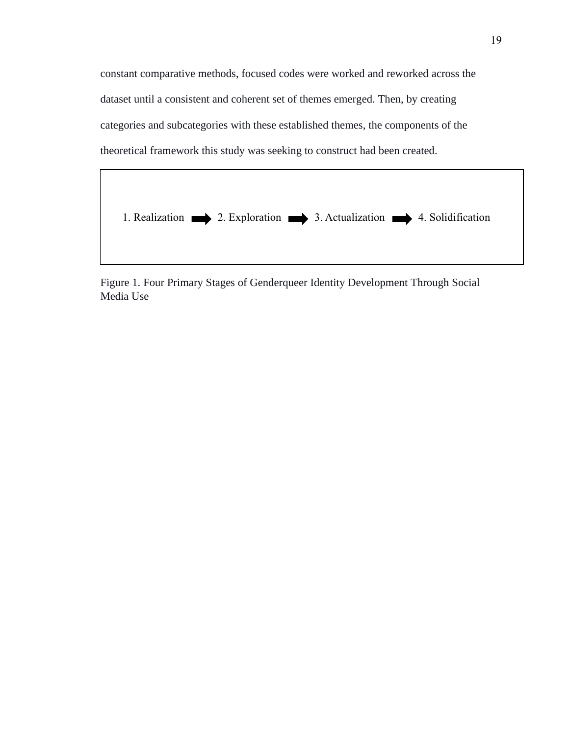constant comparative methods, focused codes were worked and reworked across the dataset until a consistent and coherent set of themes emerged. Then, by creating categories and subcategories with these established themes, the components of the theoretical framework this study was seeking to construct had been created.

1. Realization ➡ 2. Exploration ➡ 3. Actualization ➡ 4. Solidification

Figure 1. Four Primary Stages of Genderqueer Identity Development Through Social Media Use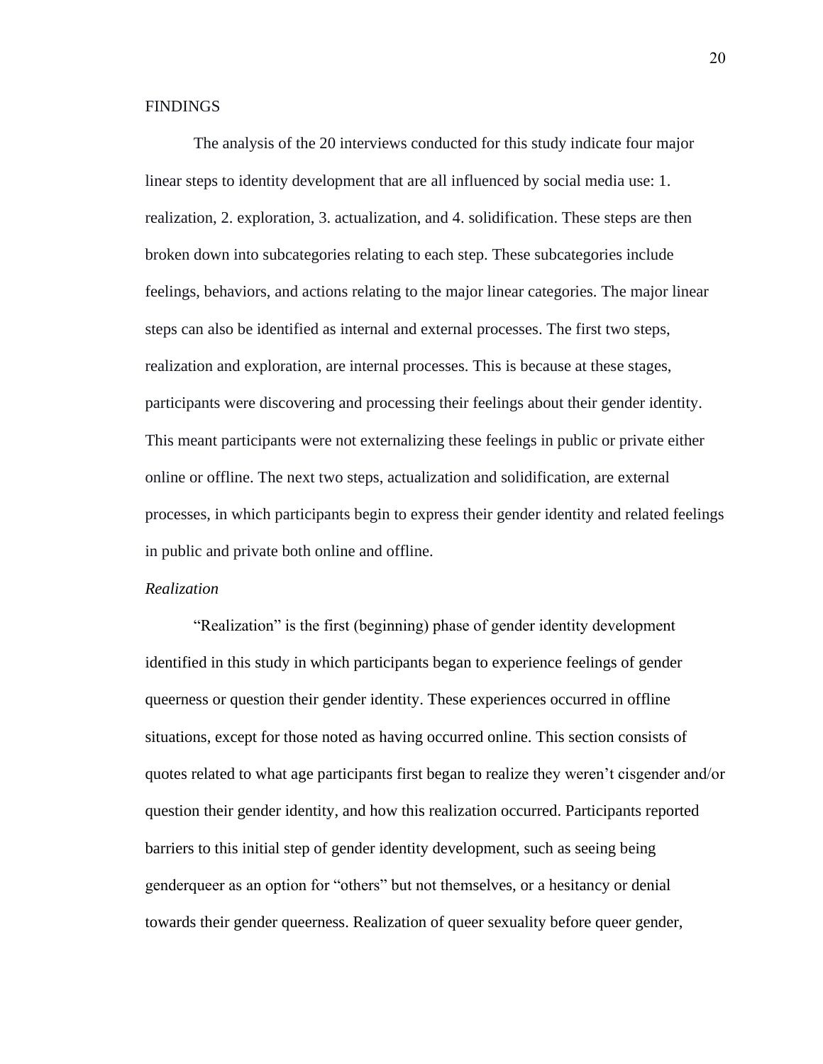FINDINGS

The analysis of the 20 interviews conducted for this study indicate four major linear steps to identity development that are all influenced by social media use: 1. realization, 2. exploration, 3. actualization, and 4. solidification. These steps are then broken down into subcategories relating to each step. These subcategories include feelings, behaviors, and actions relating to the major linear categories. The major linear steps can also be identified as internal and external processes. The first two steps, realization and exploration, are internal processes. This is because at these stages, participants were discovering and processing their feelings about their gender identity. This meant participants were not externalizing these feelings in public or private either online or offline. The next two steps, actualization and solidification, are external processes, in which participants begin to express their gender identity and related feelings in public and private both online and offline.

*Realization*

"Realization" is the first (beginning) phase of gender identity development identified in this study in which participants began to experience feelings of gender queerness or question their gender identity. These experiences occurred in offline situations, except for those noted as having occurred online. This section consists of quotes related to what age participants first began to realize they weren't cisgender and/or question their gender identity, and how this realization occurred. Participants reported barriers to this initial step of gender identity development, such as seeing being genderqueer as an option for "others" but not themselves, or a hesitancy or denial towards their gender queerness. Realization of queer sexuality before queer gender,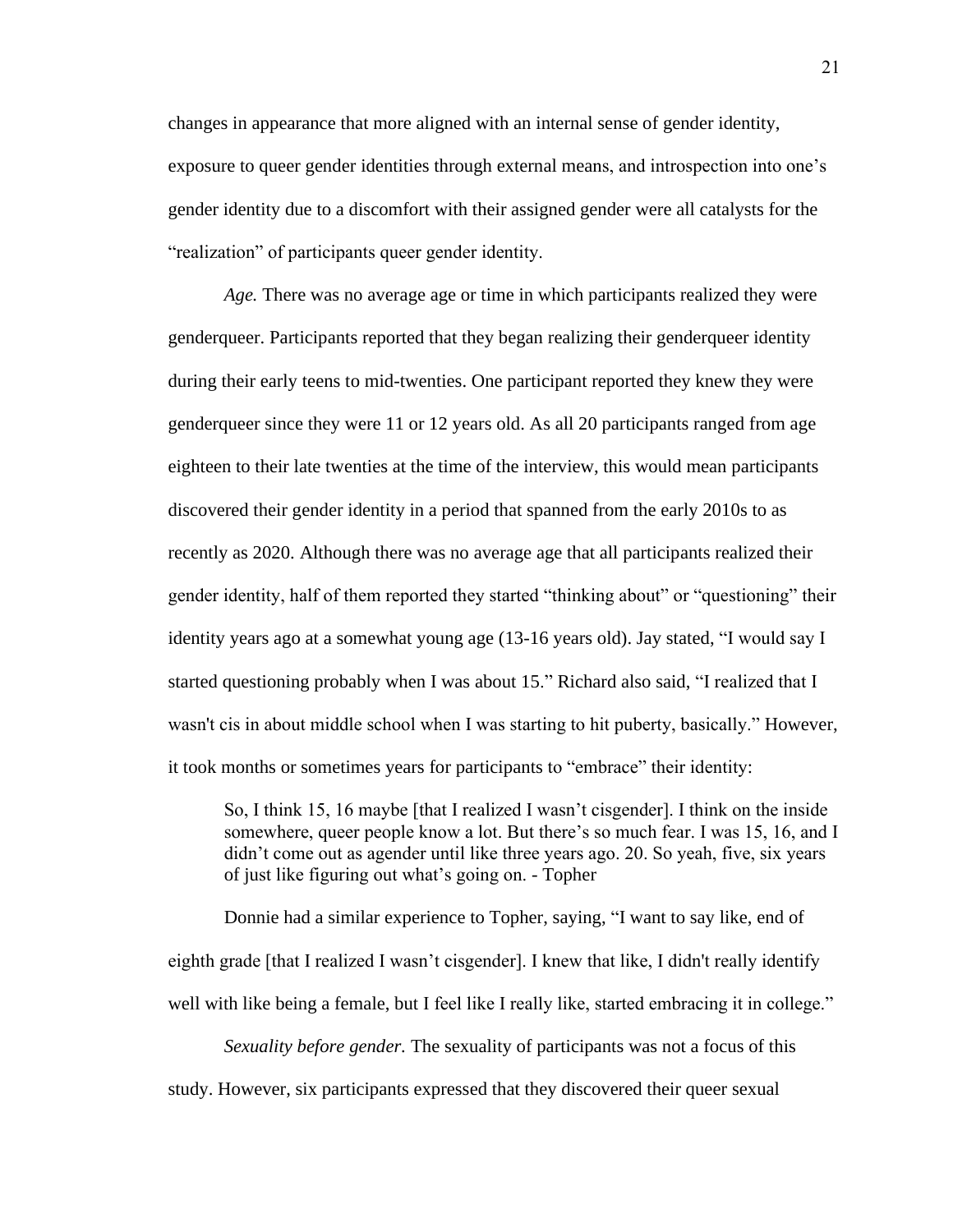changes in appearance that more aligned with an internal sense of gender identity, exposure to queer gender identities through external means, and introspection into one's gender identity due to a discomfort with their assigned gender were all catalysts for the "realization" of participants queer gender identity.

*Age.* There was no average age or time in which participants realized they were genderqueer. Participants reported that they began realizing their genderqueer identity during their early teens to mid-twenties. One participant reported they knew they were genderqueer since they were 11 or 12 years old. As all 20 participants ranged from age eighteen to their late twenties at the time of the interview, this would mean participants discovered their gender identity in a period that spanned from the early 2010s to as recently as 2020. Although there was no average age that all participants realized their gender identity, half of them reported they started "thinking about" or "questioning" their identity years ago at a somewhat young age (13-16 years old). Jay stated, "I would say I started questioning probably when I was about 15." Richard also said, "I realized that I wasn't cis in about middle school when I was starting to hit puberty, basically." However, it took months or sometimes years for participants to "embrace" their identity:

> So, I think 15, 16 maybe [that I realized I wasn't cisgender]. I think on the inside somewhere, queer people know a lot. But there's so much fear. I was 15, 16, and I didn't come out as agender until like three years ago. 20. So yeah, five, six years of just like figuring out what's going on. - Topher

Donnie had a similar experience to Topher, saying, "I want to say like, end of eighth grade [that I realized I wasn't cisgender]. I knew that like, I didn't really identify well with like being a female, but I feel like I really like, started embracing it in college."

*Sexuality before gender.* The sexuality of participants was not a focus of this study. However, six participants expressed that they discovered their queer sexual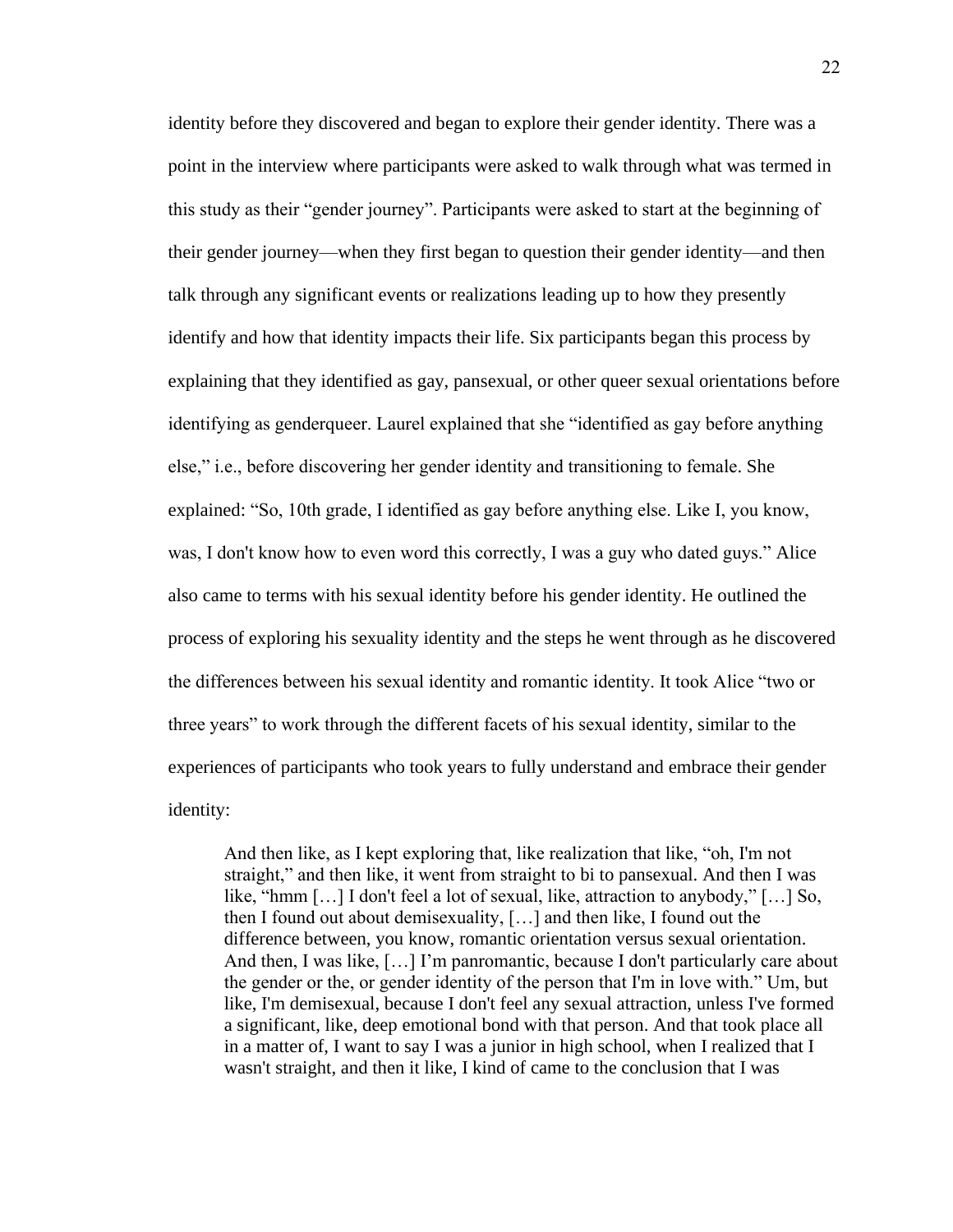identity before they discovered and began to explore their gender identity. There was a point in the interview where participants were asked to walk through what was termed in this study as their "gender journey". Participants were asked to start at the beginning of their gender journey—when they first began to question their gender identity—and then talk through any significant events or realizations leading up to how they presently identify and how that identity impacts their life. Six participants began this process by explaining that they identified as gay, pansexual, or other queer sexual orientations before identifying as genderqueer. Laurel explained that she "identified as gay before anything else," i.e., before discovering her gender identity and transitioning to female. She explained: "So, 10th grade, I identified as gay before anything else. Like I, you know, was, I don't know how to even word this correctly, I was a guy who dated guys." Alice also came to terms with his sexual identity before his gender identity. He outlined the process of exploring his sexuality identity and the steps he went through as he discovered the differences between his sexual identity and romantic identity. It took Alice "two or three years" to work through the different facets of his sexual identity, similar to the experiences of participants who took years to fully understand and embrace their gender identity:

> And then like, as I kept exploring that, like realization that like, "oh, I'm not straight," and then like, it went from straight to bi to pansexual. And then I was like, "hmm […] I don't feel a lot of sexual, like, attraction to anybody," […] So, then I found out about demisexuality, […] and then like, I found out the difference between, you know, romantic orientation versus sexual orientation. And then, I was like, […] I'm panromantic, because I don't particularly care about the gender or the, or gender identity of the person that I'm in love with." Um, but like, I'm demisexual, because I don't feel any sexual attraction, unless I've formed a significant, like, deep emotional bond with that person. And that took place all in a matter of, I want to say I was a junior in high school, when I realized that I wasn't straight, and then it like, I kind of came to the conclusion that I was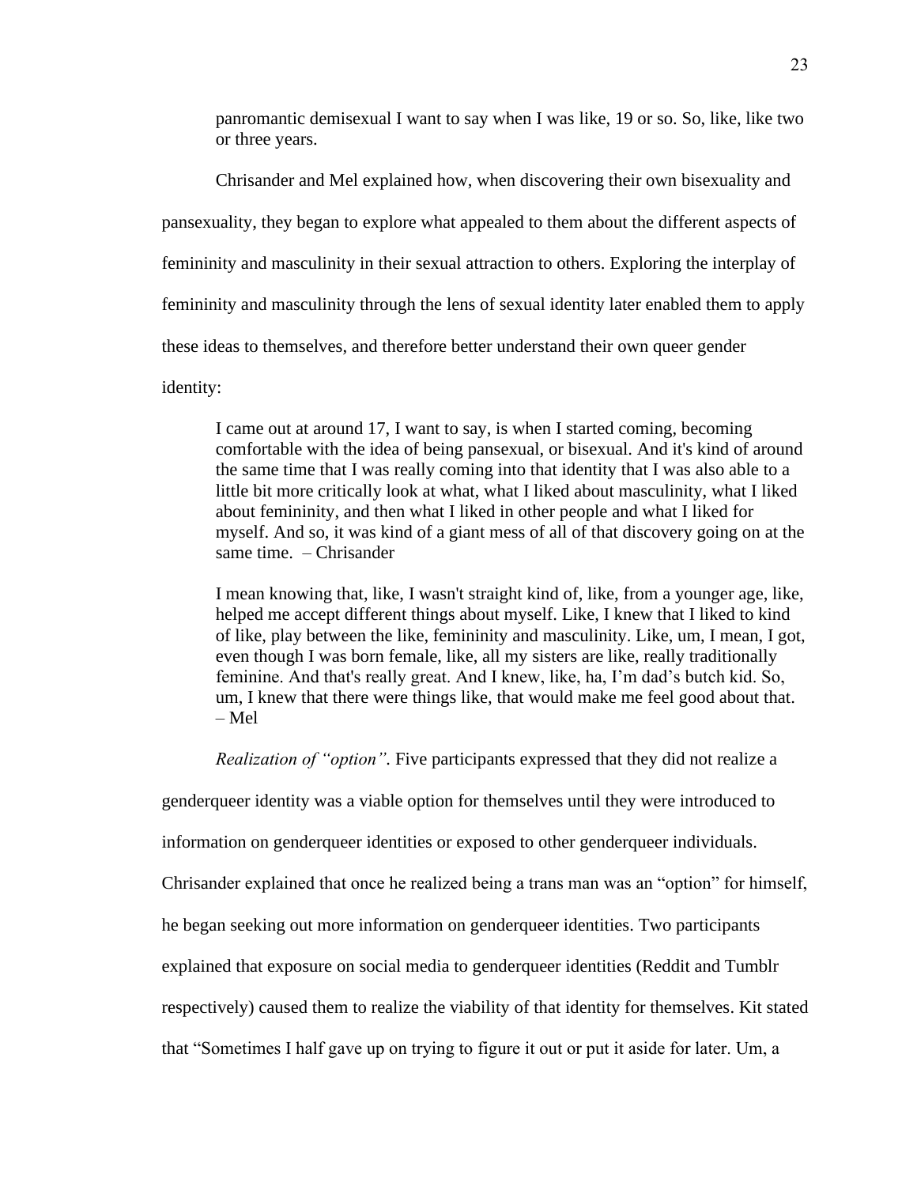> panromantic demisexual I want to say when I was like, 19 or so. So, like, like two or three years.

Chrisander and Mel explained how, when discovering their own bisexuality and pansexuality, they began to explore what appealed to them about the different aspects of femininity and masculinity in their sexual attraction to others. Exploring the interplay of femininity and masculinity through the lens of sexual identity later enabled them to apply these ideas to themselves, and therefore better understand their own queer gender identity:

> I came out at around 17, I want to say, is when I started coming, becoming comfortable with the idea of being pansexual, or bisexual. And it's kind of around the same time that I was really coming into that identity that I was also able to a little bit more critically look at what, what I liked about masculinity, what I liked about femininity, and then what I liked in other people and what I liked for myself. And so, it was kind of a giant mess of all of that discovery going on at the same time. – Chrisander

> I mean knowing that, like, I wasn't straight kind of, like, from a younger age, like, helped me accept different things about myself. Like, I knew that I liked to kind of like, play between the like, femininity and masculinity. Like, um, I mean, I got, even though I was born female, like, all my sisters are like, really traditionally feminine. And that's really great. And I knew, like, ha, I'm dad's butch kid. So, um, I knew that there were things like, that would make me feel good about that. – Mel

*Realization of "option".* Five participants expressed that they did not realize a genderqueer identity was a viable option for themselves until they were introduced to information on genderqueer identities or exposed to other genderqueer individuals. Chrisander explained that once he realized being a trans man was an "option" for himself, he began seeking out more information on genderqueer identities. Two participants explained that exposure on social media to genderqueer identities (Reddit and Tumblr respectively) caused them to realize the viability of that identity for themselves. Kit stated that "Sometimes I half gave up on trying to figure it out or put it aside for later. Um, a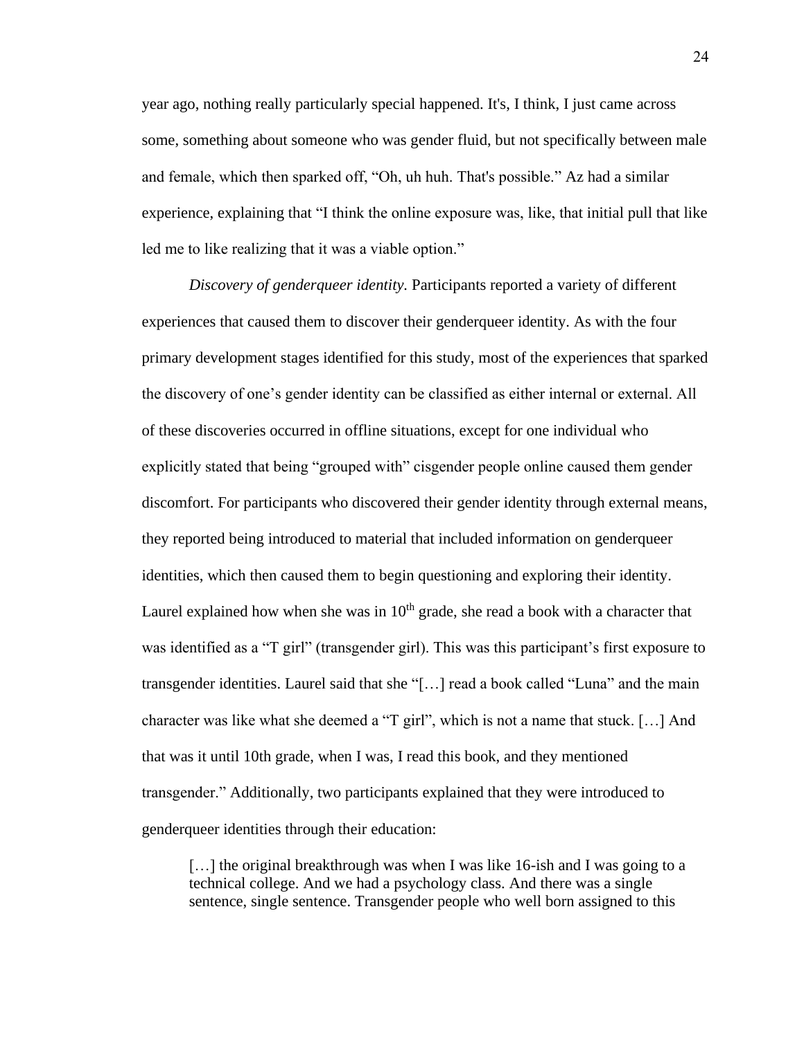year ago, nothing really particularly special happened. It's, I think, I just came across some, something about someone who was gender fluid, but not specifically between male and female, which then sparked off, "Oh, uh huh. That's possible." Az had a similar experience, explaining that "I think the online exposure was, like, that initial pull that like led me to like realizing that it was a viable option."

*Discovery of genderqueer identity*. Participants reported a variety of different experiences that caused them to discover their genderqueer identity. As with the four primary development stages identified for this study, most of the experiences that sparked the discovery of one's gender identity can be classified as either internal or external. All of these discoveries occurred in offline situations, except for one individual who explicitly stated that being "grouped with" cisgender people online caused them gender discomfort. For participants who discovered their gender identity through external means, they reported being introduced to material that included information on genderqueer identities, which then caused them to begin questioning and exploring their identity. Laurel explained how when she was in 10th grade, she read a book with a character that was identified as a "T girl" (transgender girl). This was this participant's first exposure to transgender identities. Laurel said that she "[…] read a book called "Luna" and the main character was like what she deemed a "T girl", which is not a name that stuck. […] And that was it until 10th grade, when I was, I read this book, and they mentioned transgender." Additionally, two participants explained that they were introduced to genderqueer identities through their education:

> […] the original breakthrough was when I was like 16-ish and I was going to a technical college. And we had a psychology class. And there was a single sentence, single sentence. Transgender people who well born assigned to this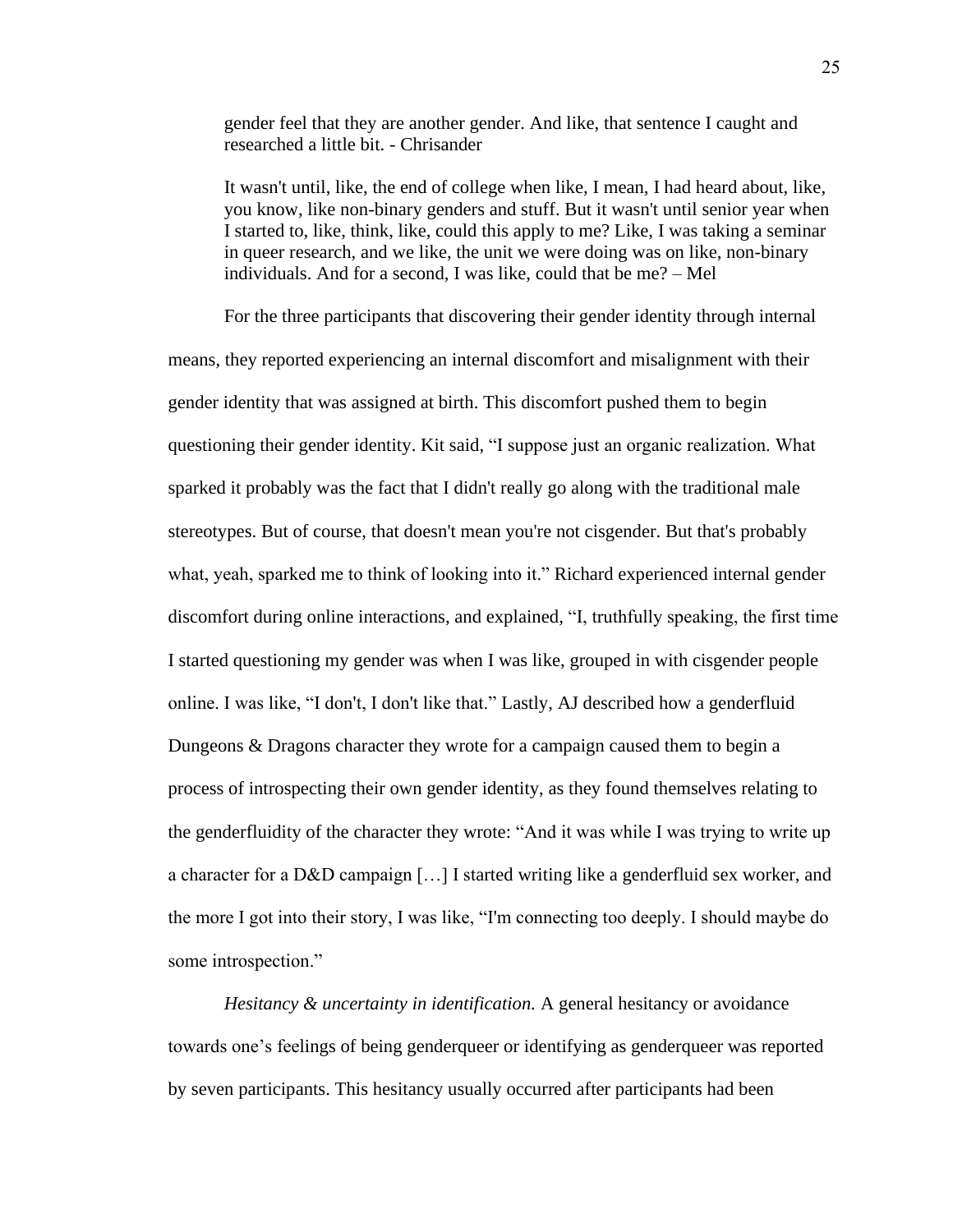> gender feel that they are another gender. And like, that sentence I caught and researched a little bit. - Chrisander

> It wasn't until, like, the end of college when like, I mean, I had heard about, like, you know, like non-binary genders and stuff. But it wasn't until senior year when I started to, like, think, like, could this apply to me? Like, I was taking a seminar in queer research, and we like, the unit we were doing was on like, non-binary individuals. And for a second, I was like, could that be me? – Mel

For the three participants that discovering their gender identity through internal means, they reported experiencing an internal discomfort and misalignment with their gender identity that was assigned at birth. This discomfort pushed them to begin questioning their gender identity. Kit said, "I suppose just an organic realization. What sparked it probably was the fact that I didn't really go along with the traditional male stereotypes. But of course, that doesn't mean you're not cisgender. But that's probably what, yeah, sparked me to think of looking into it." Richard experienced internal gender discomfort during online interactions, and explained, "I, truthfully speaking, the first time I started questioning my gender was when I was like, grouped in with cisgender people online. I was like, "I don't, I don't like that." Lastly, AJ described how a genderfluid Dungeons & Dragons character they wrote for a campaign caused them to begin a process of introspecting their own gender identity, as they found themselves relating to the genderfluidity of the character they wrote: "And it was while I was trying to write up a character for a D&D campaign […] I started writing like a genderfluid sex worker, and the more I got into their story, I was like, "I'm connecting too deeply. I should maybe do some introspection."

*Hesitancy & uncertainty in identification.* A general hesitancy or avoidance towards one's feelings of being genderqueer or identifying as genderqueer was reported by seven participants. This hesitancy usually occurred after participants had been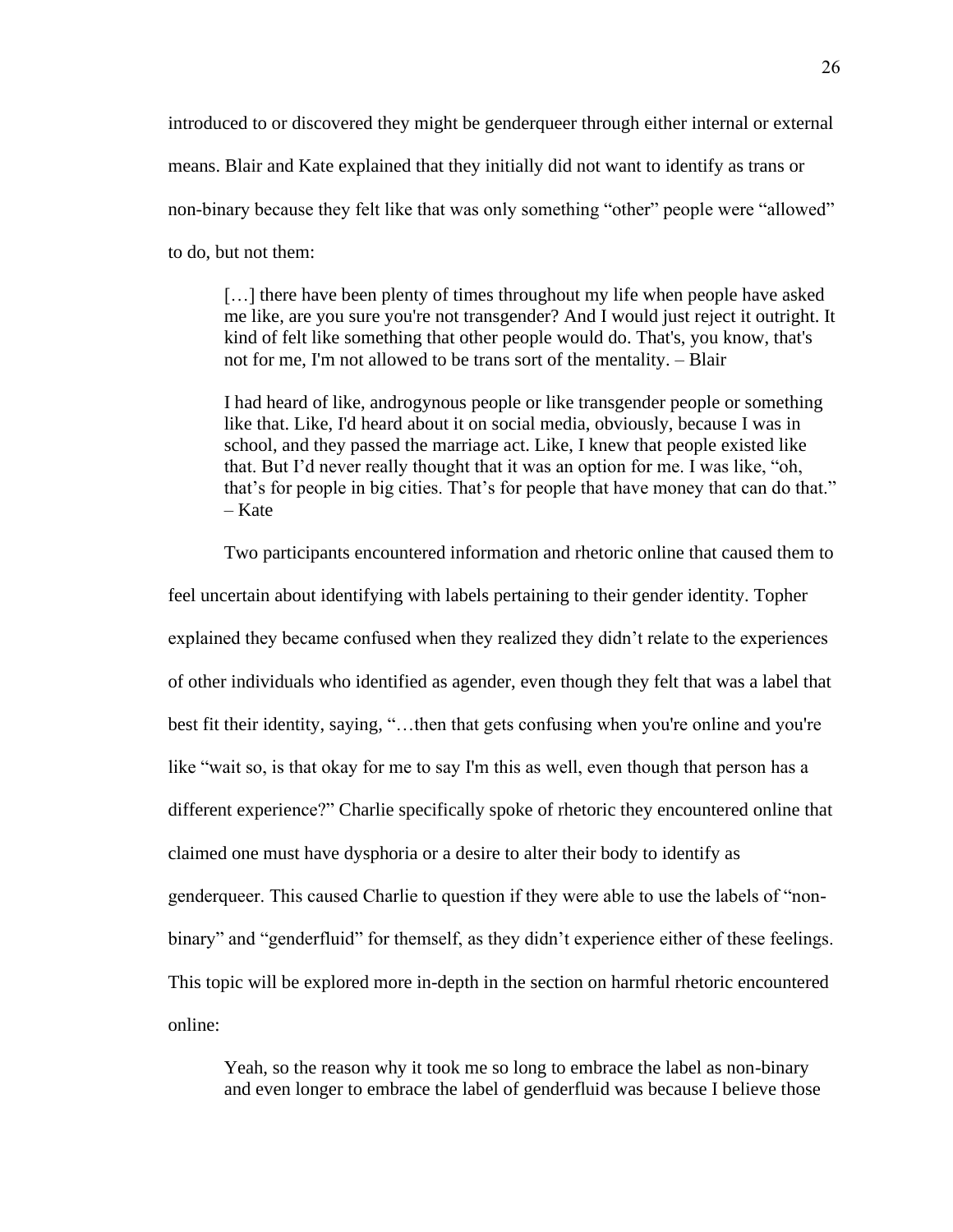introduced to or discovered they might be genderqueer through either internal or external means. Blair and Kate explained that they initially did not want to identify as trans or non-binary because they felt like that was only something "other" people were "allowed" to do, but not them:

> […] there have been plenty of times throughout my life when people have asked me like, are you sure you're not transgender? And I would just reject it outright. It kind of felt like something that other people would do. That's, you know, that's not for me, I'm not allowed to be trans sort of the mentality. – Blair

> I had heard of like, androgynous people or like transgender people or something like that. Like, I'd heard about it on social media, obviously, because I was in school, and they passed the marriage act. Like, I knew that people existed like that. But I'd never really thought that it was an option for me. I was like, "oh, that's for people in big cities. That's for people that have money that can do that." – Kate

Two participants encountered information and rhetoric online that caused them to feel uncertain about identifying with labels pertaining to their gender identity. Topher explained they became confused when they realized they didn't relate to the experiences of other individuals who identified as agender, even though they felt that was a label that best fit their identity, saying, "…then that gets confusing when you're online and you're like "wait so, is that okay for me to say I'm this as well, even though that person has a different experience?" Charlie specifically spoke of rhetoric they encountered online that claimed one must have dysphoria or a desire to alter their body to identify as genderqueer. This caused Charlie to question if they were able to use the labels of "non-binary" and "genderfluid" for themself, as they didn't experience either of these feelings. This topic will be explored more in-depth in the section on harmful rhetoric encountered online:

> Yeah, so the reason why it took me so long to embrace the label as non-binary and even longer to embrace the label of genderfluid was because I believe those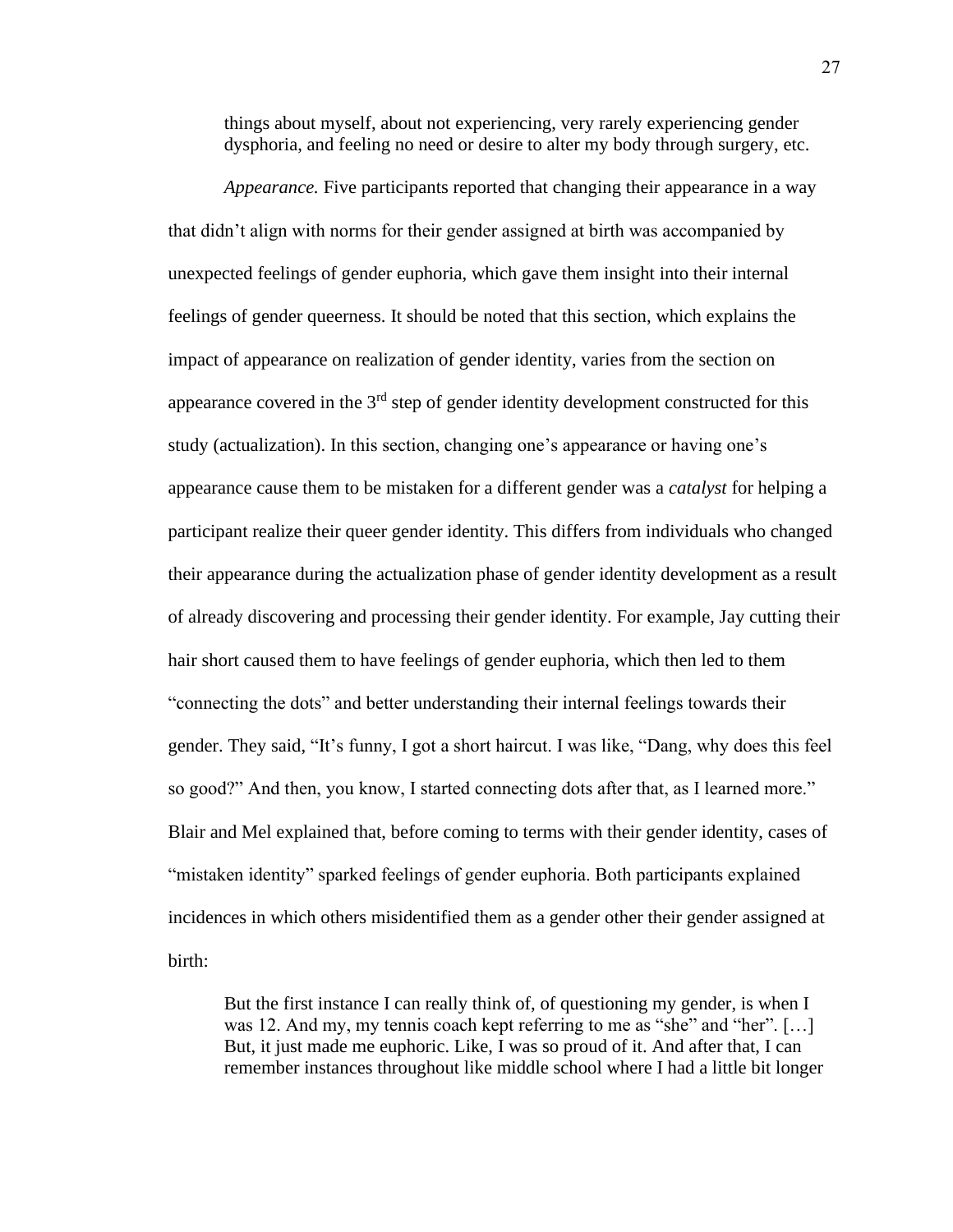> things about myself, about not experiencing, very rarely experiencing gender dysphoria, and feeling no need or desire to alter my body through surgery, etc.

*Appearance.* Five participants reported that changing their appearance in a way that didn't align with norms for their gender assigned at birth was accompanied by unexpected feelings of gender euphoria, which gave them insight into their internal feelings of gender queerness. It should be noted that this section, which explains the impact of appearance on realization of gender identity, varies from the section on appearance covered in the 3rd step of gender identity development constructed for this study (actualization). In this section, changing one's appearance or having one's appearance cause them to be mistaken for a different gender was a *catalyst* for helping a participant realize their queer gender identity. This differs from individuals who changed their appearance during the actualization phase of gender identity development as a result of already discovering and processing their gender identity. For example, Jay cutting their hair short caused them to have feelings of gender euphoria, which then led to them "connecting the dots" and better understanding their internal feelings towards their gender. They said, "It's funny, I got a short haircut. I was like, "Dang, why does this feel so good?" And then, you know, I started connecting dots after that, as I learned more." Blair and Mel explained that, before coming to terms with their gender identity, cases of "mistaken identity" sparked feelings of gender euphoria. Both participants explained incidences in which others misidentified them as a gender other their gender assigned at birth:

> But the first instance I can really think of, of questioning my gender, is when I was 12. And my, my tennis coach kept referring to me as "she" and "her". […] But, it just made me euphoric. Like, I was so proud of it. And after that, I can remember instances throughout like middle school where I had a little bit longer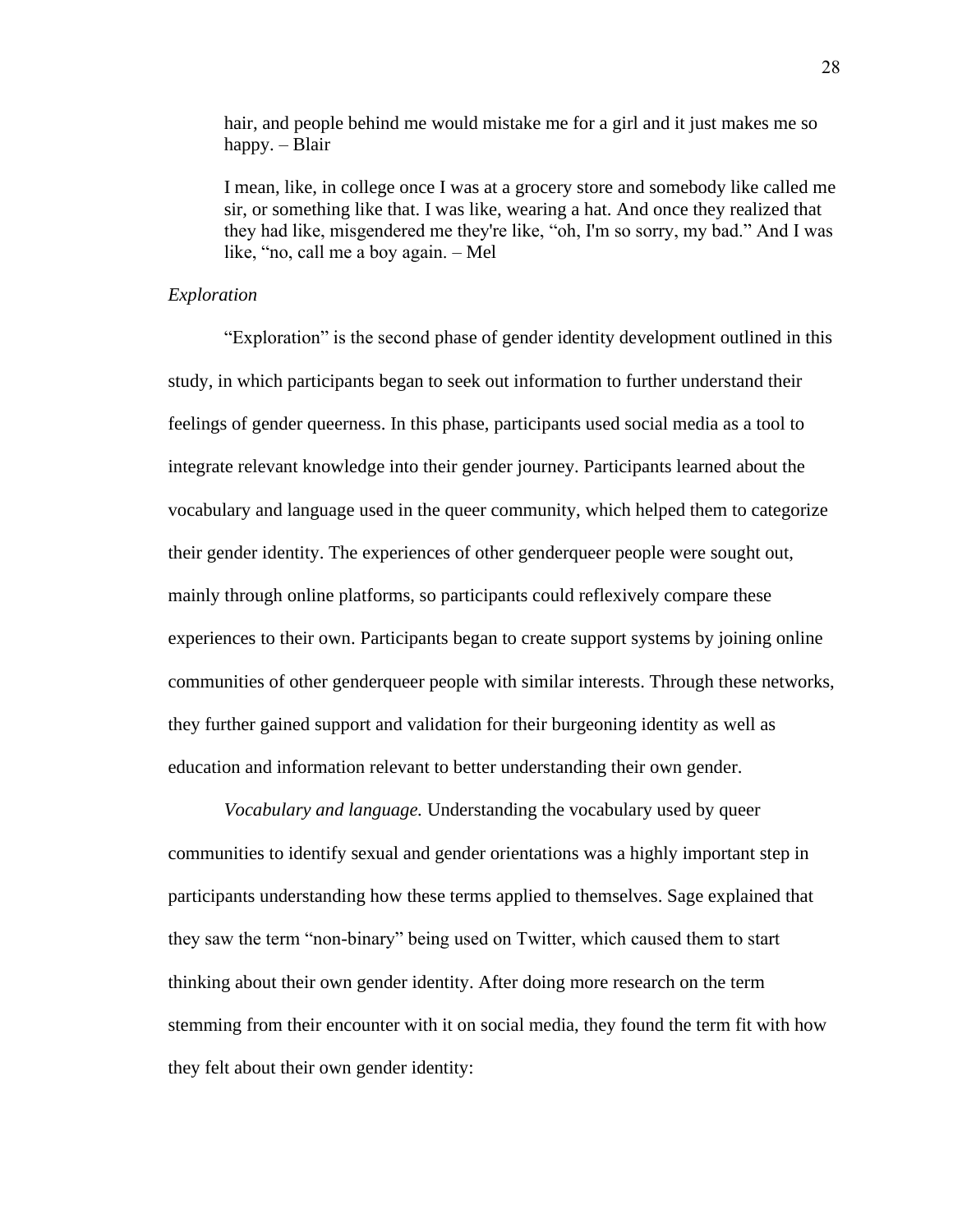> hair, and people behind me would mistake me for a girl and it just makes me so happy. – Blair

> I mean, like, in college once I was at a grocery store and somebody like called me sir, or something like that. I was like, wearing a hat. And once they realized that they had like, misgendered me they're like, "oh, I'm so sorry, my bad." And I was like, "no, call me a boy again. – Mel

*Exploration*

"Exploration" is the second phase of gender identity development outlined in this study, in which participants began to seek out information to further understand their feelings of gender queerness. In this phase, participants used social media as a tool to integrate relevant knowledge into their gender journey. Participants learned about the vocabulary and language used in the queer community, which helped them to categorize their gender identity. The experiences of other genderqueer people were sought out, mainly through online platforms, so participants could reflexively compare these experiences to their own. Participants began to create support systems by joining online communities of other genderqueer people with similar interests. Through these networks, they further gained support and validation for their burgeoning identity as well as education and information relevant to better understanding their own gender.

*Vocabulary and language.* Understanding the vocabulary used by queer communities to identify sexual and gender orientations was a highly important step in participants understanding how these terms applied to themselves. Sage explained that they saw the term "non-binary" being used on Twitter, which caused them to start thinking about their own gender identity. After doing more research on the term stemming from their encounter with it on social media, they found the term fit with how they felt about their own gender identity: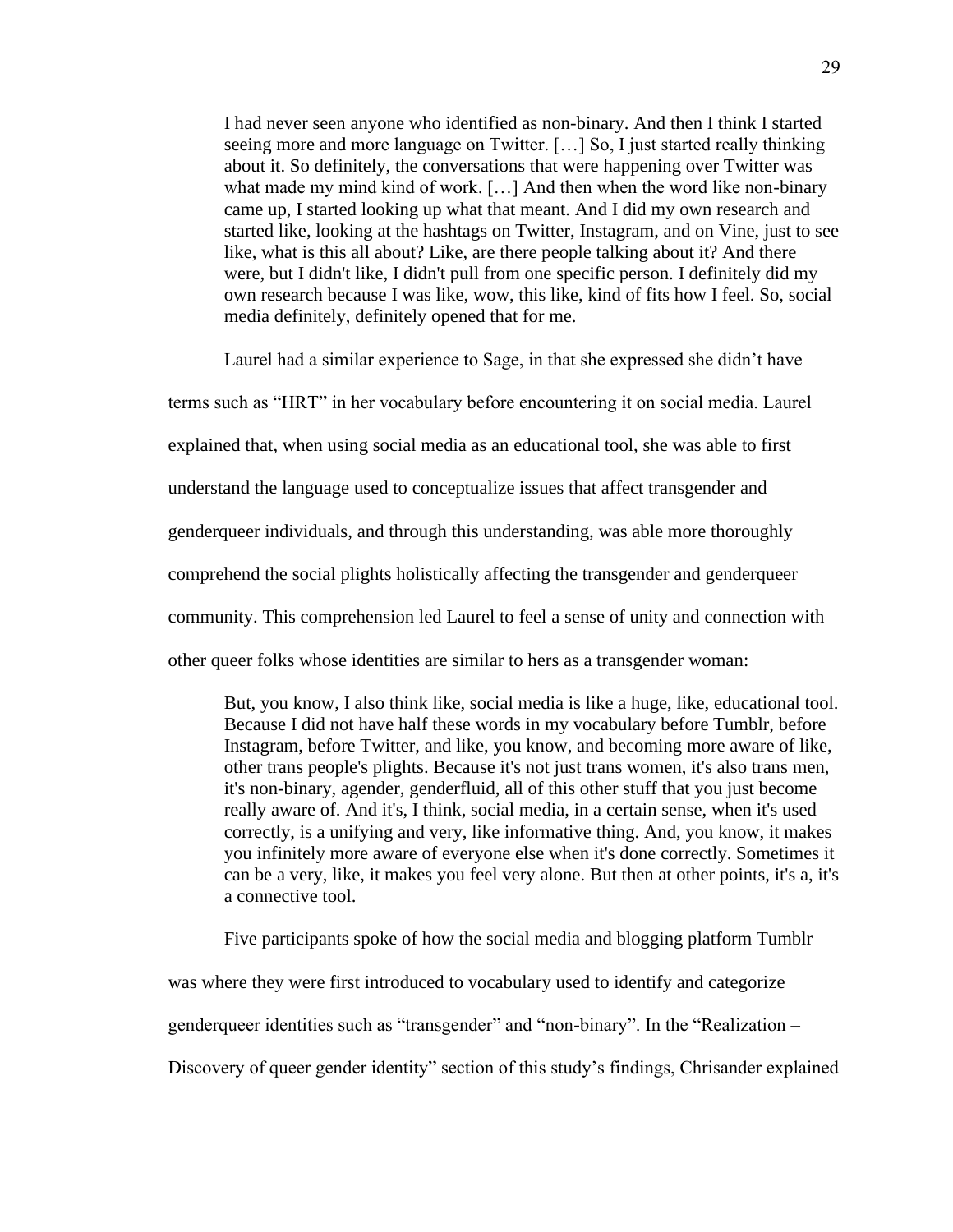> I had never seen anyone who identified as non-binary. And then I think I started seeing more and more language on Twitter. […] So, I just started really thinking about it. So definitely, the conversations that were happening over Twitter was what made my mind kind of work. […] And then when the word like non-binary came up, I started looking up what that meant. And I did my own research and started like, looking at the hashtags on Twitter, Instagram, and on Vine, just to see like, what is this all about? Like, are there people talking about it? And there were, but I didn't like, I didn't pull from one specific person. I definitely did my own research because I was like, wow, this like, kind of fits how I feel. So, social media definitely, definitely opened that for me.

Laurel had a similar experience to Sage, in that she expressed she didn't have terms such as "HRT" in her vocabulary before encountering it on social media. Laurel explained that, when using social media as an educational tool, she was able to first understand the language used to conceptualize issues that affect transgender and genderqueer individuals, and through this understanding, was able more thoroughly comprehend the social plights holistically affecting the transgender and genderqueer community. This comprehension led Laurel to feel a sense of unity and connection with other queer folks whose identities are similar to hers as a transgender woman:

> But, you know, I also think like, social media is like a huge, like, educational tool. Because I did not have half these words in my vocabulary before Tumblr, before Instagram, before Twitter, and like, you know, and becoming more aware of like, other trans people's plights. Because it's not just trans women, it's also trans men, it's non-binary, agender, genderfluid, all of this other stuff that you just become really aware of. And it's, I think, social media, in a certain sense, when it's used correctly, is a unifying and very, like informative thing. And, you know, it makes you infinitely more aware of everyone else when it's done correctly. Sometimes it can be a very, like, it makes you feel very alone. But then at other points, it's a, it's a connective tool.

Five participants spoke of how the social media and blogging platform Tumblr was where they were first introduced to vocabulary used to identify and categorize genderqueer identities such as "transgender" and "non-binary". In the "Realization – Discovery of queer gender identity" section of this study's findings, Chrisander explained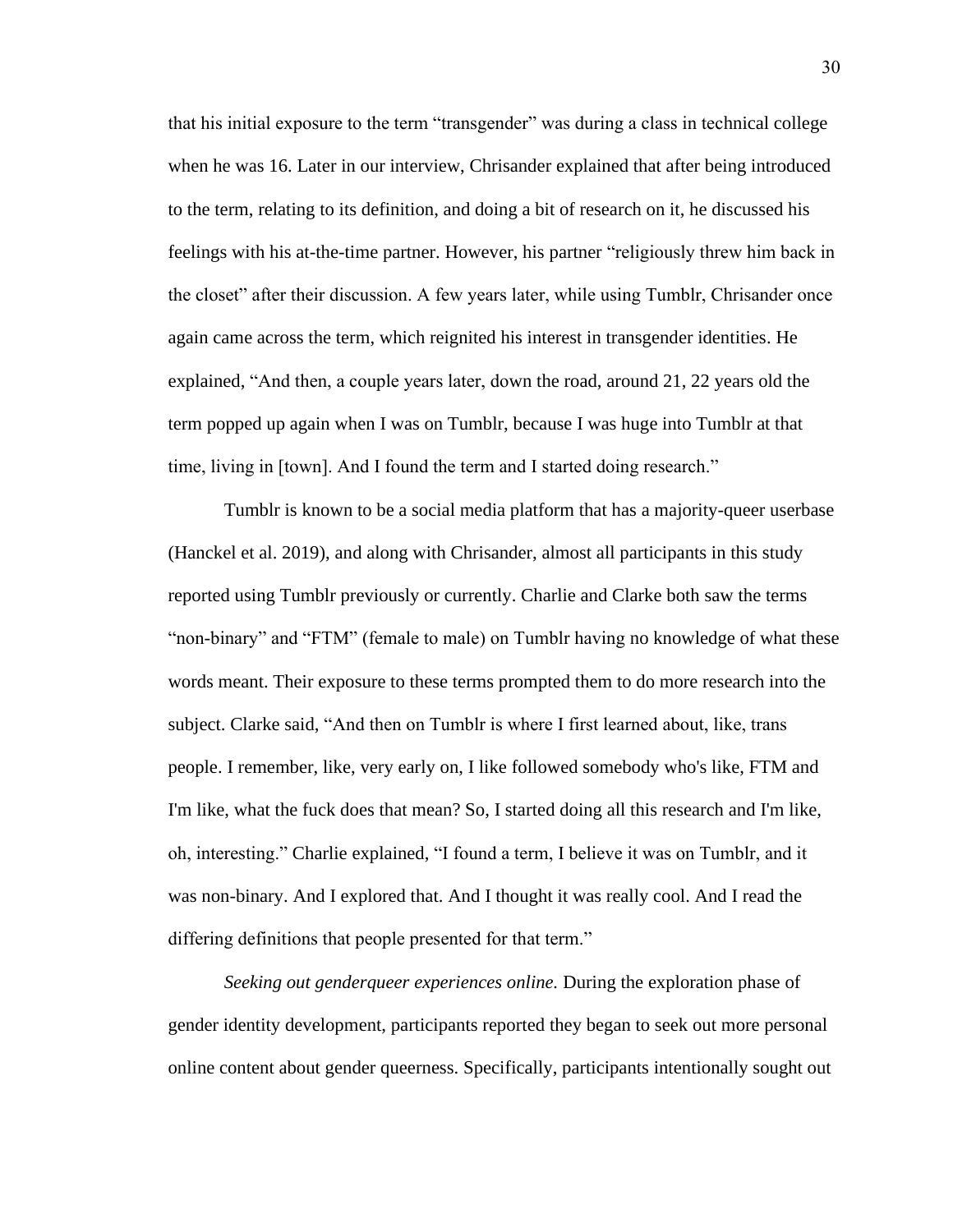that his initial exposure to the term "transgender" was during a class in technical college when he was 16. Later in our interview, Chrisander explained that after being introduced to the term, relating to its definition, and doing a bit of research on it, he discussed his feelings with his at-the-time partner. However, his partner "religiously threw him back in the closet" after their discussion. A few years later, while using Tumblr, Chrisander once again came across the term, which reignited his interest in transgender identities. He explained, "And then, a couple years later, down the road, around 21, 22 years old the term popped up again when I was on Tumblr, because I was huge into Tumblr at that time, living in [town]. And I found the term and I started doing research."

Tumblr is known to be a social media platform that has a majority-queer userbase (Hanckel et al. 2019), and along with Chrisander, almost all participants in this study reported using Tumblr previously or currently. Charlie and Clarke both saw the terms "non-binary" and "FTM" (female to male) on Tumblr having no knowledge of what these words meant. Their exposure to these terms prompted them to do more research into the subject. Clarke said, "And then on Tumblr is where I first learned about, like, trans people. I remember, like, very early on, I like followed somebody who's like, FTM and I'm like, what the fuck does that mean? So, I started doing all this research and I'm like, oh, interesting." Charlie explained, "I found a term, I believe it was on Tumblr, and it was non-binary. And I explored that. And I thought it was really cool. And I read the differing definitions that people presented for that term."

*Seeking out genderqueer experiences online.* During the exploration phase of gender identity development, participants reported they began to seek out more personal online content about gender queerness. Specifically, participants intentionally sought out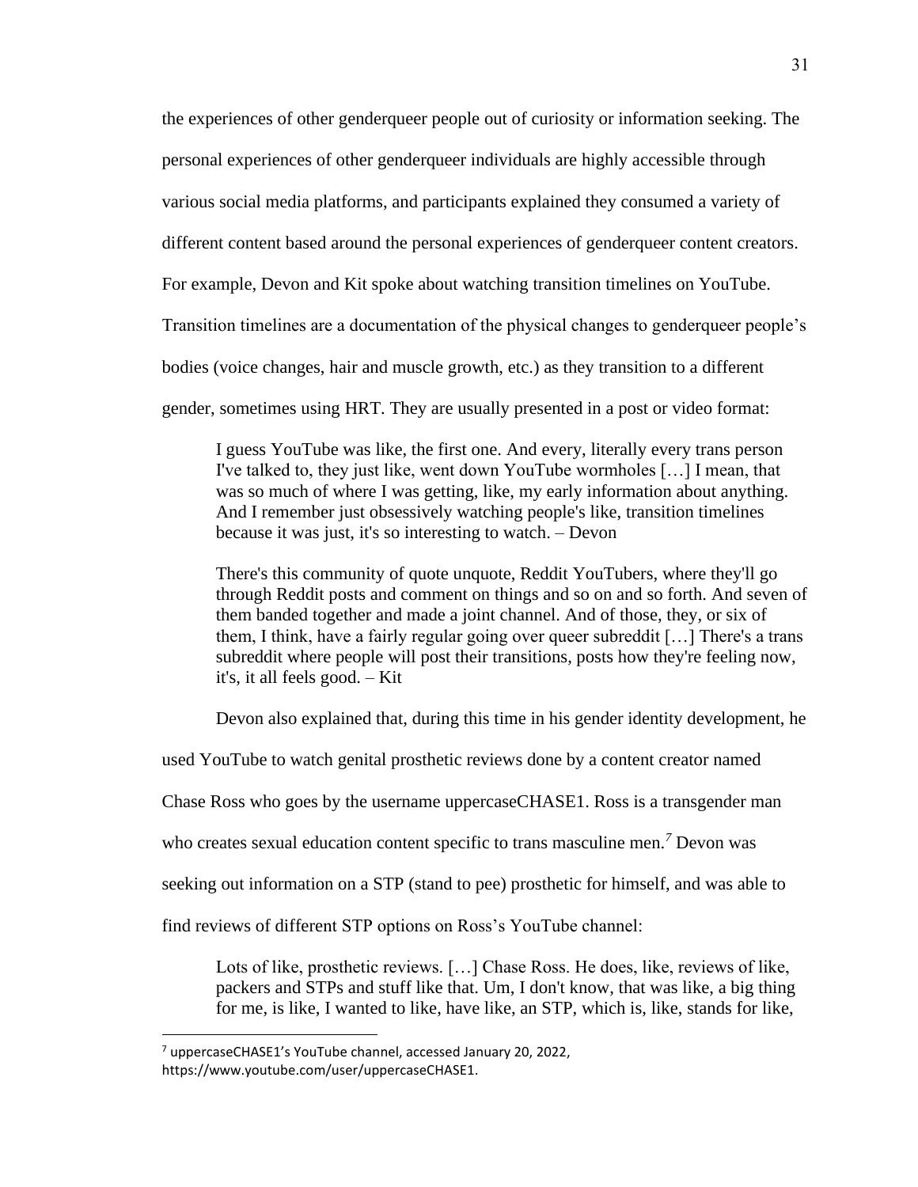the experiences of other genderqueer people out of curiosity or information seeking. The personal experiences of other genderqueer individuals are highly accessible through various social media platforms, and participants explained they consumed a variety of different content based around the personal experiences of genderqueer content creators. For example, Devon and Kit spoke about watching transition timelines on YouTube. Transition timelines are a documentation of the physical changes to genderqueer people's bodies (voice changes, hair and muscle growth, etc.) as they transition to a different gender, sometimes using HRT. They are usually presented in a post or video format:

> I guess YouTube was like, the first one. And every, literally every trans person I've talked to, they just like, went down YouTube wormholes […] I mean, that was so much of where I was getting, like, my early information about anything. And I remember just obsessively watching people's like, transition timelines because it was just, it's so interesting to watch. – Devon

> There's this community of quote unquote, Reddit YouTubers, where they'll go through Reddit posts and comment on things and so on and so forth. And seven of them banded together and made a joint channel. And of those, they, or six of them, I think, have a fairly regular going over queer subreddit […] There's a trans subreddit where people will post their transitions, posts how they're feeling now, it's, it all feels good. – Kit

Devon also explained that, during this time in his gender identity development, he used YouTube to watch genital prosthetic reviews done by a content creator named Chase Ross who goes by the username uppercaseCHASE1. Ross is a transgender man who creates sexual education content specific to trans masculine men.[7] Devon was seeking out information on a STP (stand to pee) prosthetic for himself, and was able to find reviews of different STP options on Ross's YouTube channel:

> Lots of like, prosthetic reviews. […] Chase Ross. He does, like, reviews of like, packers and STPs and stuff like that. Um, I don't know, that was like, a big thing for me, is like, I wanted to like, have like, an STP, which is, like, stands for like,

---

[7] uppercaseCHASE1's YouTube channel, accessed January 20, 2022, https://www.youtube.com/user/uppercaseCHASE1.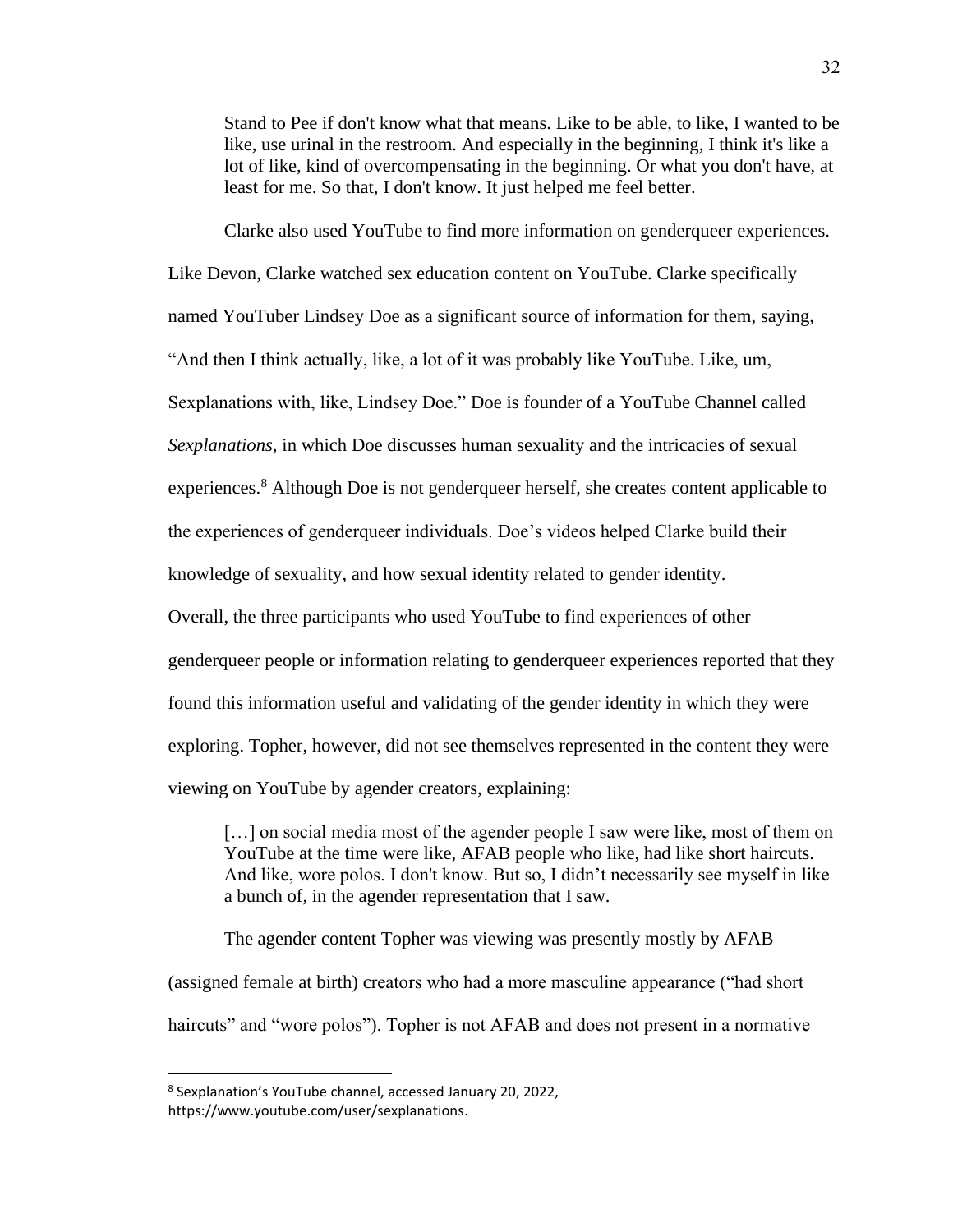> Stand to Pee if don't know what that means. Like to be able, to like, I wanted to be like, use urinal in the restroom. And especially in the beginning, I think it's like a lot of like, kind of overcompensating in the beginning. Or what you don't have, at least for me. So that, I don't know. It just helped me feel better.

Clarke also used YouTube to find more information on genderqueer experiences. Like Devon, Clarke watched sex education content on YouTube. Clarke specifically named YouTuber Lindsey Doe as a significant source of information for them, saying, "And then I think actually, like, a lot of it was probably like YouTube. Like, um, Sexplanations with, like, Lindsey Doe." Doe is founder of a YouTube Channel called *Sexplanations*, in which Doe discusses human sexuality and the intricacies of sexual experiences.[8] Although Doe is not genderqueer herself, she creates content applicable to the experiences of genderqueer individuals. Doe's videos helped Clarke build their knowledge of sexuality, and how sexual identity related to gender identity.

Overall, the three participants who used YouTube to find experiences of other genderqueer people or information relating to genderqueer experiences reported that they found this information useful and validating of the gender identity in which they were exploring. Topher, however, did not see themselves represented in the content they were viewing on YouTube by agender creators, explaining:

> […] on social media most of the agender people I saw were like, most of them on YouTube at the time were like, AFAB people who like, had like short haircuts. And like, wore polos. I don't know. But so, I didn't necessarily see myself in like a bunch of, in the agender representation that I saw.

The agender content Topher was viewing was presently mostly by AFAB (assigned female at birth) creators who had a more masculine appearance ("had short haircuts" and "wore polos"). Topher is not AFAB and does not present in a normative

---

[8] Sexplanation's YouTube channel, accessed January 20, 2022, https://www.youtube.com/user/sexplanations.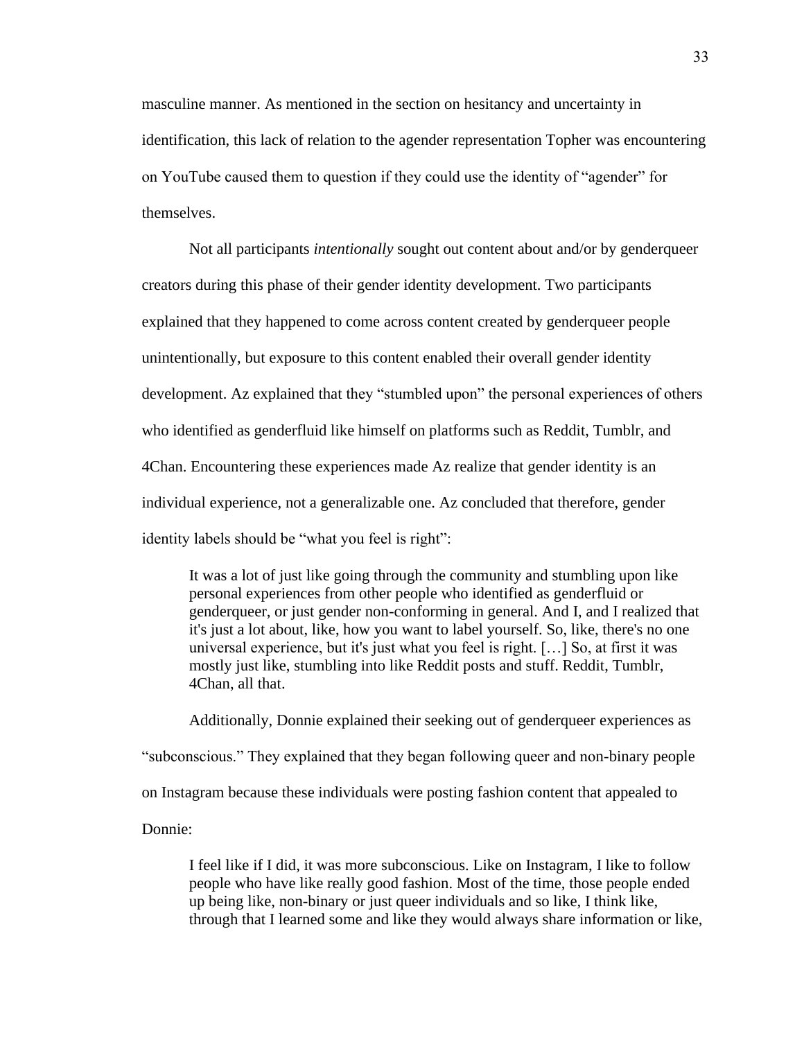masculine manner. As mentioned in the section on hesitancy and uncertainty in identification, this lack of relation to the agender representation Topher was encountering on YouTube caused them to question if they could use the identity of "agender" for themselves.

Not all participants *intentionally* sought out content about and/or by genderqueer creators during this phase of their gender identity development. Two participants explained that they happened to come across content created by genderqueer people unintentionally, but exposure to this content enabled their overall gender identity development. Az explained that they "stumbled upon" the personal experiences of others who identified as genderfluid like himself on platforms such as Reddit, Tumblr, and 4Chan. Encountering these experiences made Az realize that gender identity is an individual experience, not a generalizable one. Az concluded that therefore, gender identity labels should be "what you feel is right":

> It was a lot of just like going through the community and stumbling upon like personal experiences from other people who identified as genderfluid or genderqueer, or just gender non-conforming in general. And I, and I realized that it's just a lot about, like, how you want to label yourself. So, like, there's no one universal experience, but it's just what you feel is right. […] So, at first it was mostly just like, stumbling into like Reddit posts and stuff. Reddit, Tumblr, 4Chan, all that.

Additionally, Donnie explained their seeking out of genderqueer experiences as "subconscious." They explained that they began following queer and non-binary people on Instagram because these individuals were posting fashion content that appealed to Donnie:

> I feel like if I did, it was more subconscious. Like on Instagram, I like to follow people who have like really good fashion. Most of the time, those people ended up being like, non-binary or just queer individuals and so like, I think like, through that I learned some and like they would always share information or like,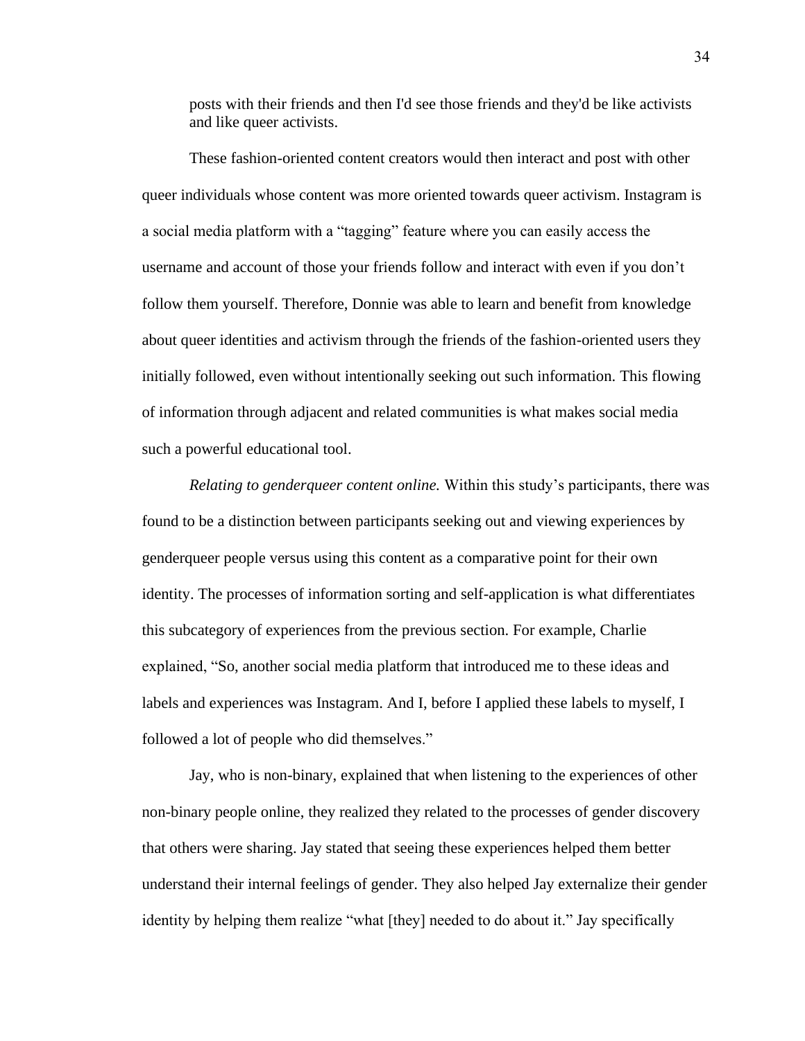> posts with their friends and then I'd see those friends and they'd be like activists and like queer activists.

These fashion-oriented content creators would then interact and post with other queer individuals whose content was more oriented towards queer activism. Instagram is a social media platform with a "tagging" feature where you can easily access the username and account of those your friends follow and interact with even if you don't follow them yourself. Therefore, Donnie was able to learn and benefit from knowledge about queer identities and activism through the friends of the fashion-oriented users they initially followed, even without intentionally seeking out such information. This flowing of information through adjacent and related communities is what makes social media such a powerful educational tool.

*Relating to genderqueer content online.* Within this study's participants, there was found to be a distinction between participants seeking out and viewing experiences by genderqueer people versus using this content as a comparative point for their own identity. The processes of information sorting and self-application is what differentiates this subcategory of experiences from the previous section. For example, Charlie explained, "So, another social media platform that introduced me to these ideas and labels and experiences was Instagram. And I, before I applied these labels to myself, I followed a lot of people who did themselves."

Jay, who is non-binary, explained that when listening to the experiences of other non-binary people online, they realized they related to the processes of gender discovery that others were sharing. Jay stated that seeing these experiences helped them better understand their internal feelings of gender. They also helped Jay externalize their gender identity by helping them realize "what [they] needed to do about it." Jay specifically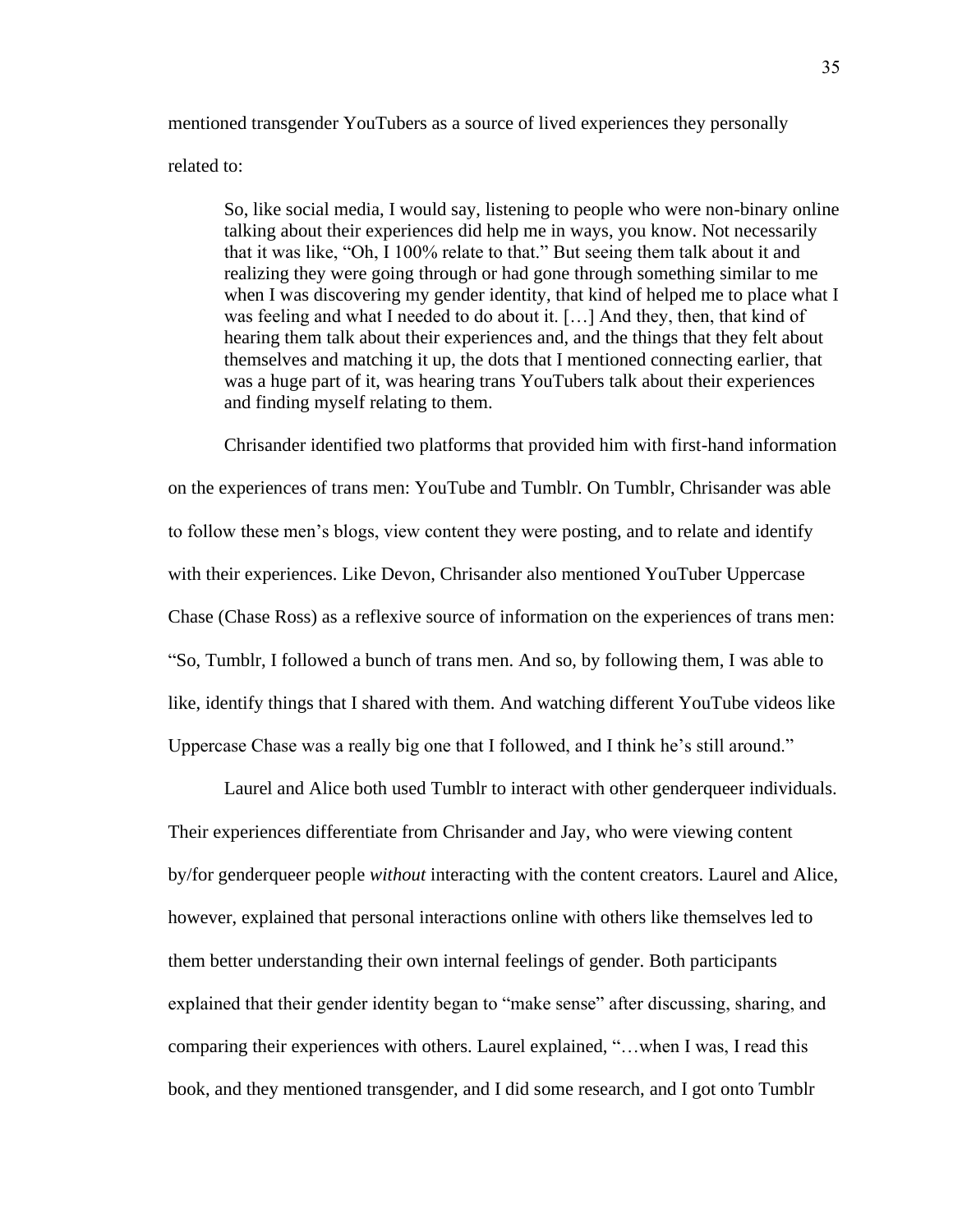mentioned transgender YouTubers as a source of lived experiences they personally related to:

> So, like social media, I would say, listening to people who were non-binary online talking about their experiences did help me in ways, you know. Not necessarily that it was like, "Oh, I 100% relate to that." But seeing them talk about it and realizing they were going through or had gone through something similar to me when I was discovering my gender identity, that kind of helped me to place what I was feeling and what I needed to do about it. […] And they, then, that kind of hearing them talk about their experiences and, and the things that they felt about themselves and matching it up, the dots that I mentioned connecting earlier, that was a huge part of it, was hearing trans YouTubers talk about their experiences and finding myself relating to them.

Chrisander identified two platforms that provided him with first-hand information on the experiences of trans men: YouTube and Tumblr. On Tumblr, Chrisander was able to follow these men's blogs, view content they were posting, and to relate and identify with their experiences. Like Devon, Chrisander also mentioned YouTuber Uppercase Chase (Chase Ross) as a reflexive source of information on the experiences of trans men: "So, Tumblr, I followed a bunch of trans men. And so, by following them, I was able to like, identify things that I shared with them. And watching different YouTube videos like Uppercase Chase was a really big one that I followed, and I think he's still around."

Laurel and Alice both used Tumblr to interact with other genderqueer individuals. Their experiences differentiate from Chrisander and Jay, who were viewing content by/for genderqueer people *without* interacting with the content creators. Laurel and Alice, however, explained that personal interactions online with others like themselves led to them better understanding their own internal feelings of gender. Both participants explained that their gender identity began to "make sense" after discussing, sharing, and comparing their experiences with others. Laurel explained, "…when I was, I read this book, and they mentioned transgender, and I did some research, and I got onto Tumblr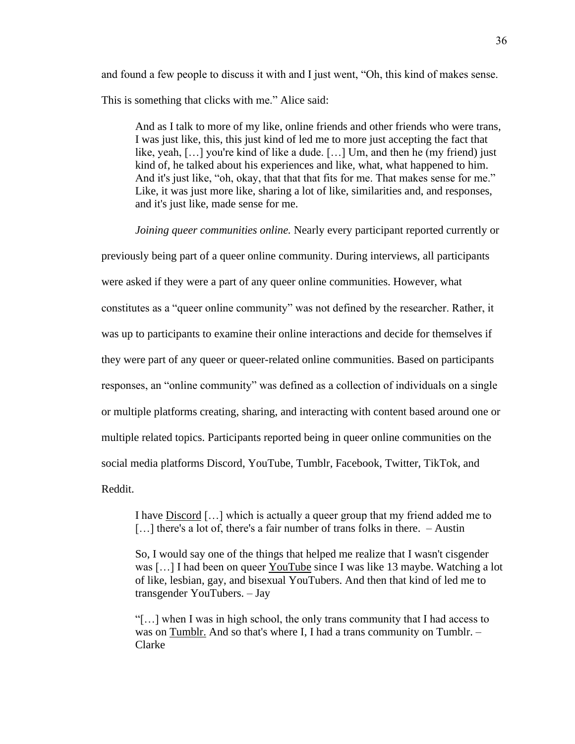and found a few people to discuss it with and I just went, "Oh, this kind of makes sense. This is something that clicks with me." Alice said:

> And as I talk to more of my like, online friends and other friends who were trans, I was just like, this, this just kind of led me to more just accepting the fact that like, yeah, […] you're kind of like a dude. […] Um, and then he (my friend) just kind of, he talked about his experiences and like, what, what happened to him. And it's just like, "oh, okay, that that that fits for me. That makes sense for me." Like, it was just more like, sharing a lot of like, similarities and, and responses, and it's just like, made sense for me.

*Joining queer communities online.* Nearly every participant reported currently or previously being part of a queer online community. During interviews, all participants were asked if they were a part of any queer online communities. However, what constitutes as a "queer online community" was not defined by the researcher. Rather, it was up to participants to examine their online interactions and decide for themselves if they were part of any queer or queer-related online communities. Based on participants responses, an "online community" was defined as a collection of individuals on a single or multiple platforms creating, sharing, and interacting with content based around one or multiple related topics. Participants reported being in queer online communities on the social media platforms Discord, YouTube, Tumblr, Facebook, Twitter, TikTok, and Reddit.

> I have <u>Discord</u> […] which is actually a queer group that my friend added me to […] there's a lot of, there's a fair number of trans folks in there. – Austin

> So, I would say one of the things that helped me realize that I wasn't cisgender was […] I had been on queer <u>YouTube</u> since I was like 13 maybe. Watching a lot of like, lesbian, gay, and bisexual YouTubers. And then that kind of led me to transgender YouTubers. – Jay

> "[…] when I was in high school, the only trans community that I had access to was on <u>Tumblr.</u> And so that's where I, I had a trans community on Tumblr. – Clarke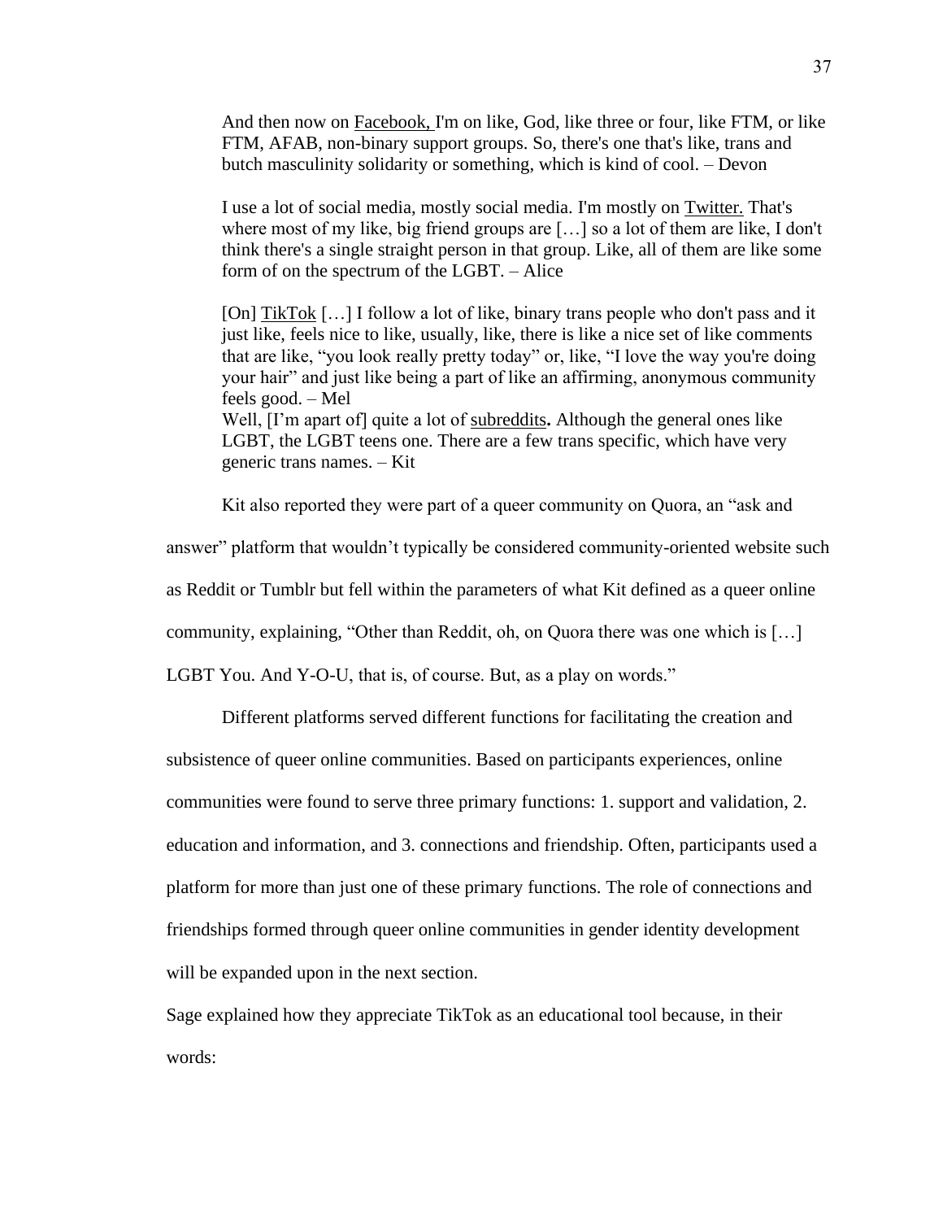> And then now on Facebook, I'm on like, God, like three or four, like FTM, or like FTM, AFAB, non-binary support groups. So, there's one that's like, trans and butch masculinity solidarity or something, which is kind of cool. – Devon

> I use a lot of social media, mostly social media. I'm mostly on Twitter. That's where most of my like, big friend groups are […] so a lot of them are like, I don't think there's a single straight person in that group. Like, all of them are like some form of on the spectrum of the LGBT. – Alice

> [On] TikTok […] I follow a lot of like, binary trans people who don't pass and it just like, feels nice to like, usually, like, there is like a nice set of like comments that are like, "you look really pretty today" or, like, "I love the way you're doing your hair" and just like being a part of like an affirming, anonymous community feels good. – Mel
> Well, [I'm apart of] quite a lot of subreddits**.** Although the general ones like LGBT, the LGBT teens one. There are a few trans specific, which have very generic trans names. – Kit

Kit also reported they were part of a queer community on Quora, an "ask and answer" platform that wouldn't typically be considered community-oriented website such as Reddit or Tumblr but fell within the parameters of what Kit defined as a queer online community, explaining, "Other than Reddit, oh, on Quora there was one which is […] LGBT You. And Y-O-U, that is, of course. But, as a play on words."

Different platforms served different functions for facilitating the creation and subsistence of queer online communities. Based on participants experiences, online communities were found to serve three primary functions: 1. support and validation, 2. education and information, and 3. connections and friendship. Often, participants used a platform for more than just one of these primary functions. The role of connections and friendships formed through queer online communities in gender identity development will be expanded upon in the next section.

Sage explained how they appreciate TikTok as an educational tool because, in their words: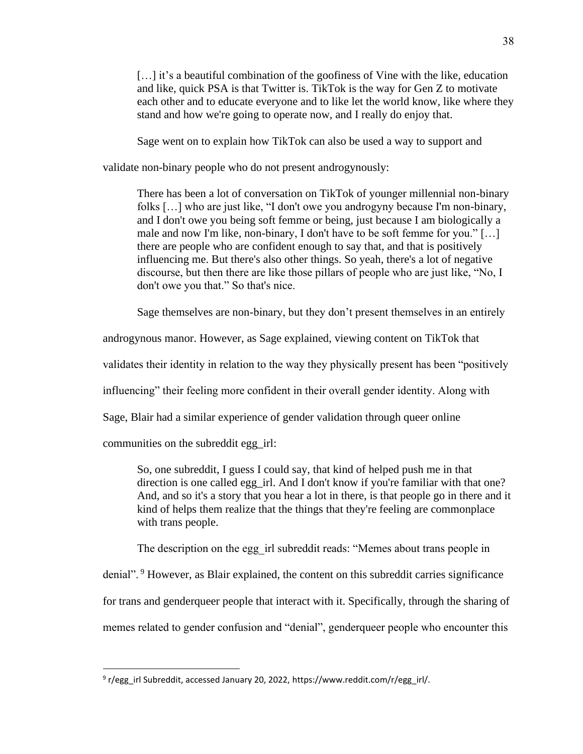> […] it's a beautiful combination of the goofiness of Vine with the like, education and like, quick PSA is that Twitter is. TikTok is the way for Gen Z to motivate each other and to educate everyone and to like let the world know, like where they stand and how we're going to operate now, and I really do enjoy that.

Sage went on to explain how TikTok can also be used a way to support and validate non-binary people who do not present androgynously:

> There has been a lot of conversation on TikTok of younger millennial non-binary folks […] who are just like, "I don't owe you androgyny because I'm non-binary, and I don't owe you being soft femme or being, just because I am biologically a male and now I'm like, non-binary, I don't have to be soft femme for you." […] there are people who are confident enough to say that, and that is positively influencing me. But there's also other things. So yeah, there's a lot of negative discourse, but then there are like those pillars of people who are just like, "No, I don't owe you that." So that's nice.

Sage themselves are non-binary, but they don't present themselves in an entirely androgynous manor. However, as Sage explained, viewing content on TikTok that validates their identity in relation to the way they physically present has been "positively influencing" their feeling more confident in their overall gender identity. Along with Sage, Blair had a similar experience of gender validation through queer online communities on the subreddit egg_irl:

> So, one subreddit, I guess I could say, that kind of helped push me in that direction is one called egg_irl. And I don't know if you're familiar with that one? And, and so it's a story that you hear a lot in there, is that people go in there and it kind of helps them realize that the things that they're feeling are commonplace with trans people.

The description on the egg_irl subreddit reads: "Memes about trans people in denial". [9] However, as Blair explained, the content on this subreddit carries significance for trans and genderqueer people that interact with it. Specifically, through the sharing of memes related to gender confusion and "denial", genderqueer people who encounter this

---

[9] r/egg_irl Subreddit, accessed January 20, 2022, https://www.reddit.com/r/egg_irl/.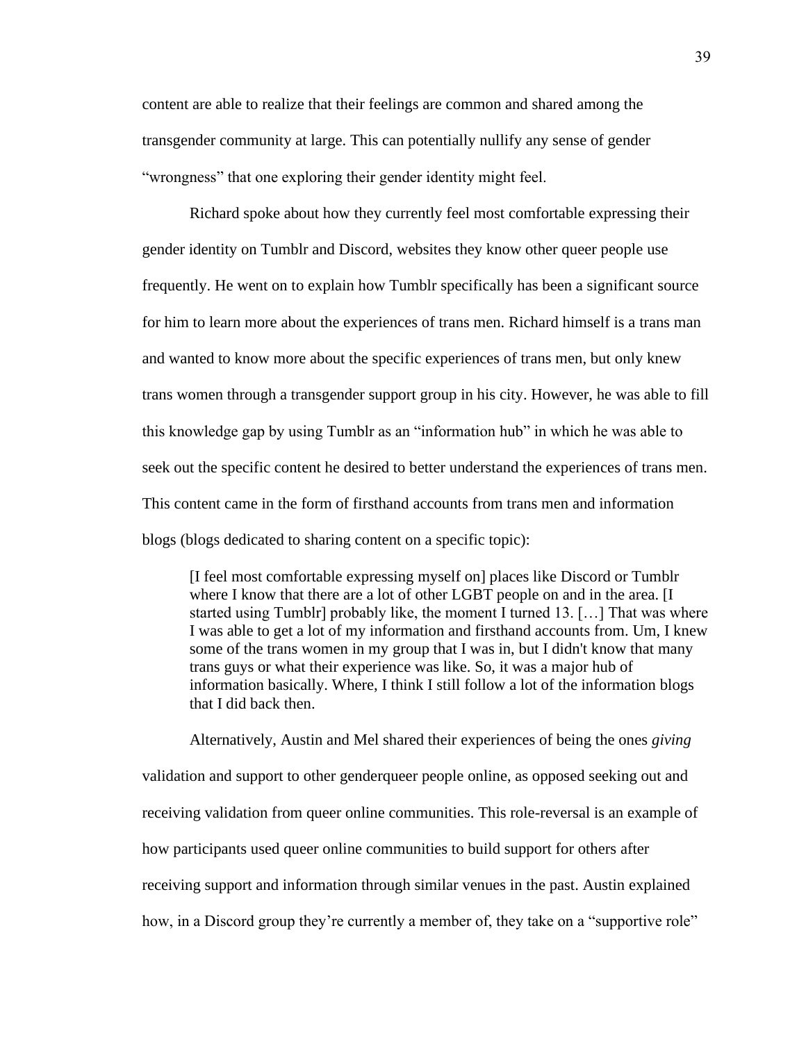content are able to realize that their feelings are common and shared among the transgender community at large. This can potentially nullify any sense of gender "wrongness" that one exploring their gender identity might feel.

Richard spoke about how they currently feel most comfortable expressing their gender identity on Tumblr and Discord, websites they know other queer people use frequently. He went on to explain how Tumblr specifically has been a significant source for him to learn more about the experiences of trans men. Richard himself is a trans man and wanted to know more about the specific experiences of trans men, but only knew trans women through a transgender support group in his city. However, he was able to fill this knowledge gap by using Tumblr as an "information hub" in which he was able to seek out the specific content he desired to better understand the experiences of trans men. This content came in the form of firsthand accounts from trans men and information blogs (blogs dedicated to sharing content on a specific topic):

> [I feel most comfortable expressing myself on] places like Discord or Tumblr where I know that there are a lot of other LGBT people on and in the area. [I started using Tumblr] probably like, the moment I turned 13. […] That was where I was able to get a lot of my information and firsthand accounts from. Um, I knew some of the trans women in my group that I was in, but I didn't know that many trans guys or what their experience was like. So, it was a major hub of information basically. Where, I think I still follow a lot of the information blogs that I did back then.

Alternatively, Austin and Mel shared their experiences of being the ones *giving* validation and support to other genderqueer people online, as opposed seeking out and receiving validation from queer online communities. This role-reversal is an example of how participants used queer online communities to build support for others after receiving support and information through similar venues in the past. Austin explained how, in a Discord group they're currently a member of, they take on a "supportive role"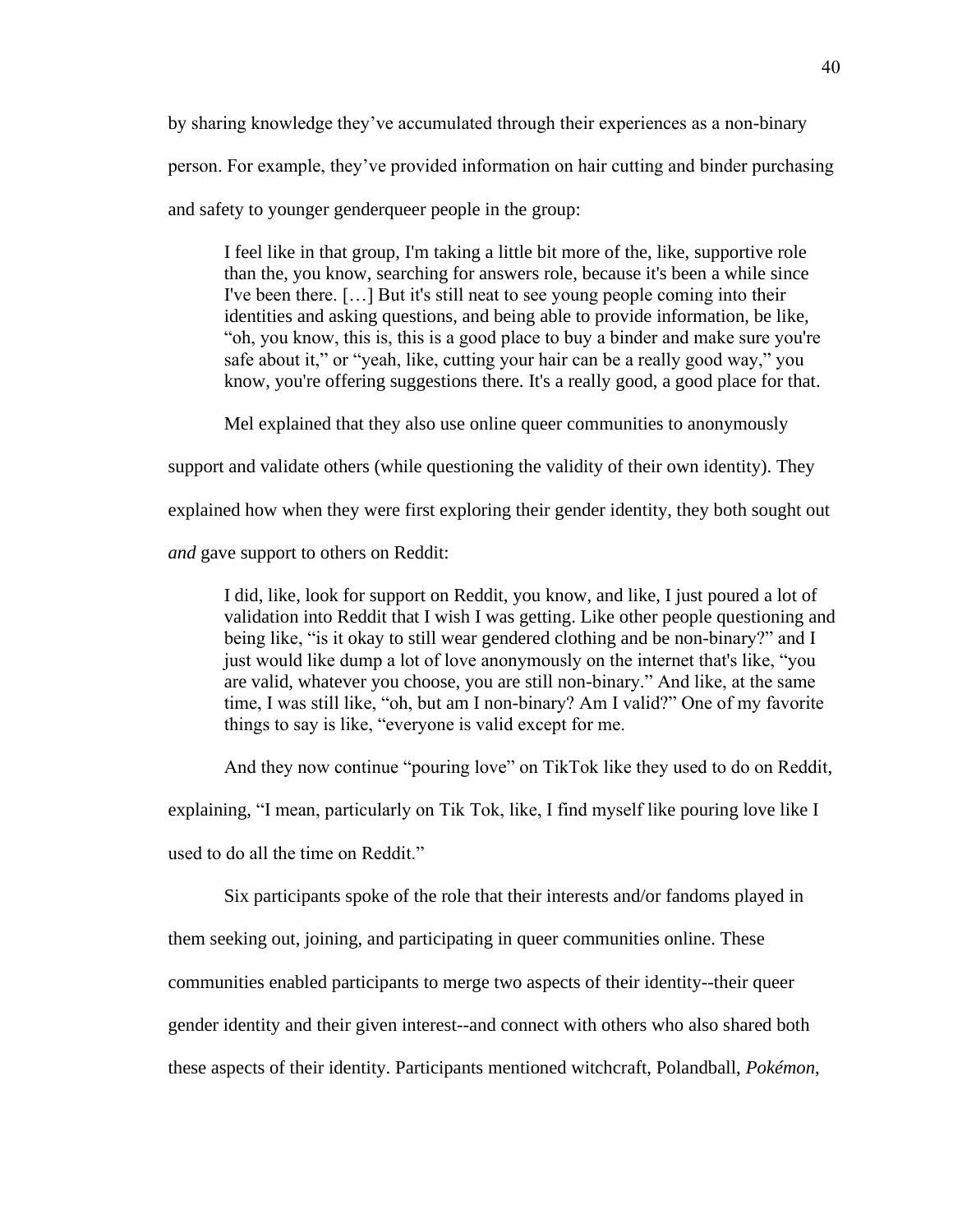by sharing knowledge they’ve accumulated through their experiences as a non-binary person. For example, they’ve provided information on hair cutting and binder purchasing and safety to younger genderqueer people in the group:

> I feel like in that group, I'm taking a little bit more of the, like, supportive role than the, you know, searching for answers role, because it's been a while since I've been there. […] But it's still neat to see young people coming into their identities and asking questions, and being able to provide information, be like, “oh, you know, this is, this is a good place to buy a binder and make sure you're safe about it,” or “yeah, like, cutting your hair can be a really good way,” you know, you're offering suggestions there. It's a really good, a good place for that.

Mel explained that they also use online queer communities to anonymously support and validate others (while questioning the validity of their own identity). They explained how when they were first exploring their gender identity, they both sought out *and* gave support to others on Reddit:

> I did, like, look for support on Reddit, you know, and like, I just poured a lot of validation into Reddit that I wish I was getting. Like other people questioning and being like, “is it okay to still wear gendered clothing and be non-binary?” and I just would like dump a lot of love anonymously on the internet that's like, “you are valid, whatever you choose, you are still non-binary.” And like, at the same time, I was still like, “oh, but am I non-binary? Am I valid?” One of my favorite things to say is like, “everyone is valid except for me.

And they now continue “pouring love” on TikTok like they used to do on Reddit, explaining, “I mean, particularly on Tik Tok, like, I find myself like pouring love like I used to do all the time on Reddit.”

Six participants spoke of the role that their interests and/or fandoms played in them seeking out, joining, and participating in queer communities online. These communities enabled participants to merge two aspects of their identity--their queer gender identity and their given interest--and connect with others who also shared both these aspects of their identity. Participants mentioned witchcraft, Polandball, *Pokémon*,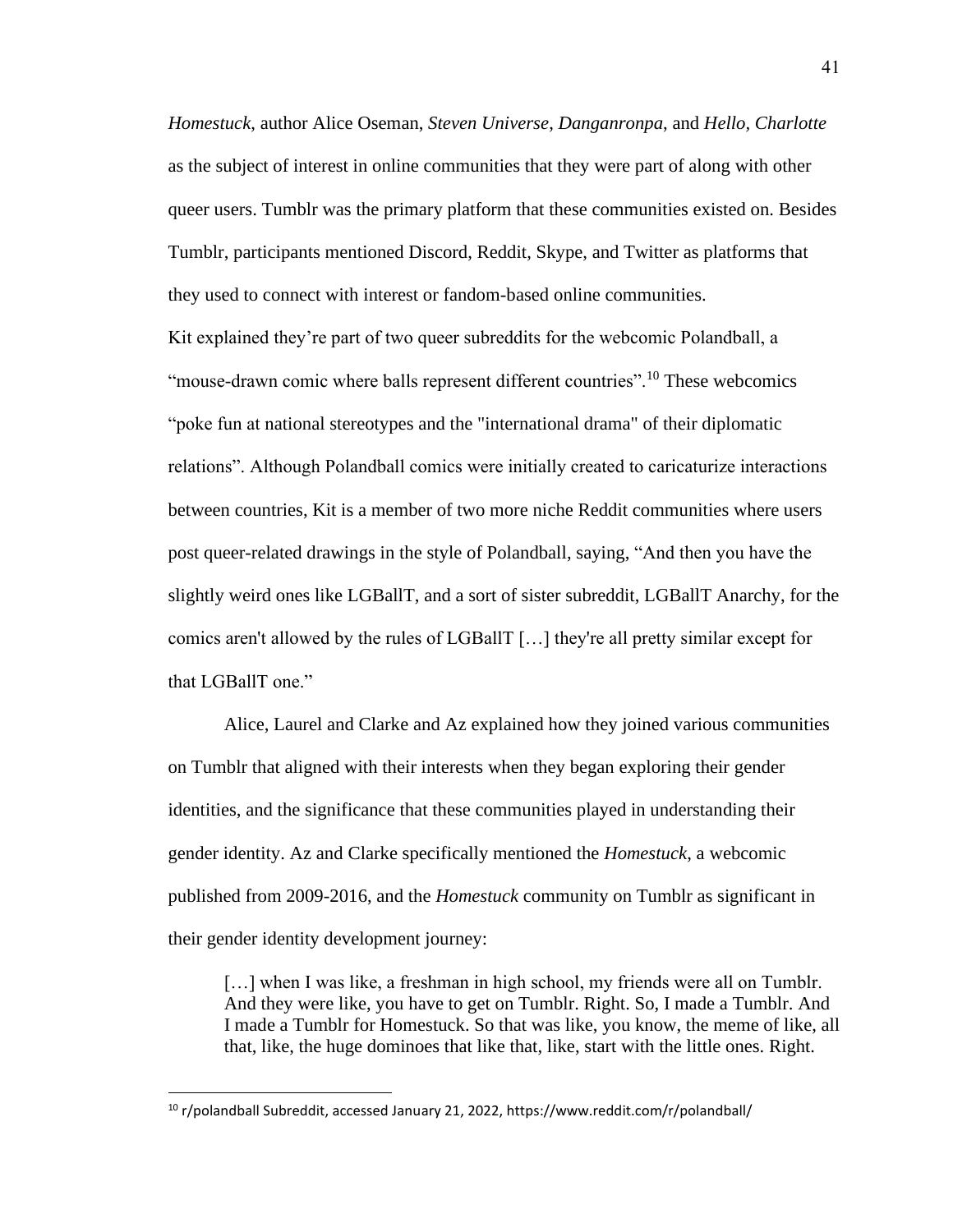*Homestuck*, author Alice Oseman, *Steven Universe*, *Danganronpa*, and *Hello, Charlotte* as the subject of interest in online communities that they were part of along with other queer users. Tumblr was the primary platform that these communities existed on. Besides Tumblr, participants mentioned Discord, Reddit, Skype, and Twitter as platforms that they used to connect with interest or fandom-based online communities.

Kit explained they're part of two queer subreddits for the webcomic Polandball, a "mouse-drawn comic where balls represent different countries".[10] These webcomics "poke fun at national stereotypes and the "international drama" of their diplomatic relations". Although Polandball comics were initially created to caricaturize interactions between countries, Kit is a member of two more niche Reddit communities where users post queer-related drawings in the style of Polandball, saying, "And then you have the slightly weird ones like LGBallT, and a sort of sister subreddit, LGBallT Anarchy, for the comics aren't allowed by the rules of LGBallT […] they're all pretty similar except for that LGBallT one."

Alice, Laurel and Clarke and Az explained how they joined various communities on Tumblr that aligned with their interests when they began exploring their gender identities, and the significance that these communities played in understanding their gender identity. Az and Clarke specifically mentioned the *Homestuck*, a webcomic published from 2009-2016, and the *Homestuck* community on Tumblr as significant in their gender identity development journey:

> […] when I was like, a freshman in high school, my friends were all on Tumblr. And they were like, you have to get on Tumblr. Right. So, I made a Tumblr. And I made a Tumblr for Homestuck. So that was like, you know, the meme of like, all that, like, the huge dominoes that like that, like, start with the little ones. Right.

[10] r/polandball Subreddit, accessed January 21, 2022, https://www.reddit.com/r/polandball/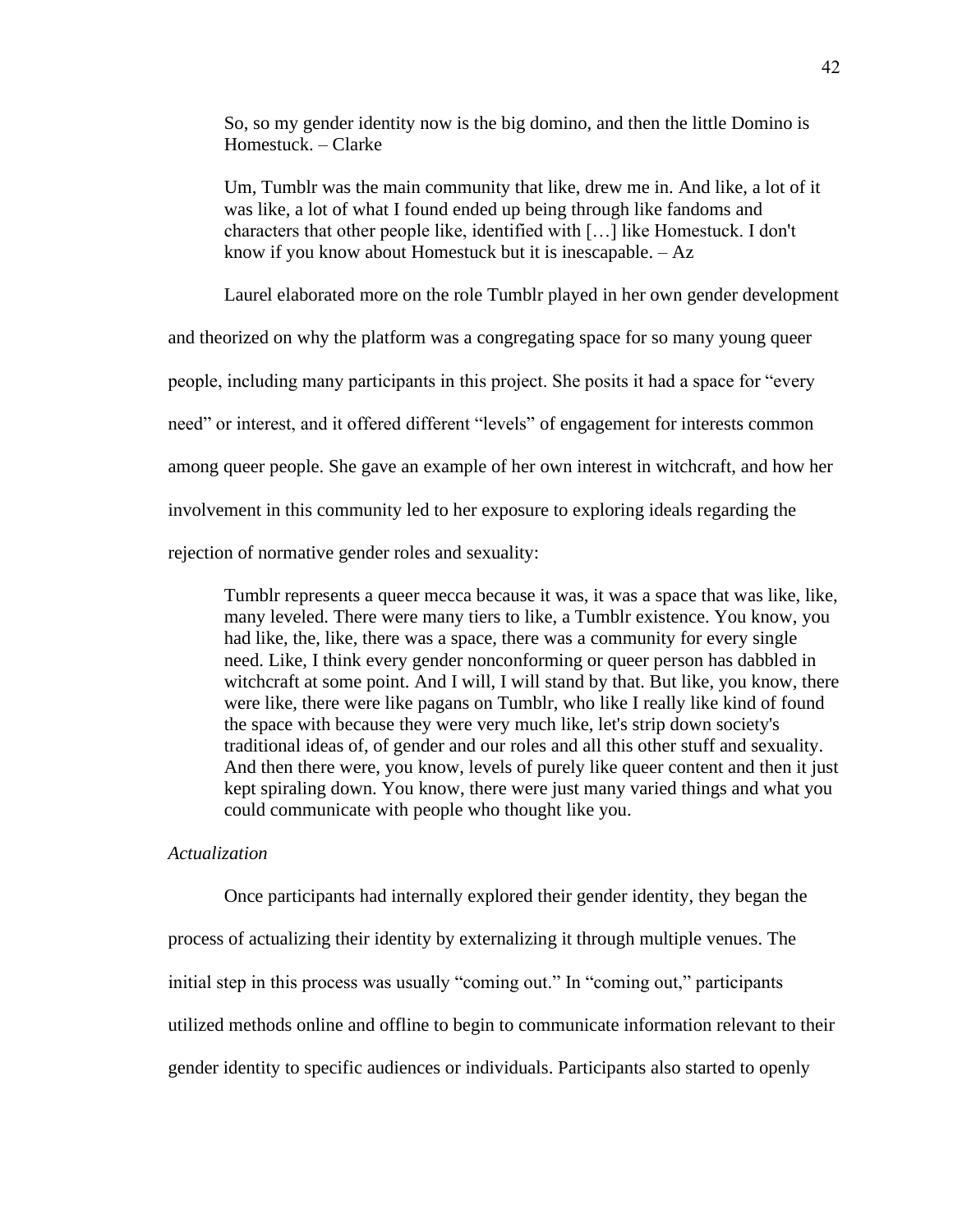> So, so my gender identity now is the big domino, and then the little Domino is Homestuck. – Clarke

> Um, Tumblr was the main community that like, drew me in. And like, a lot of it was like, a lot of what I found ended up being through like fandoms and characters that other people like, identified with […] like Homestuck. I don't know if you know about Homestuck but it is inescapable. – Az

Laurel elaborated more on the role Tumblr played in her own gender development and theorized on why the platform was a congregating space for so many young queer people, including many participants in this project. She posits it had a space for "every need" or interest, and it offered different "levels" of engagement for interests common among queer people. She gave an example of her own interest in witchcraft, and how her involvement in this community led to her exposure to exploring ideals regarding the rejection of normative gender roles and sexuality:

> Tumblr represents a queer mecca because it was, it was a space that was like, like, many leveled. There were many tiers to like, a Tumblr existence. You know, you had like, the, like, there was a space, there was a community for every single need. Like, I think every gender nonconforming or queer person has dabbled in witchcraft at some point. And I will, I will stand by that. But like, you know, there were like, there were like pagans on Tumblr, who like I really like kind of found the space with because they were very much like, let's strip down society's traditional ideas of, of gender and our roles and all this other stuff and sexuality. And then there were, you know, levels of purely like queer content and then it just kept spiraling down. You know, there were just many varied things and what you could communicate with people who thought like you.

*Actualization*

Once participants had internally explored their gender identity, they began the process of actualizing their identity by externalizing it through multiple venues. The initial step in this process was usually "coming out." In "coming out," participants utilized methods online and offline to begin to communicate information relevant to their gender identity to specific audiences or individuals. Participants also started to openly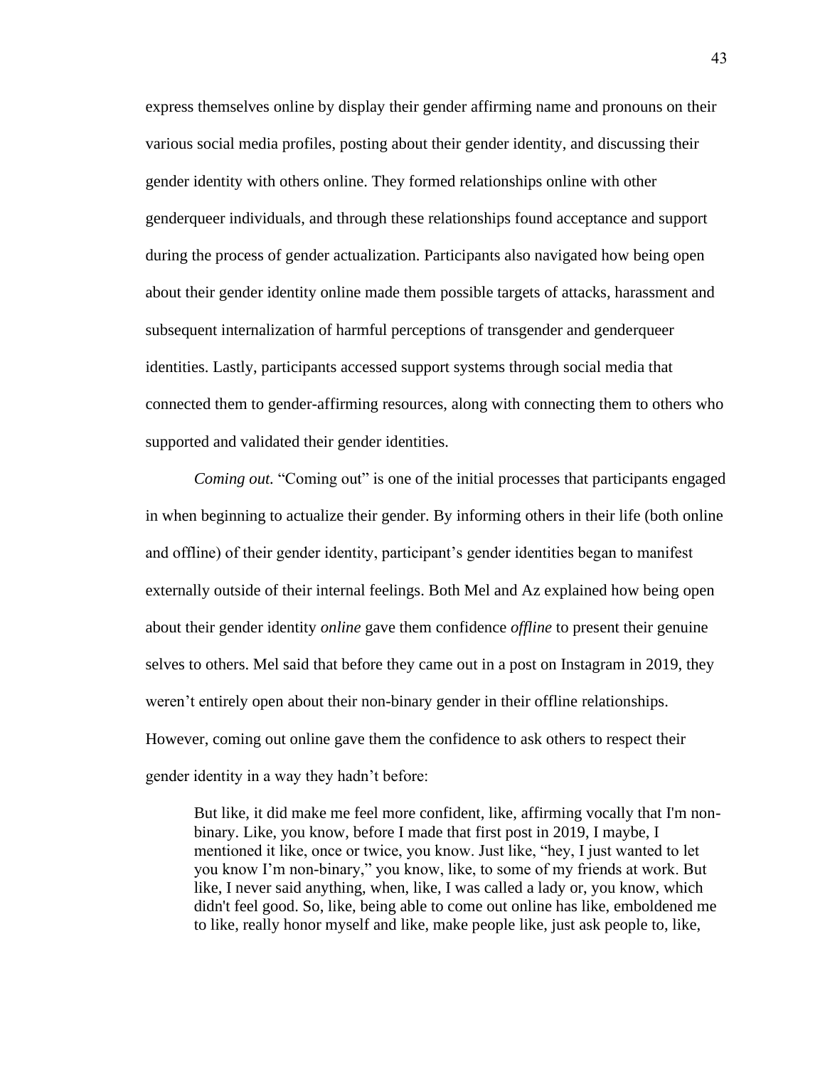express themselves online by display their gender affirming name and pronouns on their various social media profiles, posting about their gender identity, and discussing their gender identity with others online. They formed relationships online with other genderqueer individuals, and through these relationships found acceptance and support during the process of gender actualization. Participants also navigated how being open about their gender identity online made them possible targets of attacks, harassment and subsequent internalization of harmful perceptions of transgender and genderqueer identities. Lastly, participants accessed support systems through social media that connected them to gender-affirming resources, along with connecting them to others who supported and validated their gender identities.

*Coming out.* "Coming out" is one of the initial processes that participants engaged in when beginning to actualize their gender. By informing others in their life (both online and offline) of their gender identity, participant's gender identities began to manifest externally outside of their internal feelings. Both Mel and Az explained how being open about their gender identity *online* gave them confidence *offline* to present their genuine selves to others. Mel said that before they came out in a post on Instagram in 2019, they weren't entirely open about their non-binary gender in their offline relationships. However, coming out online gave them the confidence to ask others to respect their gender identity in a way they hadn't before:

> But like, it did make me feel more confident, like, affirming vocally that I'm non-binary. Like, you know, before I made that first post in 2019, I maybe, I mentioned it like, once or twice, you know. Just like, "hey, I just wanted to let you know I'm non-binary," you know, like, to some of my friends at work. But like, I never said anything, when, like, I was called a lady or, you know, which didn't feel good. So, like, being able to come out online has like, emboldened me to like, really honor myself and like, make people like, just ask people to, like,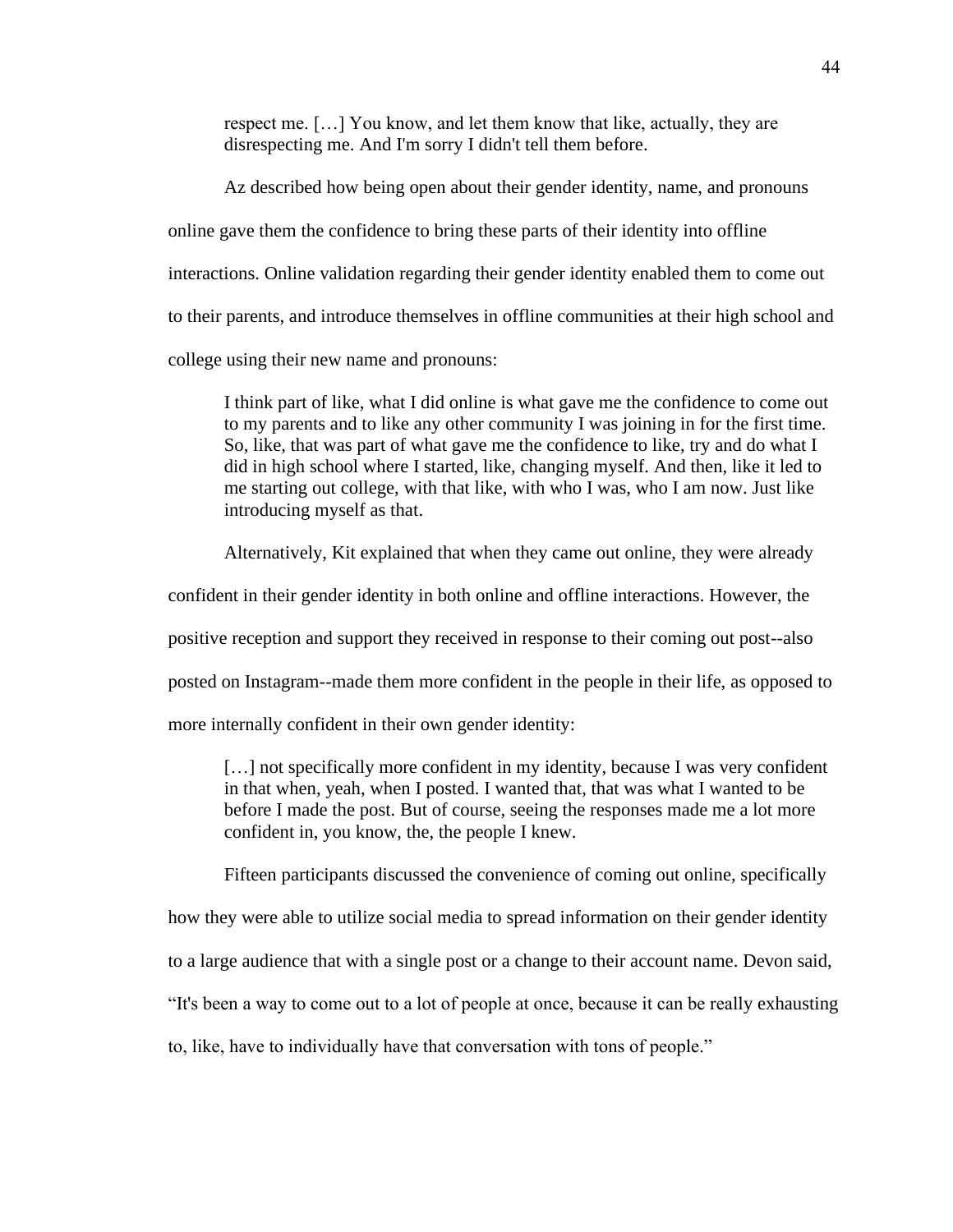> respect me. […] You know, and let them know that like, actually, they are disrespecting me. And I'm sorry I didn't tell them before.

Az described how being open about their gender identity, name, and pronouns online gave them the confidence to bring these parts of their identity into offline interactions. Online validation regarding their gender identity enabled them to come out to their parents, and introduce themselves in offline communities at their high school and college using their new name and pronouns:

> I think part of like, what I did online is what gave me the confidence to come out to my parents and to like any other community I was joining in for the first time. So, like, that was part of what gave me the confidence to like, try and do what I did in high school where I started, like, changing myself. And then, like it led to me starting out college, with that like, with who I was, who I am now. Just like introducing myself as that.

Alternatively, Kit explained that when they came out online, they were already confident in their gender identity in both online and offline interactions. However, the positive reception and support they received in response to their coming out post--also posted on Instagram--made them more confident in the people in their life, as opposed to more internally confident in their own gender identity:

> […] not specifically more confident in my identity, because I was very confident in that when, yeah, when I posted. I wanted that, that was what I wanted to be before I made the post. But of course, seeing the responses made me a lot more confident in, you know, the, the people I knew.

Fifteen participants discussed the convenience of coming out online, specifically how they were able to utilize social media to spread information on their gender identity to a large audience that with a single post or a change to their account name. Devon said, "It's been a way to come out to a lot of people at once, because it can be really exhausting to, like, have to individually have that conversation with tons of people."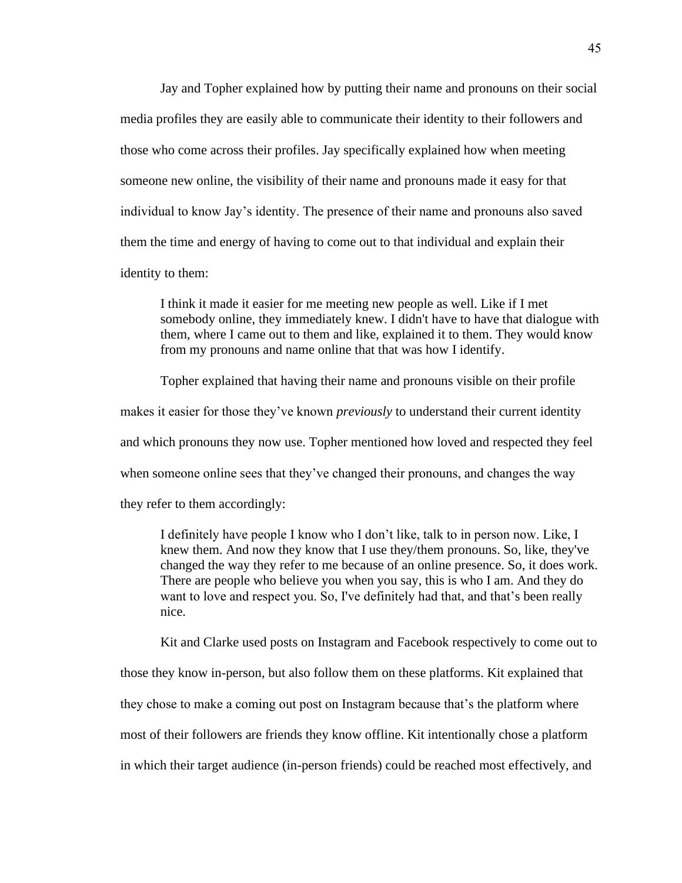Jay and Topher explained how by putting their name and pronouns on their social media profiles they are easily able to communicate their identity to their followers and those who come across their profiles. Jay specifically explained how when meeting someone new online, the visibility of their name and pronouns made it easy for that individual to know Jay's identity. The presence of their name and pronouns also saved them the time and energy of having to come out to that individual and explain their identity to them:

> I think it made it easier for me meeting new people as well. Like if I met somebody online, they immediately knew. I didn't have to have that dialogue with them, where I came out to them and like, explained it to them. They would know from my pronouns and name online that that was how I identify.

Topher explained that having their name and pronouns visible on their profile makes it easier for those they've known *previously* to understand their current identity and which pronouns they now use. Topher mentioned how loved and respected they feel when someone online sees that they've changed their pronouns, and changes the way they refer to them accordingly:

> I definitely have people I know who I don't like, talk to in person now. Like, I knew them. And now they know that I use they/them pronouns. So, like, they've changed the way they refer to me because of an online presence. So, it does work. There are people who believe you when you say, this is who I am. And they do want to love and respect you. So, I've definitely had that, and that's been really nice.

Kit and Clarke used posts on Instagram and Facebook respectively to come out to those they know in-person, but also follow them on these platforms. Kit explained that they chose to make a coming out post on Instagram because that's the platform where most of their followers are friends they know offline. Kit intentionally chose a platform in which their target audience (in-person friends) could be reached most effectively, and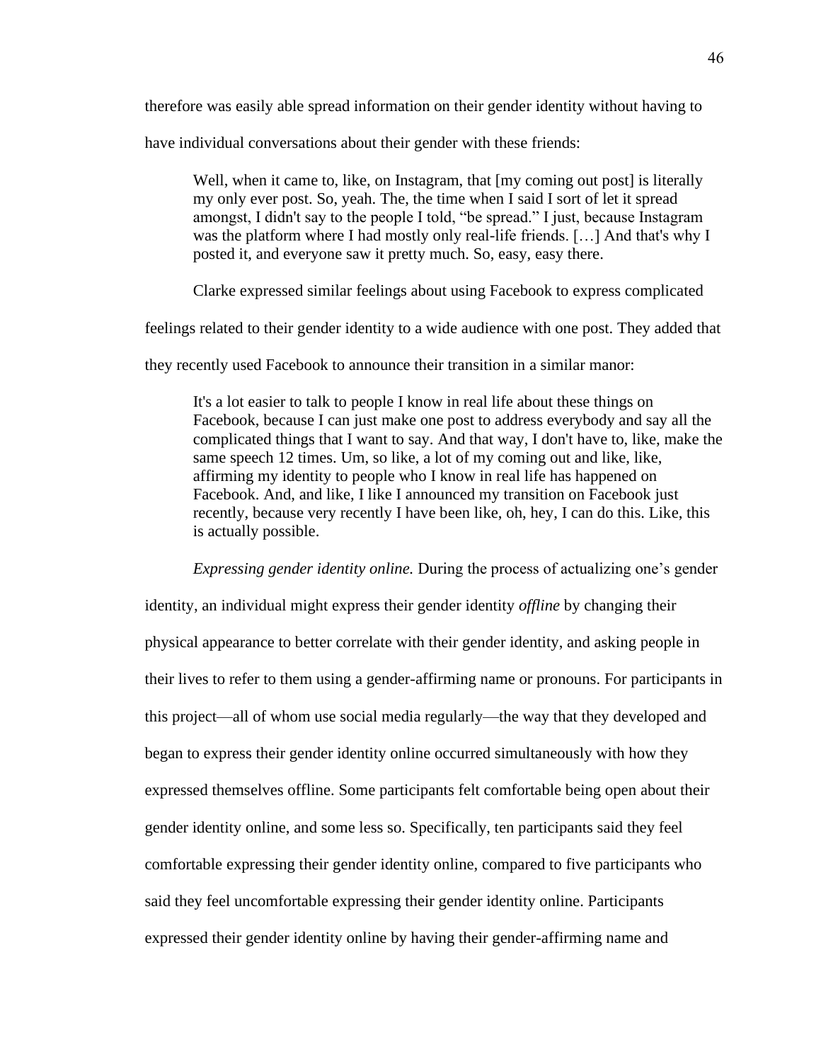therefore was easily able spread information on their gender identity without having to have individual conversations about their gender with these friends:

> Well, when it came to, like, on Instagram, that [my coming out post] is literally my only ever post. So, yeah. The, the time when I said I sort of let it spread amongst, I didn't say to the people I told, "be spread." I just, because Instagram was the platform where I had mostly only real-life friends. […] And that's why I posted it, and everyone saw it pretty much. So, easy, easy there.

Clarke expressed similar feelings about using Facebook to express complicated feelings related to their gender identity to a wide audience with one post. They added that they recently used Facebook to announce their transition in a similar manor:

> It's a lot easier to talk to people I know in real life about these things on Facebook, because I can just make one post to address everybody and say all the complicated things that I want to say. And that way, I don't have to, like, make the same speech 12 times. Um, so like, a lot of my coming out and like, like, affirming my identity to people who I know in real life has happened on Facebook. And, and like, I like I announced my transition on Facebook just recently, because very recently I have been like, oh, hey, I can do this. Like, this is actually possible.

*Expressing gender identity online.* During the process of actualizing one's gender identity, an individual might express their gender identity *offline* by changing their physical appearance to better correlate with their gender identity, and asking people in their lives to refer to them using a gender-affirming name or pronouns. For participants in this project—all of whom use social media regularly—the way that they developed and began to express their gender identity online occurred simultaneously with how they expressed themselves offline. Some participants felt comfortable being open about their gender identity online, and some less so. Specifically, ten participants said they feel comfortable expressing their gender identity online, compared to five participants who said they feel uncomfortable expressing their gender identity online. Participants expressed their gender identity online by having their gender-affirming name and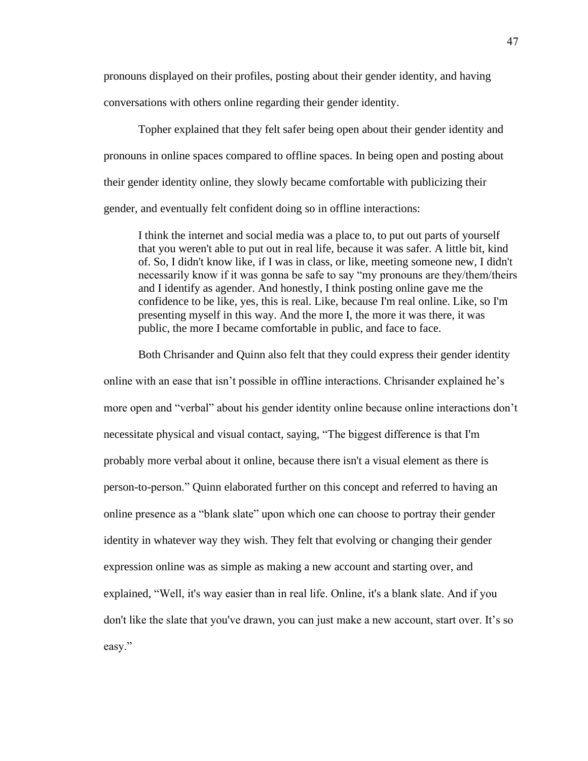pronouns displayed on their profiles, posting about their gender identity, and having conversations with others online regarding their gender identity.

Topher explained that they felt safer being open about their gender identity and pronouns in online spaces compared to offline spaces. In being open and posting about their gender identity online, they slowly became comfortable with publicizing their gender, and eventually felt confident doing so in offline interactions:

> I think the internet and social media was a place to, to put out parts of yourself that you weren't able to put out in real life, because it was safer. A little bit, kind of. So, I didn't know like, if I was in class, or like, meeting someone new, I didn't necessarily know if it was gonna be safe to say "my pronouns are they/them/theirs and I identify as agender. And honestly, I think posting online gave me the confidence to be like, yes, this is real. Like, because I'm real online. Like, so I'm presenting myself in this way. And the more I, the more it was there, it was public, the more I became comfortable in public, and face to face.

Both Chrisander and Quinn also felt that they could express their gender identity online with an ease that isn't possible in offline interactions. Chrisander explained he's more open and "verbal" about his gender identity online because online interactions don't necessitate physical and visual contact, saying, "The biggest difference is that I'm probably more verbal about it online, because there isn't a visual element as there is person-to-person." Quinn elaborated further on this concept and referred to having an online presence as a "blank slate" upon which one can choose to portray their gender identity in whatever way they wish. They felt that evolving or changing their gender expression online was as simple as making a new account and starting over, and explained, "Well, it's way easier than in real life. Online, it's a blank slate. And if you don't like the slate that you've drawn, you can just make a new account, start over. It's so easy."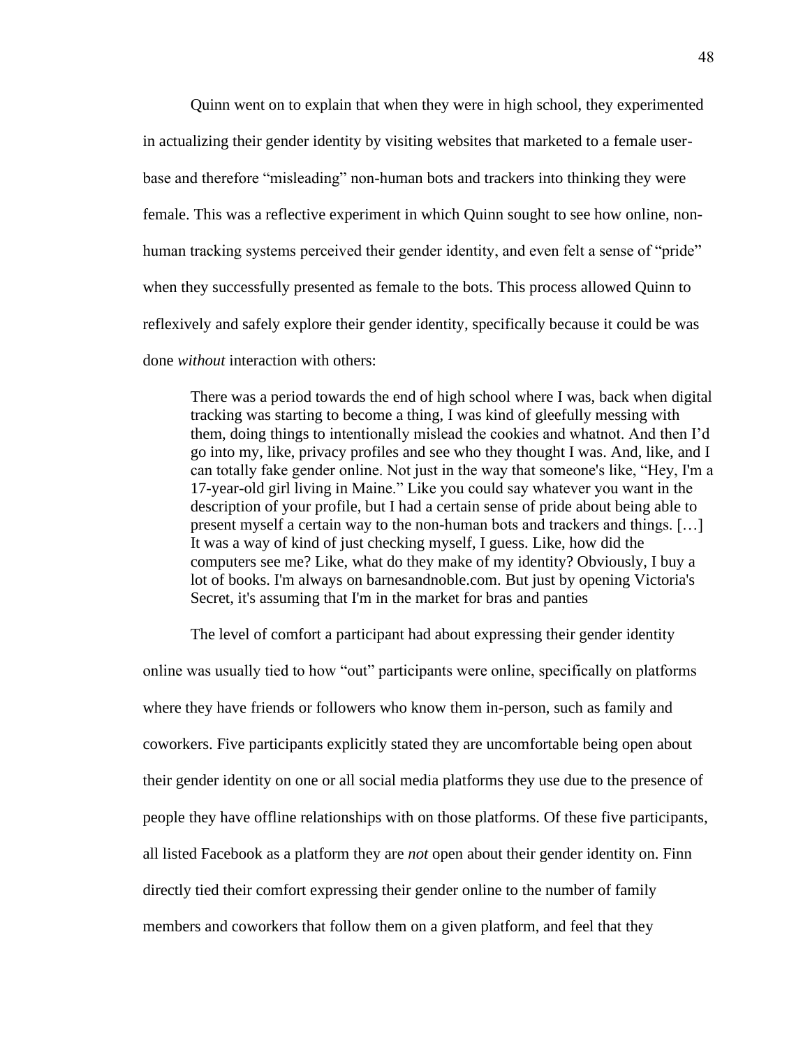Quinn went on to explain that when they were in high school, they experimented in actualizing their gender identity by visiting websites that marketed to a female user-base and therefore "misleading" non-human bots and trackers into thinking they were female. This was a reflective experiment in which Quinn sought to see how online, non-human tracking systems perceived their gender identity, and even felt a sense of "pride" when they successfully presented as female to the bots. This process allowed Quinn to reflexively and safely explore their gender identity, specifically because it could be was done *without* interaction with others:

> There was a period towards the end of high school where I was, back when digital tracking was starting to become a thing, I was kind of gleefully messing with them, doing things to intentionally mislead the cookies and whatnot. And then I'd go into my, like, privacy profiles and see who they thought I was. And, like, and I can totally fake gender online. Not just in the way that someone's like, "Hey, I'm a 17-year-old girl living in Maine." Like you could say whatever you want in the description of your profile, but I had a certain sense of pride about being able to present myself a certain way to the non-human bots and trackers and things. […] It was a way of kind of just checking myself, I guess. Like, how did the computers see me? Like, what do they make of my identity? Obviously, I buy a lot of books. I'm always on barnesandnoble.com. But just by opening Victoria's Secret, it's assuming that I'm in the market for bras and panties

The level of comfort a participant had about expressing their gender identity online was usually tied to how "out" participants were online, specifically on platforms where they have friends or followers who know them in-person, such as family and coworkers. Five participants explicitly stated they are uncomfortable being open about their gender identity on one or all social media platforms they use due to the presence of people they have offline relationships with on those platforms. Of these five participants, all listed Facebook as a platform they are *not* open about their gender identity on. Finn directly tied their comfort expressing their gender online to the number of family members and coworkers that follow them on a given platform, and feel that they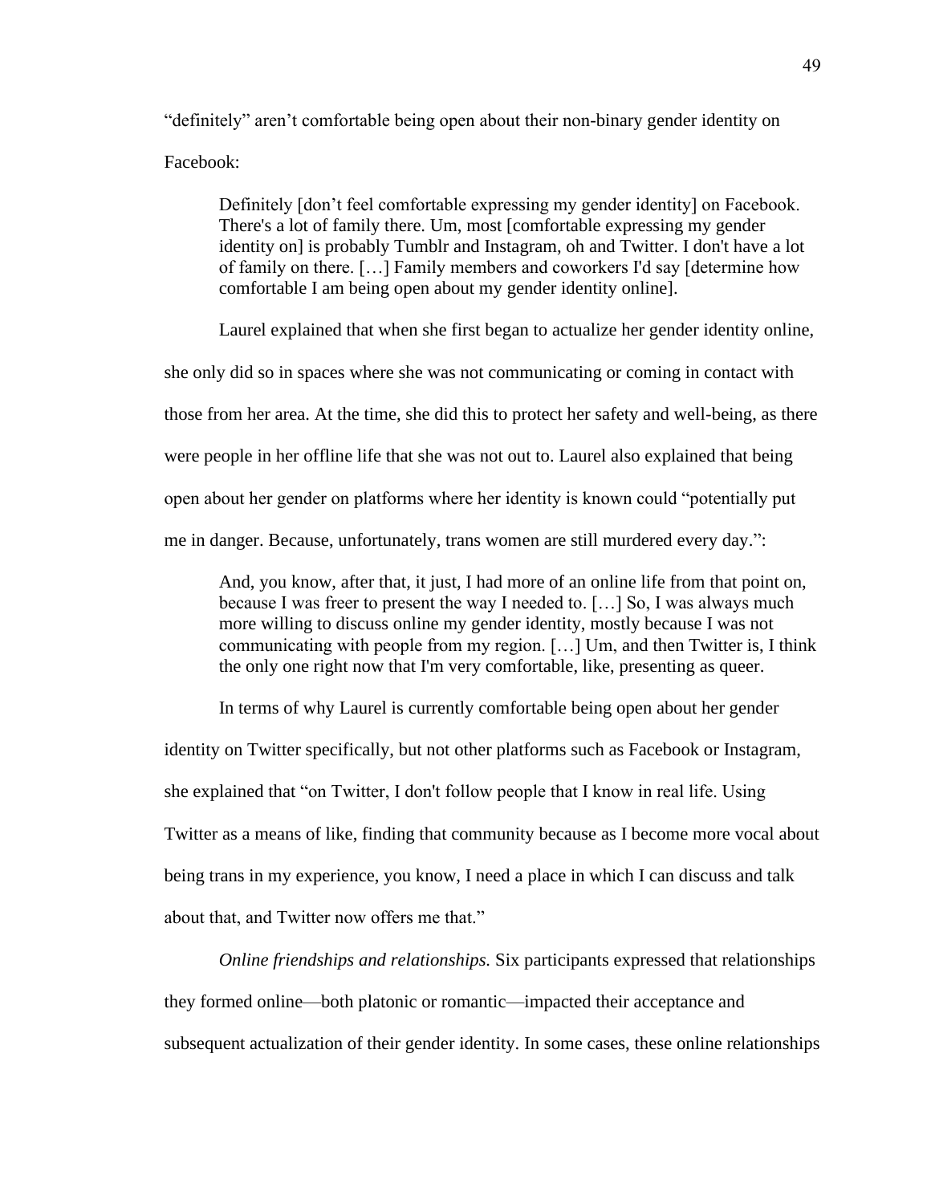"definitely" aren't comfortable being open about their non-binary gender identity on Facebook:

> Definitely [don't feel comfortable expressing my gender identity] on Facebook. There's a lot of family there. Um, most [comfortable expressing my gender identity on] is probably Tumblr and Instagram, oh and Twitter. I don't have a lot of family on there. […] Family members and coworkers I'd say [determine how comfortable I am being open about my gender identity online].

Laurel explained that when she first began to actualize her gender identity online, she only did so in spaces where she was not communicating or coming in contact with those from her area. At the time, she did this to protect her safety and well-being, as there were people in her offline life that she was not out to. Laurel also explained that being open about her gender on platforms where her identity is known could "potentially put me in danger. Because, unfortunately, trans women are still murdered every day.":

> And, you know, after that, it just, I had more of an online life from that point on, because I was freer to present the way I needed to. […] So, I was always much more willing to discuss online my gender identity, mostly because I was not communicating with people from my region. […] Um, and then Twitter is, I think the only one right now that I'm very comfortable, like, presenting as queer.

In terms of why Laurel is currently comfortable being open about her gender identity on Twitter specifically, but not other platforms such as Facebook or Instagram, she explained that "on Twitter, I don't follow people that I know in real life. Using Twitter as a means of like, finding that community because as I become more vocal about being trans in my experience, you know, I need a place in which I can discuss and talk about that, and Twitter now offers me that."

*Online friendships and relationships.* Six participants expressed that relationships they formed online—both platonic or romantic—impacted their acceptance and subsequent actualization of their gender identity. In some cases, these online relationships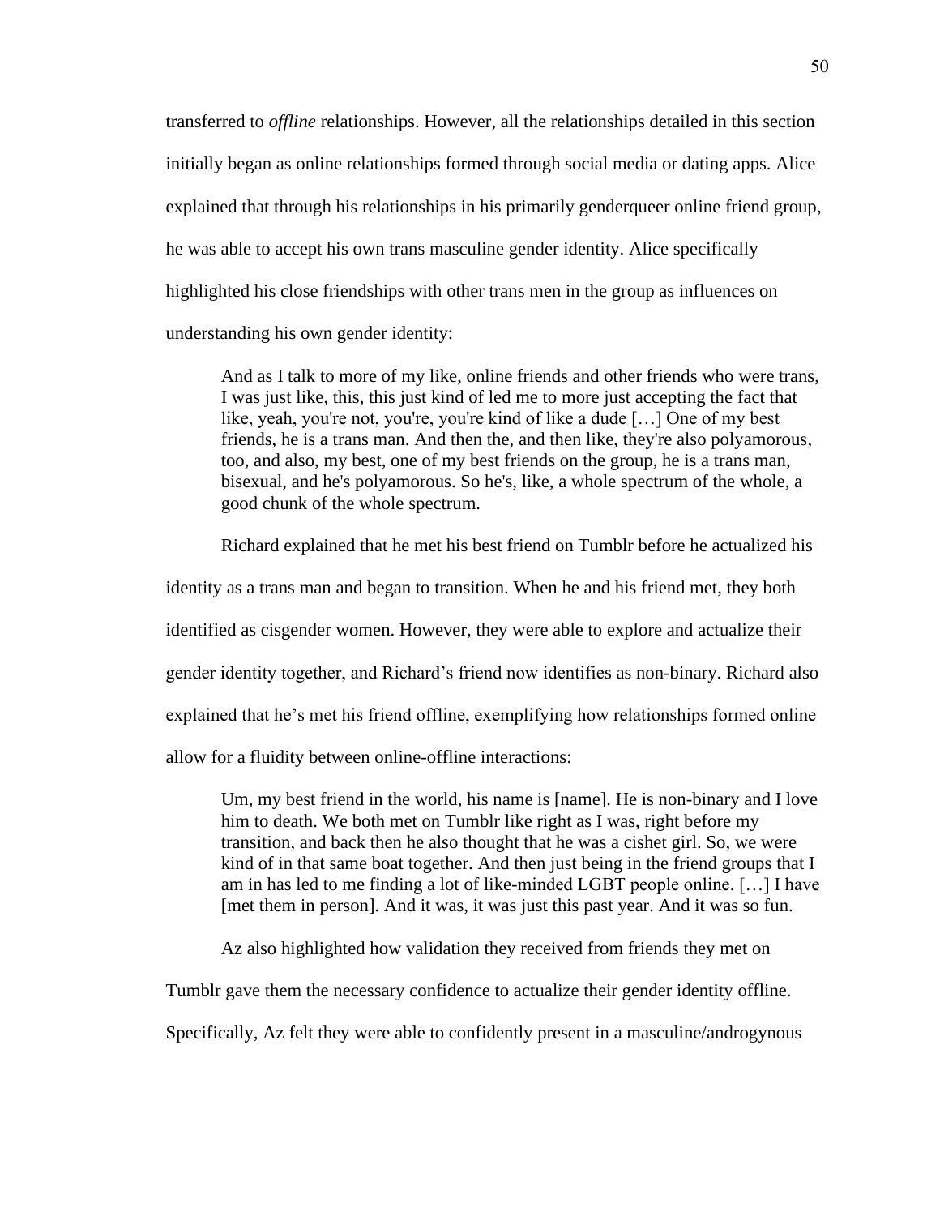transferred to *offline* relationships. However, all the relationships detailed in this section initially began as online relationships formed through social media or dating apps. Alice explained that through his relationships in his primarily genderqueer online friend group, he was able to accept his own trans masculine gender identity. Alice specifically highlighted his close friendships with other trans men in the group as influences on understanding his own gender identity:

> And as I talk to more of my like, online friends and other friends who were trans, I was just like, this, this just kind of led me to more just accepting the fact that like, yeah, you're not, you're, you're kind of like a dude […] One of my best friends, he is a trans man. And then the, and then like, they're also polyamorous, too, and also, my best, one of my best friends on the group, he is a trans man, bisexual, and he's polyamorous. So he's, like, a whole spectrum of the whole, a good chunk of the whole spectrum.

Richard explained that he met his best friend on Tumblr before he actualized his identity as a trans man and began to transition. When he and his friend met, they both identified as cisgender women. However, they were able to explore and actualize their gender identity together, and Richard's friend now identifies as non-binary. Richard also explained that he's met his friend offline, exemplifying how relationships formed online allow for a fluidity between online-offline interactions:

> Um, my best friend in the world, his name is [name]. He is non-binary and I love him to death. We both met on Tumblr like right as I was, right before my transition, and back then he also thought that he was a cishet girl. So, we were kind of in that same boat together. And then just being in the friend groups that I am in has led to me finding a lot of like-minded LGBT people online. […] I have [met them in person]. And it was, it was just this past year. And it was so fun.

Az also highlighted how validation they received from friends they met on Tumblr gave them the necessary confidence to actualize their gender identity offline. Specifically, Az felt they were able to confidently present in a masculine/androgynous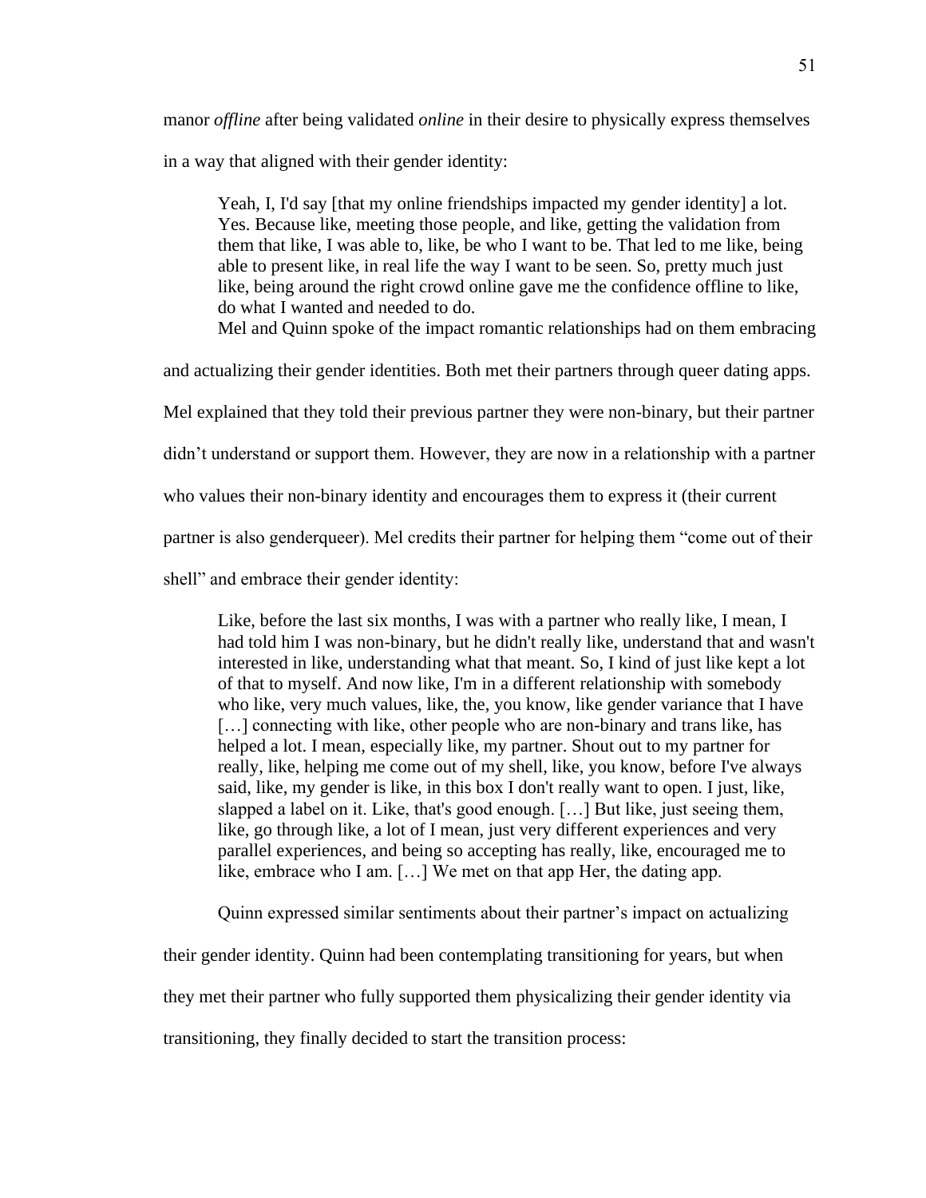manor *offline* after being validated *online* in their desire to physically express themselves in a way that aligned with their gender identity:

> Yeah, I, I'd say [that my online friendships impacted my gender identity] a lot. Yes. Because like, meeting those people, and like, getting the validation from them that like, I was able to, like, be who I want to be. That led to me like, being able to present like, in real life the way I want to be seen. So, pretty much just like, being around the right crowd online gave me the confidence offline to like, do what I wanted and needed to do.

Mel and Quinn spoke of the impact romantic relationships had on them embracing and actualizing their gender identities. Both met their partners through queer dating apps. Mel explained that they told their previous partner they were non-binary, but their partner didn't understand or support them. However, they are now in a relationship with a partner who values their non-binary identity and encourages them to express it (their current partner is also genderqueer). Mel credits their partner for helping them "come out of their shell" and embrace their gender identity:

> Like, before the last six months, I was with a partner who really like, I mean, I had told him I was non-binary, but he didn't really like, understand that and wasn't interested in like, understanding what that meant. So, I kind of just like kept a lot of that to myself. And now like, I'm in a different relationship with somebody who like, very much values, like, the, you know, like gender variance that I have […] connecting with like, other people who are non-binary and trans like, has helped a lot. I mean, especially like, my partner. Shout out to my partner for really, like, helping me come out of my shell, like, you know, before I've always said, like, my gender is like, in this box I don't really want to open. I just, like, slapped a label on it. Like, that's good enough. […] But like, just seeing them, like, go through like, a lot of I mean, just very different experiences and very parallel experiences, and being so accepting has really, like, encouraged me to like, embrace who I am. […] We met on that app Her, the dating app.

Quinn expressed similar sentiments about their partner's impact on actualizing their gender identity. Quinn had been contemplating transitioning for years, but when they met their partner who fully supported them physicalizing their gender identity via transitioning, they finally decided to start the transition process: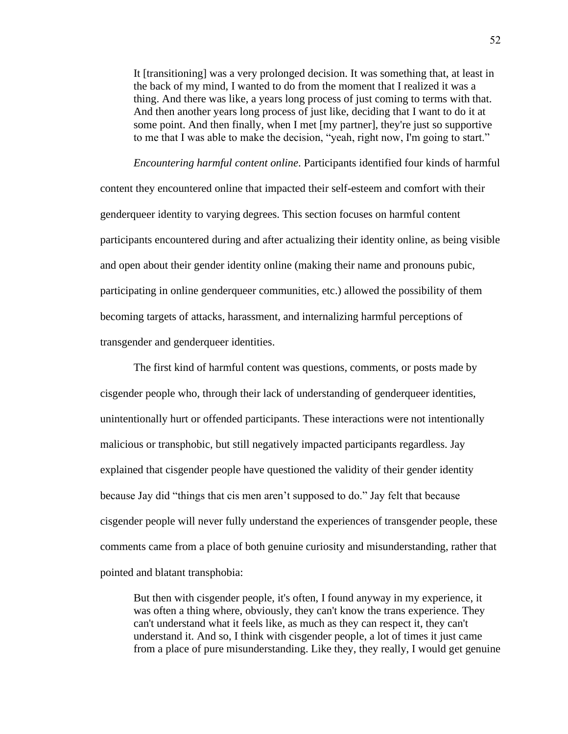> It [transitioning] was a very prolonged decision. It was something that, at least in the back of my mind, I wanted to do from the moment that I realized it was a thing. And there was like, a years long process of just coming to terms with that. And then another years long process of just like, deciding that I want to do it at some point. And then finally, when I met [my partner], they're just so supportive to me that I was able to make the decision, "yeah, right now, I'm going to start."

*Encountering harmful content online*. Participants identified four kinds of harmful content they encountered online that impacted their self-esteem and comfort with their genderqueer identity to varying degrees. This section focuses on harmful content participants encountered during and after actualizing their identity online, as being visible and open about their gender identity online (making their name and pronouns pubic, participating in online genderqueer communities, etc.) allowed the possibility of them becoming targets of attacks, harassment, and internalizing harmful perceptions of transgender and genderqueer identities.

The first kind of harmful content was questions, comments, or posts made by cisgender people who, through their lack of understanding of genderqueer identities, unintentionally hurt or offended participants. These interactions were not intentionally malicious or transphobic, but still negatively impacted participants regardless. Jay explained that cisgender people have questioned the validity of their gender identity because Jay did "things that cis men aren't supposed to do." Jay felt that because cisgender people will never fully understand the experiences of transgender people, these comments came from a place of both genuine curiosity and misunderstanding, rather that pointed and blatant transphobia:

> But then with cisgender people, it's often, I found anyway in my experience, it was often a thing where, obviously, they can't know the trans experience. They can't understand what it feels like, as much as they can respect it, they can't understand it. And so, I think with cisgender people, a lot of times it just came from a place of pure misunderstanding. Like they, they really, I would get genuine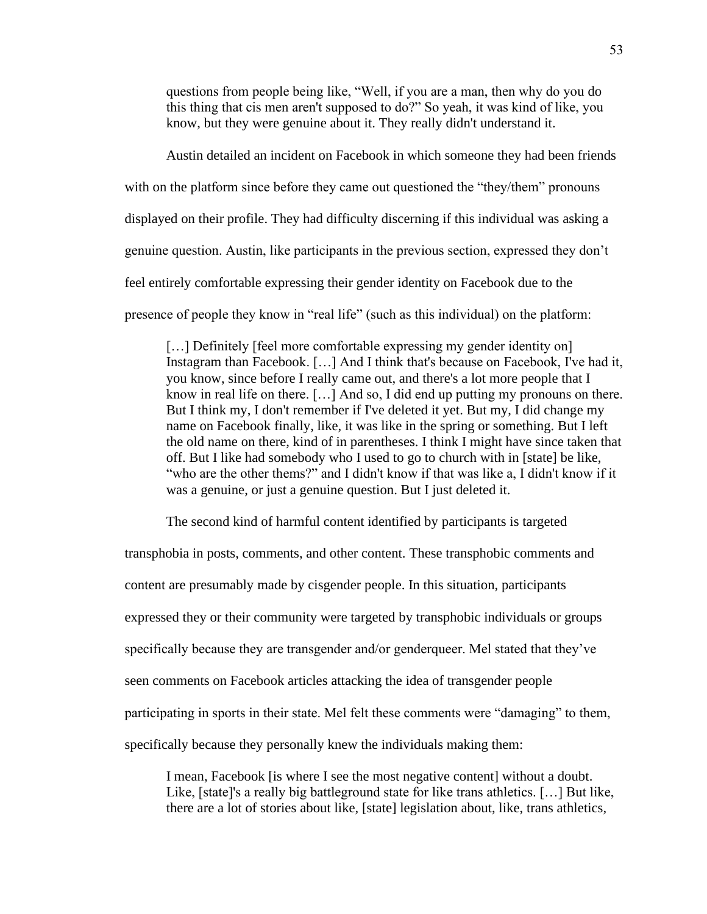> questions from people being like, "Well, if you are a man, then why do you do this thing that cis men aren't supposed to do?" So yeah, it was kind of like, you know, but they were genuine about it. They really didn't understand it.

Austin detailed an incident on Facebook in which someone they had been friends with on the platform since before they came out questioned the "they/them" pronouns displayed on their profile. They had difficulty discerning if this individual was asking a genuine question. Austin, like participants in the previous section, expressed they don't feel entirely comfortable expressing their gender identity on Facebook due to the presence of people they know in "real life" (such as this individual) on the platform:

> […] Definitely [feel more comfortable expressing my gender identity on] Instagram than Facebook. […] And I think that's because on Facebook, I've had it, you know, since before I really came out, and there's a lot more people that I know in real life on there. […] And so, I did end up putting my pronouns on there. But I think my, I don't remember if I've deleted it yet. But my, I did change my name on Facebook finally, like, it was like in the spring or something. But I left the old name on there, kind of in parentheses. I think I might have since taken that off. But I like had somebody who I used to go to church with in [state] be like, "who are the other thems?" and I didn't know if that was like a, I didn't know if it was a genuine, or just a genuine question. But I just deleted it.

The second kind of harmful content identified by participants is targeted transphobia in posts, comments, and other content. These transphobic comments and content are presumably made by cisgender people. In this situation, participants expressed they or their community were targeted by transphobic individuals or groups specifically because they are transgender and/or genderqueer. Mel stated that they've seen comments on Facebook articles attacking the idea of transgender people participating in sports in their state. Mel felt these comments were "damaging" to them, specifically because they personally knew the individuals making them:

> I mean, Facebook [is where I see the most negative content] without a doubt. Like, [state]'s a really big battleground state for like trans athletics. […] But like, there are a lot of stories about like, [state] legislation about, like, trans athletics,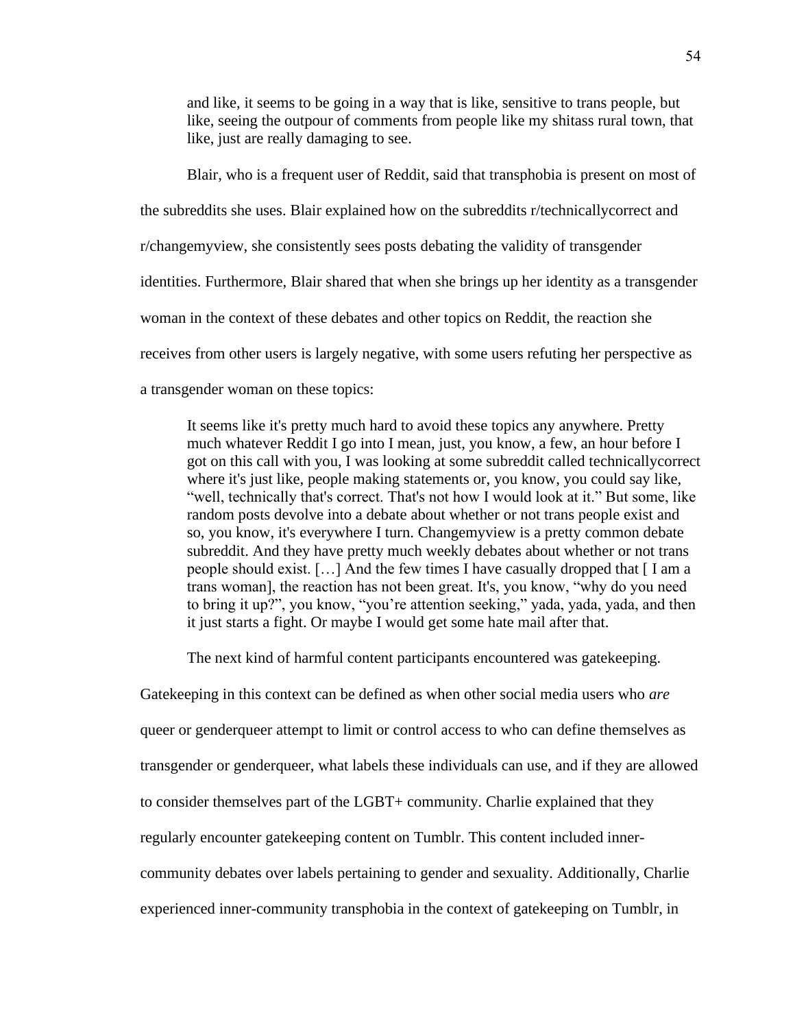> and like, it seems to be going in a way that is like, sensitive to trans people, but like, seeing the outpour of comments from people like my shitass rural town, that like, just are really damaging to see.

Blair, who is a frequent user of Reddit, said that transphobia is present on most of the subreddits she uses. Blair explained how on the subreddits r/technicallycorrect and r/changemyview, she consistently sees posts debating the validity of transgender identities. Furthermore, Blair shared that when she brings up her identity as a transgender woman in the context of these debates and other topics on Reddit, the reaction she receives from other users is largely negative, with some users refuting her perspective as a transgender woman on these topics:

> It seems like it's pretty much hard to avoid these topics any anywhere. Pretty much whatever Reddit I go into I mean, just, you know, a few, an hour before I got on this call with you, I was looking at some subreddit called technicallycorrect where it's just like, people making statements or, you know, you could say like, "well, technically that's correct. That's not how I would look at it." But some, like random posts devolve into a debate about whether or not trans people exist and so, you know, it's everywhere I turn. Changemyview is a pretty common debate subreddit. And they have pretty much weekly debates about whether or not trans people should exist. […] And the few times I have casually dropped that [ I am a trans woman], the reaction has not been great. It's, you know, "why do you need to bring it up?", you know, "you're attention seeking," yada, yada, yada, and then it just starts a fight. Or maybe I would get some hate mail after that.

The next kind of harmful content participants encountered was gatekeeping. Gatekeeping in this context can be defined as when other social media users who *are* queer or genderqueer attempt to limit or control access to who can define themselves as transgender or genderqueer, what labels these individuals can use, and if they are allowed to consider themselves part of the LGBT+ community. Charlie explained that they regularly encounter gatekeeping content on Tumblr. This content included inner-community debates over labels pertaining to gender and sexuality. Additionally, Charlie experienced inner-community transphobia in the context of gatekeeping on Tumblr, in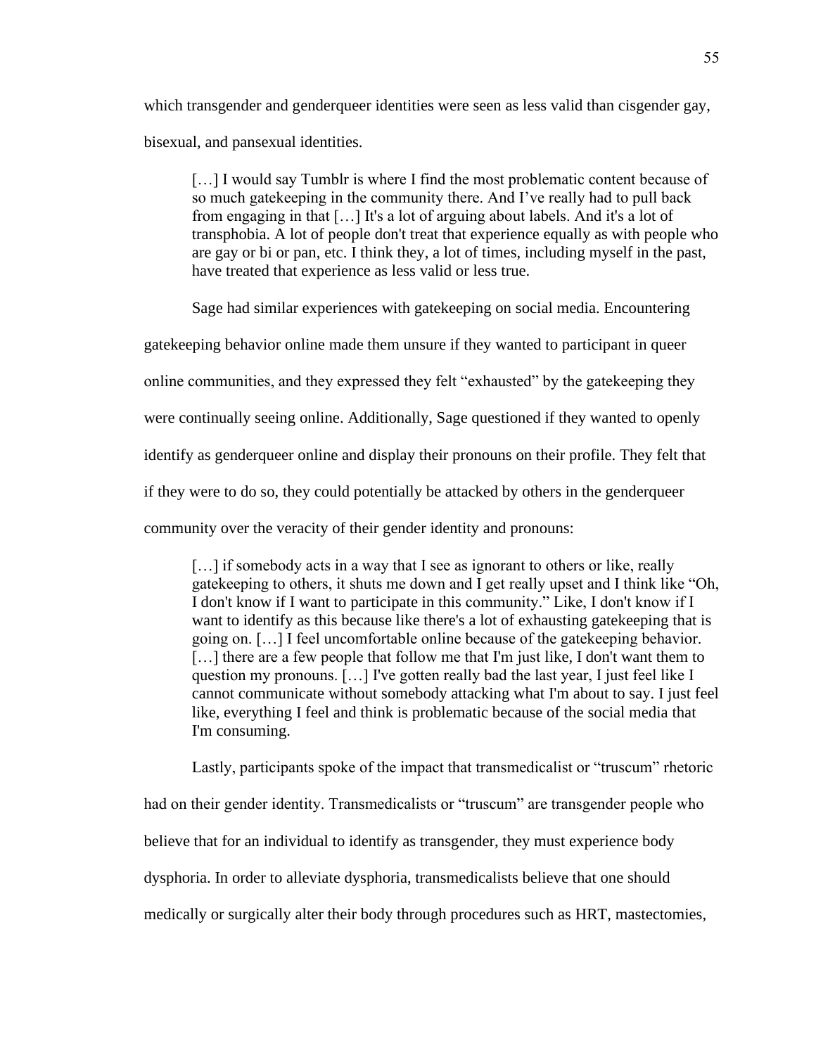which transgender and genderqueer identities were seen as less valid than cisgender gay, bisexual, and pansexual identities.

> […] I would say Tumblr is where I find the most problematic content because of so much gatekeeping in the community there. And I've really had to pull back from engaging in that […] It's a lot of arguing about labels. And it's a lot of transphobia. A lot of people don't treat that experience equally as with people who are gay or bi or pan, etc. I think they, a lot of times, including myself in the past, have treated that experience as less valid or less true.

Sage had similar experiences with gatekeeping on social media. Encountering gatekeeping behavior online made them unsure if they wanted to participant in queer online communities, and they expressed they felt "exhausted" by the gatekeeping they were continually seeing online. Additionally, Sage questioned if they wanted to openly identify as genderqueer online and display their pronouns on their profile. They felt that if they were to do so, they could potentially be attacked by others in the genderqueer community over the veracity of their gender identity and pronouns:

> […] if somebody acts in a way that I see as ignorant to others or like, really gatekeeping to others, it shuts me down and I get really upset and I think like "Oh, I don't know if I want to participate in this community." Like, I don't know if I want to identify as this because like there's a lot of exhausting gatekeeping that is going on. […] I feel uncomfortable online because of the gatekeeping behavior. […] there are a few people that follow me that I'm just like, I don't want them to question my pronouns. […] I've gotten really bad the last year, I just feel like I cannot communicate without somebody attacking what I'm about to say. I just feel like, everything I feel and think is problematic because of the social media that I'm consuming.

Lastly, participants spoke of the impact that transmedicalist or "truscum" rhetoric had on their gender identity. Transmedicalists or "truscum" are transgender people who believe that for an individual to identify as transgender, they must experience body dysphoria. In order to alleviate dysphoria, transmedicalists believe that one should medically or surgically alter their body through procedures such as HRT, mastectomies,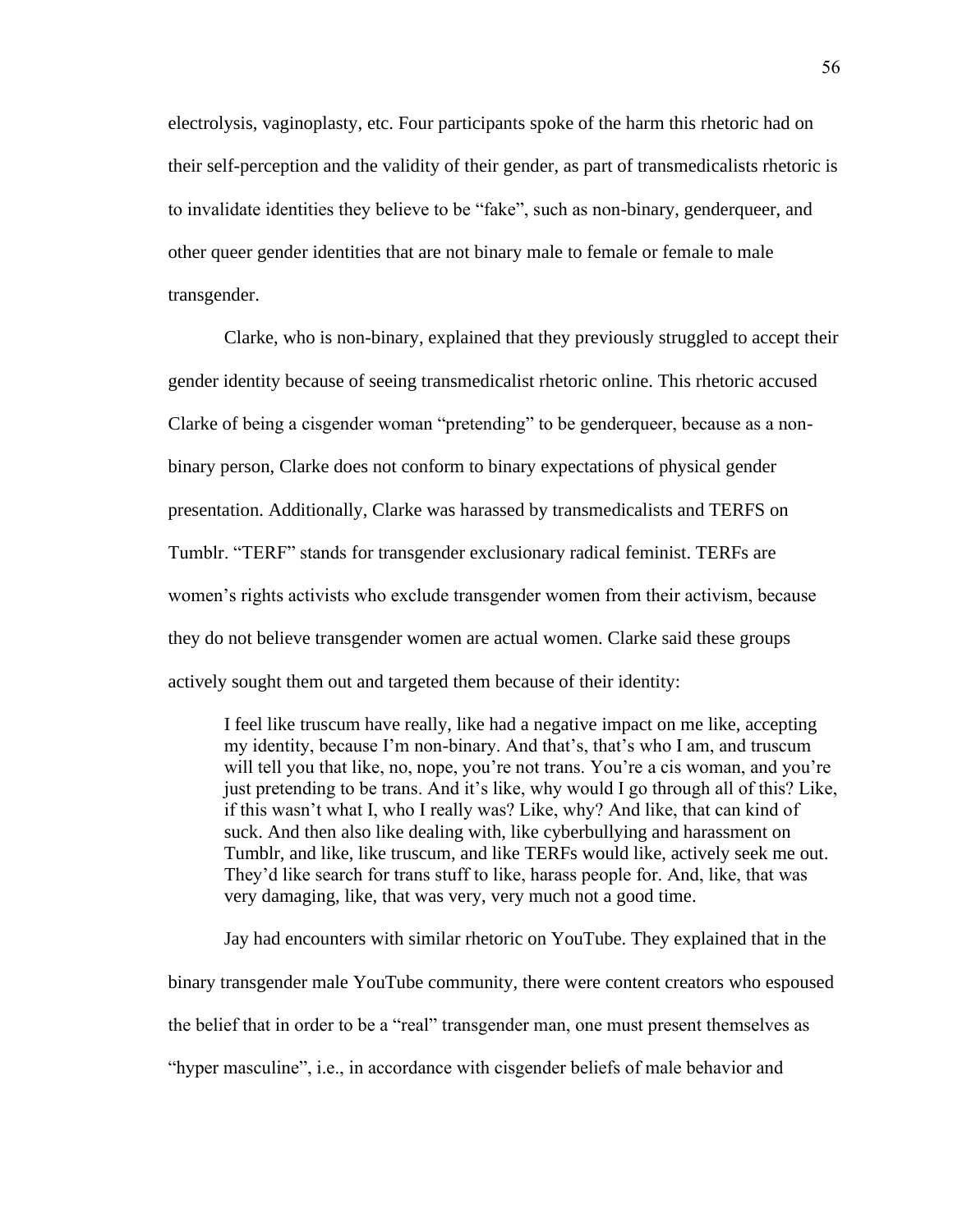electrolysis, vaginoplasty, etc. Four participants spoke of the harm this rhetoric had on their self-perception and the validity of their gender, as part of transmedicalists rhetoric is to invalidate identities they believe to be "fake", such as non-binary, genderqueer, and other queer gender identities that are not binary male to female or female to male transgender.

Clarke, who is non-binary, explained that they previously struggled to accept their gender identity because of seeing transmedicalist rhetoric online. This rhetoric accused Clarke of being a cisgender woman "pretending" to be genderqueer, because as a non-binary person, Clarke does not conform to binary expectations of physical gender presentation. Additionally, Clarke was harassed by transmedicalists and TERFS on Tumblr. "TERF" stands for transgender exclusionary radical feminist. TERFs are women's rights activists who exclude transgender women from their activism, because they do not believe transgender women are actual women. Clarke said these groups actively sought them out and targeted them because of their identity:

> I feel like truscum have really, like had a negative impact on me like, accepting my identity, because I'm non-binary. And that's, that's who I am, and truscum will tell you that like, no, nope, you're not trans. You're a cis woman, and you're just pretending to be trans. And it's like, why would I go through all of this? Like, if this wasn't what I, who I really was? Like, why? And like, that can kind of suck. And then also like dealing with, like cyberbullying and harassment on Tumblr, and like, like truscum, and like TERFs would like, actively seek me out. They'd like search for trans stuff to like, harass people for. And, like, that was very damaging, like, that was very, very much not a good time.

Jay had encounters with similar rhetoric on YouTube. They explained that in the binary transgender male YouTube community, there were content creators who espoused the belief that in order to be a "real" transgender man, one must present themselves as "hyper masculine", i.e., in accordance with cisgender beliefs of male behavior and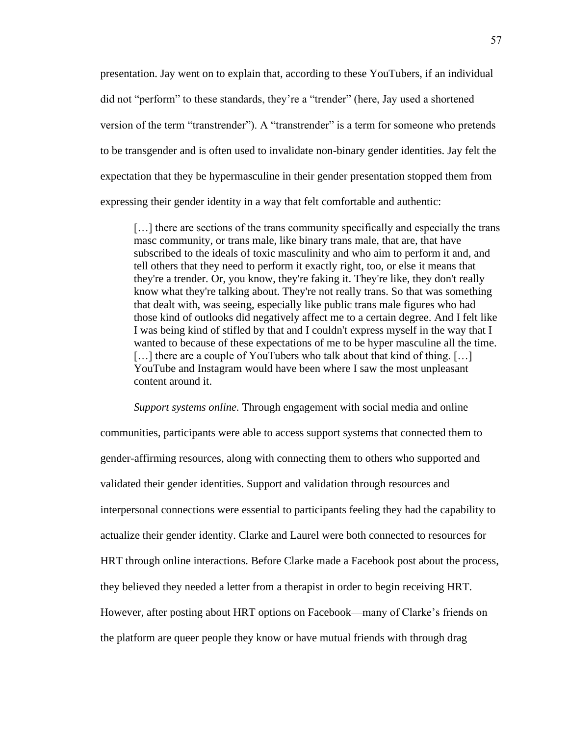presentation. Jay went on to explain that, according to these YouTubers, if an individual did not "perform" to these standards, they're a "trender" (here, Jay used a shortened version of the term "transtrender"). A "transtrender" is a term for someone who pretends to be transgender and is often used to invalidate non-binary gender identities. Jay felt the expectation that they be hypermasculine in their gender presentation stopped them from expressing their gender identity in a way that felt comfortable and authentic:

> […] there are sections of the trans community specifically and especially the trans masc community, or trans male, like binary trans male, that are, that have subscribed to the ideals of toxic masculinity and who aim to perform it and, and tell others that they need to perform it exactly right, too, or else it means that they're a trender. Or, you know, they're faking it. They're like, they don't really know what they're talking about. They're not really trans. So that was something that dealt with, was seeing, especially like public trans male figures who had those kind of outlooks did negatively affect me to a certain degree. And I felt like I was being kind of stifled by that and I couldn't express myself in the way that I wanted to because of these expectations of me to be hyper masculine all the time. […] there are a couple of YouTubers who talk about that kind of thing. […] YouTube and Instagram would have been where I saw the most unpleasant content around it.

*Support systems online.* Through engagement with social media and online communities, participants were able to access support systems that connected them to gender-affirming resources, along with connecting them to others who supported and validated their gender identities. Support and validation through resources and interpersonal connections were essential to participants feeling they had the capability to actualize their gender identity. Clarke and Laurel were both connected to resources for HRT through online interactions. Before Clarke made a Facebook post about the process, they believed they needed a letter from a therapist in order to begin receiving HRT. However, after posting about HRT options on Facebook—many of Clarke's friends on the platform are queer people they know or have mutual friends with through drag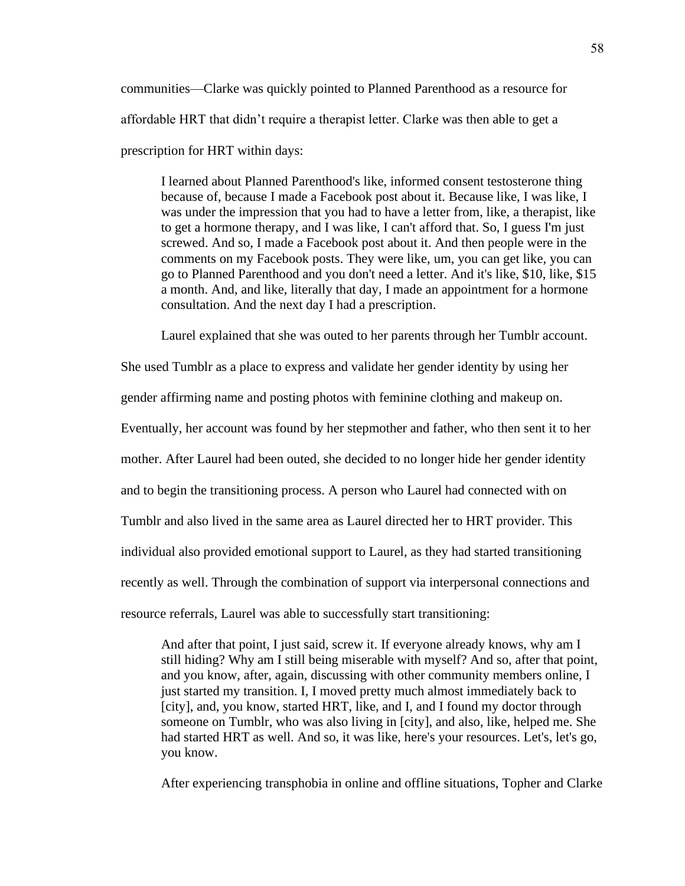communities—Clarke was quickly pointed to Planned Parenthood as a resource for affordable HRT that didn't require a therapist letter. Clarke was then able to get a prescription for HRT within days:

> I learned about Planned Parenthood's like, informed consent testosterone thing because of, because I made a Facebook post about it. Because like, I was like, I was under the impression that you had to have a letter from, like, a therapist, like to get a hormone therapy, and I was like, I can't afford that. So, I guess I'm just screwed. And so, I made a Facebook post about it. And then people were in the comments on my Facebook posts. They were like, um, you can get like, you can go to Planned Parenthood and you don't need a letter. And it's like, $10, like, $15 a month. And, and like, literally that day, I made an appointment for a hormone consultation. And the next day I had a prescription.

Laurel explained that she was outed to her parents through her Tumblr account. She used Tumblr as a place to express and validate her gender identity by using her gender affirming name and posting photos with feminine clothing and makeup on. Eventually, her account was found by her stepmother and father, who then sent it to her mother. After Laurel had been outed, she decided to no longer hide her gender identity and to begin the transitioning process. A person who Laurel had connected with on Tumblr and also lived in the same area as Laurel directed her to HRT provider. This individual also provided emotional support to Laurel, as they had started transitioning recently as well. Through the combination of support via interpersonal connections and resource referrals, Laurel was able to successfully start transitioning:

> And after that point, I just said, screw it. If everyone already knows, why am I still hiding? Why am I still being miserable with myself? And so, after that point, and you know, after, again, discussing with other community members online, I just started my transition. I, I moved pretty much almost immediately back to [city], and, you know, started HRT, like, and I, and I found my doctor through someone on Tumblr, who was also living in [city], and also, like, helped me. She had started HRT as well. And so, it was like, here's your resources. Let's, let's go, you know.

After experiencing transphobia in online and offline situations, Topher and Clarke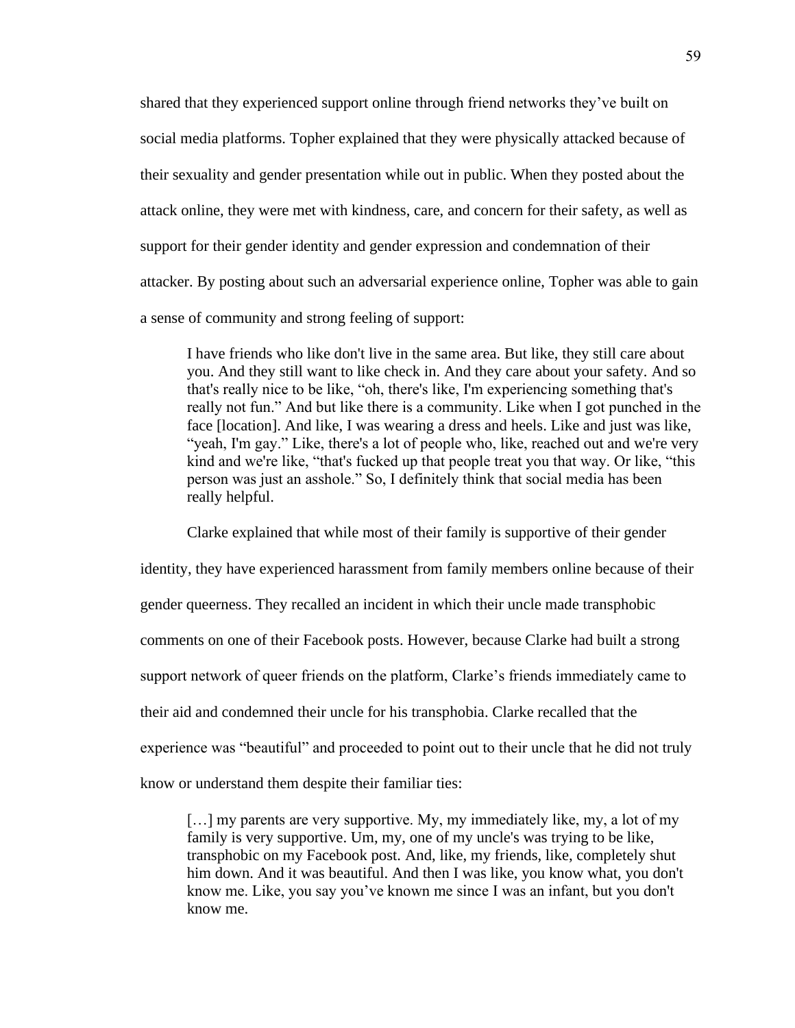shared that they experienced support online through friend networks they've built on social media platforms. Topher explained that they were physically attacked because of their sexuality and gender presentation while out in public. When they posted about the attack online, they were met with kindness, care, and concern for their safety, as well as support for their gender identity and gender expression and condemnation of their attacker. By posting about such an adversarial experience online, Topher was able to gain a sense of community and strong feeling of support:

> I have friends who like don't live in the same area. But like, they still care about you. And they still want to like check in. And they care about your safety. And so that's really nice to be like, "oh, there's like, I'm experiencing something that's really not fun." And but like there is a community. Like when I got punched in the face [location]. And like, I was wearing a dress and heels. Like and just was like, "yeah, I'm gay." Like, there's a lot of people who, like, reached out and we're very kind and we're like, "that's fucked up that people treat you that way. Or like, "this person was just an asshole." So, I definitely think that social media has been really helpful.

Clarke explained that while most of their family is supportive of their gender identity, they have experienced harassment from family members online because of their gender queerness. They recalled an incident in which their uncle made transphobic comments on one of their Facebook posts. However, because Clarke had built a strong support network of queer friends on the platform, Clarke's friends immediately came to their aid and condemned their uncle for his transphobia. Clarke recalled that the experience was "beautiful" and proceeded to point out to their uncle that he did not truly know or understand them despite their familiar ties:

> […] my parents are very supportive. My, my immediately like, my, a lot of my family is very supportive. Um, my, one of my uncle's was trying to be like, transphobic on my Facebook post. And, like, my friends, like, completely shut him down. And it was beautiful. And then I was like, you know what, you don't know me. Like, you say you've known me since I was an infant, but you don't know me.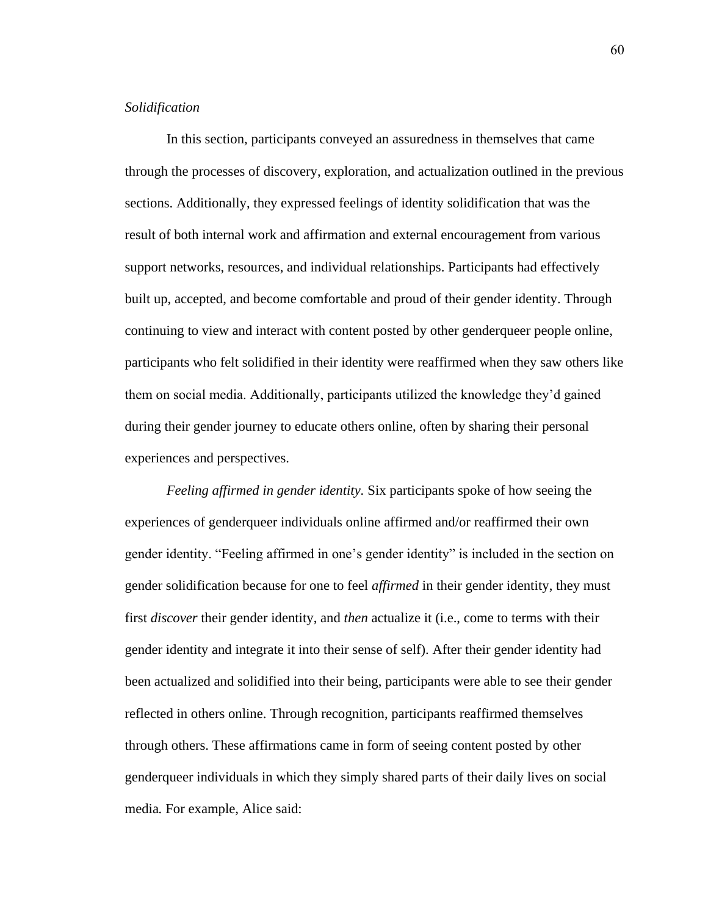*Solidification*

In this section, participants conveyed an assuredness in themselves that came through the processes of discovery, exploration, and actualization outlined in the previous sections. Additionally, they expressed feelings of identity solidification that was the result of both internal work and affirmation and external encouragement from various support networks, resources, and individual relationships. Participants had effectively built up, accepted, and become comfortable and proud of their gender identity. Through continuing to view and interact with content posted by other genderqueer people online, participants who felt solidified in their identity were reaffirmed when they saw others like them on social media. Additionally, participants utilized the knowledge they'd gained during their gender journey to educate others online, often by sharing their personal experiences and perspectives.

*Feeling affirmed in gender identity.* Six participants spoke of how seeing the experiences of genderqueer individuals online affirmed and/or reaffirmed their own gender identity. "Feeling affirmed in one's gender identity" is included in the section on gender solidification because for one to feel *affirmed* in their gender identity, they must first *discover* their gender identity, and *then* actualize it (i.e., come to terms with their gender identity and integrate it into their sense of self). After their gender identity had been actualized and solidified into their being, participants were able to see their gender reflected in others online. Through recognition, participants reaffirmed themselves through others. These affirmations came in form of seeing content posted by other genderqueer individuals in which they simply shared parts of their daily lives on social media. For example, Alice said: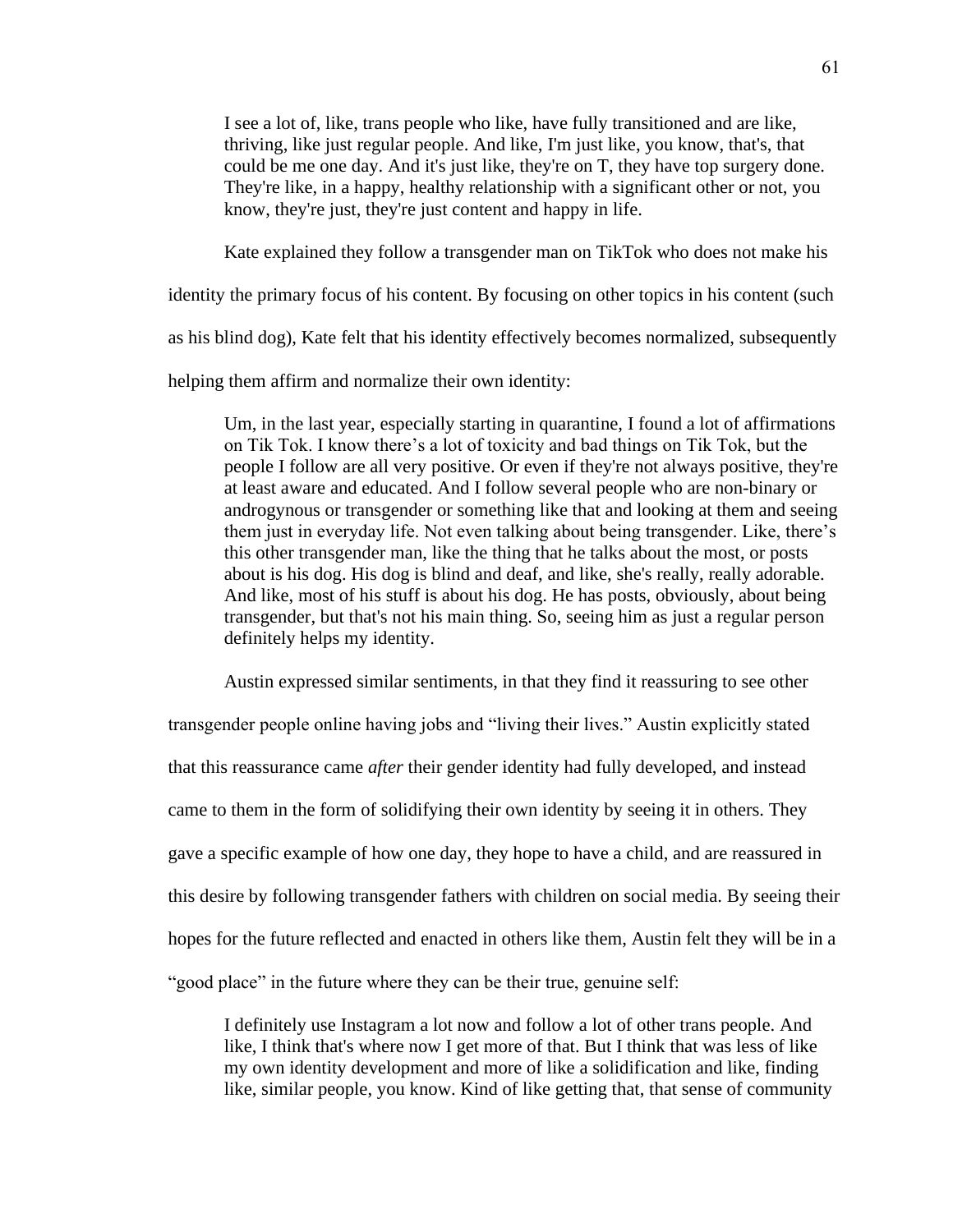> I see a lot of, like, trans people who like, have fully transitioned and are like, thriving, like just regular people. And like, I'm just like, you know, that's, that could be me one day. And it's just like, they're on T, they have top surgery done. They're like, in a happy, healthy relationship with a significant other or not, you know, they're just, they're just content and happy in life.

Kate explained they follow a transgender man on TikTok who does not make his identity the primary focus of his content. By focusing on other topics in his content (such as his blind dog), Kate felt that his identity effectively becomes normalized, subsequently helping them affirm and normalize their own identity:

> Um, in the last year, especially starting in quarantine, I found a lot of affirmations on Tik Tok. I know there's a lot of toxicity and bad things on Tik Tok, but the people I follow are all very positive. Or even if they're not always positive, they're at least aware and educated. And I follow several people who are non-binary or androgynous or transgender or something like that and looking at them and seeing them just in everyday life. Not even talking about being transgender. Like, there's this other transgender man, like the thing that he talks about the most, or posts about is his dog. His dog is blind and deaf, and like, she's really, really adorable. And like, most of his stuff is about his dog. He has posts, obviously, about being transgender, but that's not his main thing. So, seeing him as just a regular person definitely helps my identity.

Austin expressed similar sentiments, in that they find it reassuring to see other transgender people online having jobs and "living their lives." Austin explicitly stated that this reassurance came *after* their gender identity had fully developed, and instead came to them in the form of solidifying their own identity by seeing it in others. They gave a specific example of how one day, they hope to have a child, and are reassured in this desire by following transgender fathers with children on social media. By seeing their hopes for the future reflected and enacted in others like them, Austin felt they will be in a "good place" in the future where they can be their true, genuine self:

> I definitely use Instagram a lot now and follow a lot of other trans people. And like, I think that's where now I get more of that. But I think that was less of like my own identity development and more of like a solidification and like, finding like, similar people, you know. Kind of like getting that, that sense of community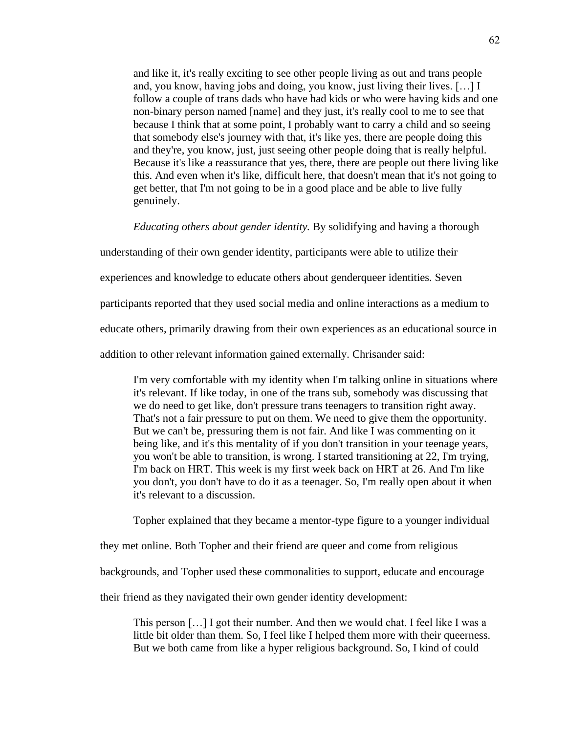> and like it, it's really exciting to see other people living as out and trans people and, you know, having jobs and doing, you know, just living their lives. […] I follow a couple of trans dads who have had kids or who were having kids and one non-binary person named [name] and they just, it's really cool to me to see that because I think that at some point, I probably want to carry a child and so seeing that somebody else's journey with that, it's like yes, there are people doing this and they're, you know, just, just seeing other people doing that is really helpful. Because it's like a reassurance that yes, there, there are people out there living like this. And even when it's like, difficult here, that doesn't mean that it's not going to get better, that I'm not going to be in a good place and be able to live fully genuinely.

*Educating others about gender identity.* By solidifying and having a thorough understanding of their own gender identity, participants were able to utilize their experiences and knowledge to educate others about genderqueer identities. Seven participants reported that they used social media and online interactions as a medium to educate others, primarily drawing from their own experiences as an educational source in addition to other relevant information gained externally. Chrisander said:

> I'm very comfortable with my identity when I'm talking online in situations where it's relevant. If like today, in one of the trans sub, somebody was discussing that we do need to get like, don't pressure trans teenagers to transition right away. That's not a fair pressure to put on them. We need to give them the opportunity. But we can't be, pressuring them is not fair. And like I was commenting on it being like, and it's this mentality of if you don't transition in your teenage years, you won't be able to transition, is wrong. I started transitioning at 22, I'm trying, I'm back on HRT. This week is my first week back on HRT at 26. And I'm like you don't, you don't have to do it as a teenager. So, I'm really open about it when it's relevant to a discussion.

Topher explained that they became a mentor-type figure to a younger individual they met online. Both Topher and their friend are queer and come from religious backgrounds, and Topher used these commonalities to support, educate and encourage their friend as they navigated their own gender identity development:

> This person […] I got their number. And then we would chat. I feel like I was a little bit older than them. So, I feel like I helped them more with their queerness. But we both came from like a hyper religious background. So, I kind of could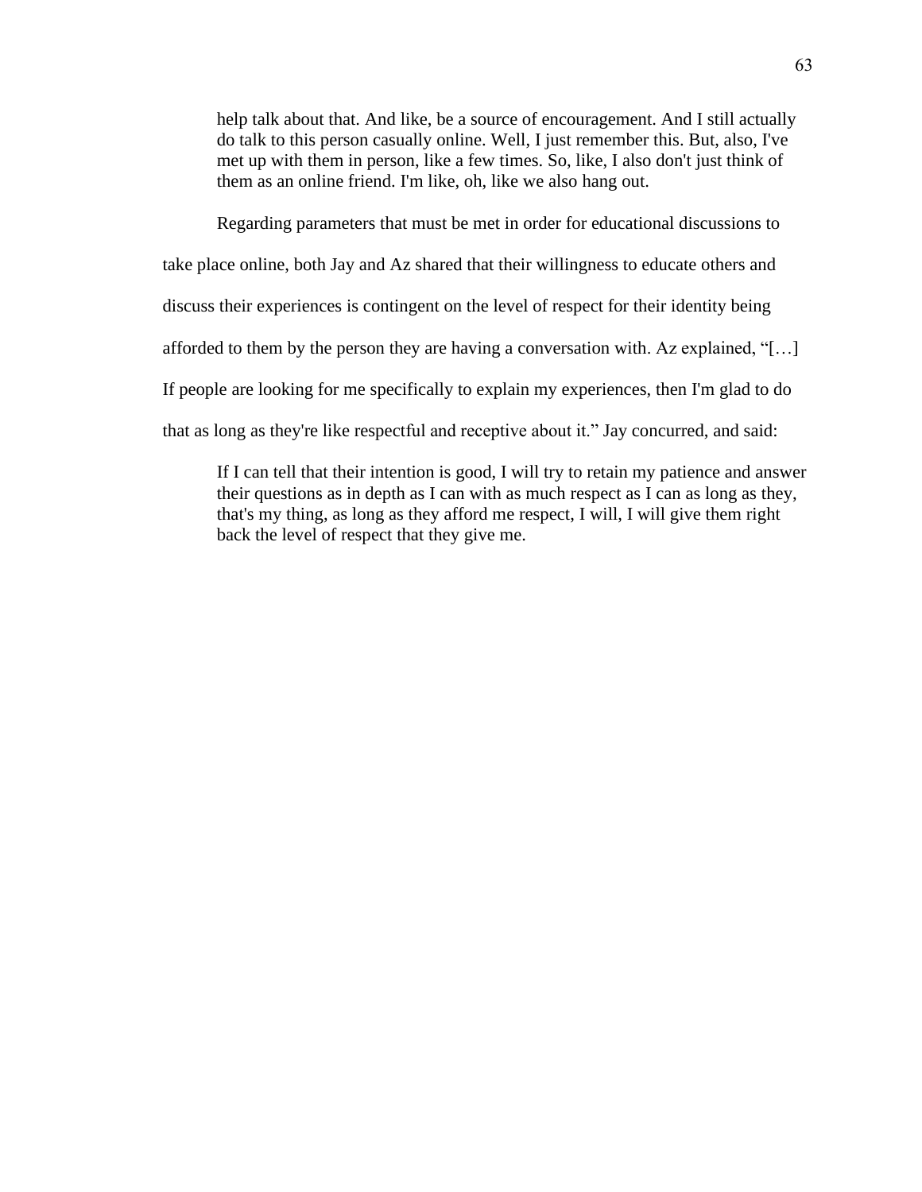> help talk about that. And like, be a source of encouragement. And I still actually do talk to this person casually online. Well, I just remember this. But, also, I've met up with them in person, like a few times. So, like, I also don't just think of them as an online friend. I'm like, oh, like we also hang out.

Regarding parameters that must be met in order for educational discussions to take place online, both Jay and Az shared that their willingness to educate others and discuss their experiences is contingent on the level of respect for their identity being afforded to them by the person they are having a conversation with. Az explained, "[…] If people are looking for me specifically to explain my experiences, then I'm glad to do that as long as they're like respectful and receptive about it." Jay concurred, and said:

> If I can tell that their intention is good, I will try to retain my patience and answer their questions as in depth as I can with as much respect as I can as long as they, that's my thing, as long as they afford me respect, I will, I will give them right back the level of respect that they give me.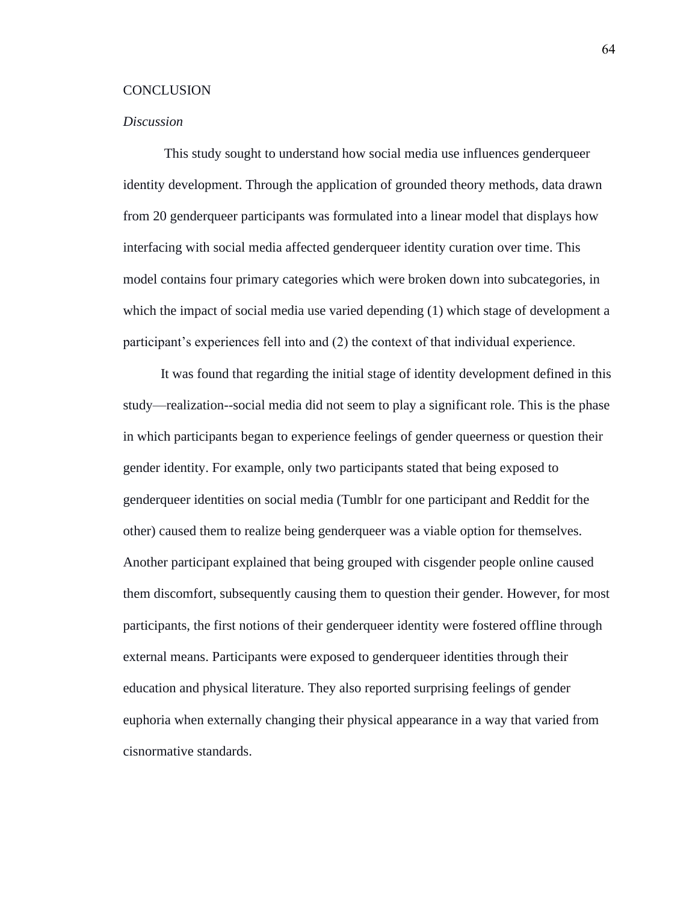# CONCLUSION

## *Discussion*

This study sought to understand how social media use influences genderqueer identity development. Through the application of grounded theory methods, data drawn from 20 genderqueer participants was formulated into a linear model that displays how interfacing with social media affected genderqueer identity curation over time. This model contains four primary categories which were broken down into subcategories, in which the impact of social media use varied depending (1) which stage of development a participant's experiences fell into and (2) the context of that individual experience.

It was found that regarding the initial stage of identity development defined in this study—realization--social media did not seem to play a significant role. This is the phase in which participants began to experience feelings of gender queerness or question their gender identity. For example, only two participants stated that being exposed to genderqueer identities on social media (Tumblr for one participant and Reddit for the other) caused them to realize being genderqueer was a viable option for themselves. Another participant explained that being grouped with cisgender people online caused them discomfort, subsequently causing them to question their gender. However, for most participants, the first notions of their genderqueer identity were fostered offline through external means. Participants were exposed to genderqueer identities through their education and physical literature. They also reported surprising feelings of gender euphoria when externally changing their physical appearance in a way that varied from cisnormative standards.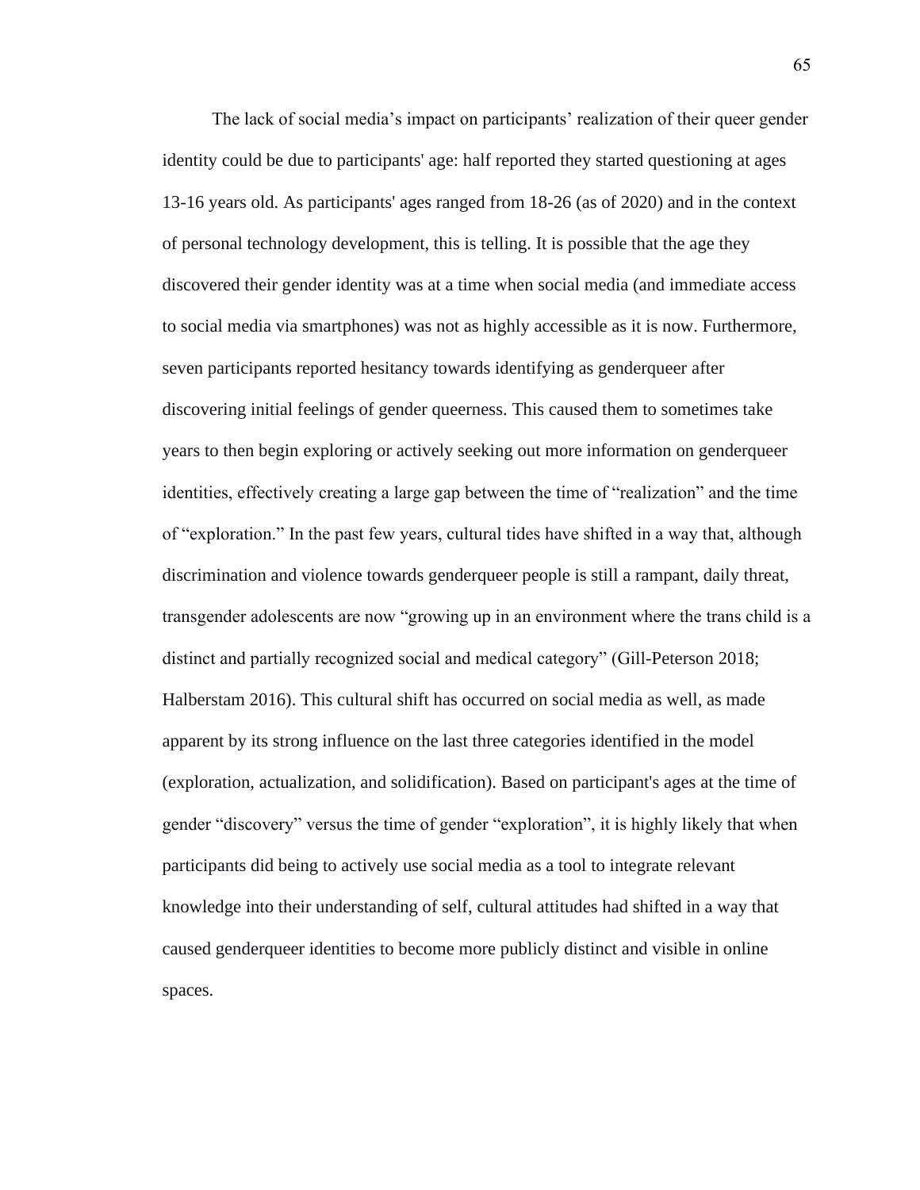The lack of social media's impact on participants' realization of their queer gender identity could be due to participants' age: half reported they started questioning at ages 13-16 years old. As participants' ages ranged from 18-26 (as of 2020) and in the context of personal technology development, this is telling. It is possible that the age they discovered their gender identity was at a time when social media (and immediate access to social media via smartphones) was not as highly accessible as it is now. Furthermore, seven participants reported hesitancy towards identifying as genderqueer after discovering initial feelings of gender queerness. This caused them to sometimes take years to then begin exploring or actively seeking out more information on genderqueer identities, effectively creating a large gap between the time of "realization" and the time of "exploration." In the past few years, cultural tides have shifted in a way that, although discrimination and violence towards genderqueer people is still a rampant, daily threat, transgender adolescents are now "growing up in an environment where the trans child is a distinct and partially recognized social and medical category" (Gill-Peterson 2018; Halberstam 2016). This cultural shift has occurred on social media as well, as made apparent by its strong influence on the last three categories identified in the model (exploration, actualization, and solidification). Based on participant's ages at the time of gender "discovery" versus the time of gender "exploration", it is highly likely that when participants did being to actively use social media as a tool to integrate relevant knowledge into their understanding of self, cultural attitudes had shifted in a way that caused genderqueer identities to become more publicly distinct and visible in online spaces.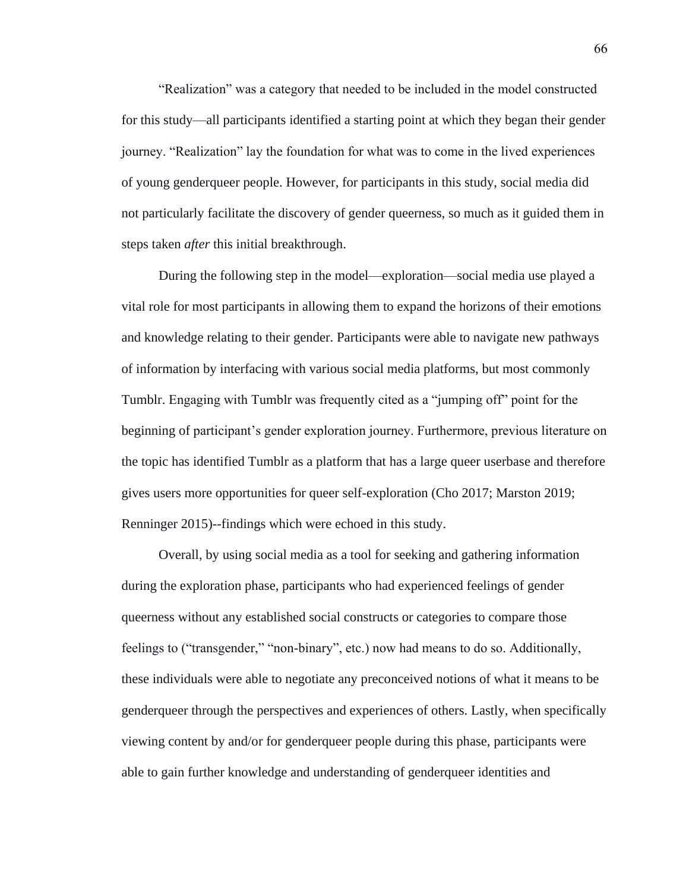“Realization” was a category that needed to be included in the model constructed for this study—all participants identified a starting point at which they began their gender journey. “Realization” lay the foundation for what was to come in the lived experiences of young genderqueer people. However, for participants in this study, social media did not particularly facilitate the discovery of gender queerness, so much as it guided them in steps taken *after* this initial breakthrough.

During the following step in the model—exploration—social media use played a vital role for most participants in allowing them to expand the horizons of their emotions and knowledge relating to their gender. Participants were able to navigate new pathways of information by interfacing with various social media platforms, but most commonly Tumblr. Engaging with Tumblr was frequently cited as a “jumping off” point for the beginning of participant’s gender exploration journey. Furthermore, previous literature on the topic has identified Tumblr as a platform that has a large queer userbase and therefore gives users more opportunities for queer self-exploration (Cho 2017; Marston 2019; Renninger 2015)--findings which were echoed in this study.

Overall, by using social media as a tool for seeking and gathering information during the exploration phase, participants who had experienced feelings of gender queerness without any established social constructs or categories to compare those feelings to (“transgender,” “non-binary”, etc.) now had means to do so. Additionally, these individuals were able to negotiate any preconceived notions of what it means to be genderqueer through the perspectives and experiences of others. Lastly, when specifically viewing content by and/or for genderqueer people during this phase, participants were able to gain further knowledge and understanding of genderqueer identities and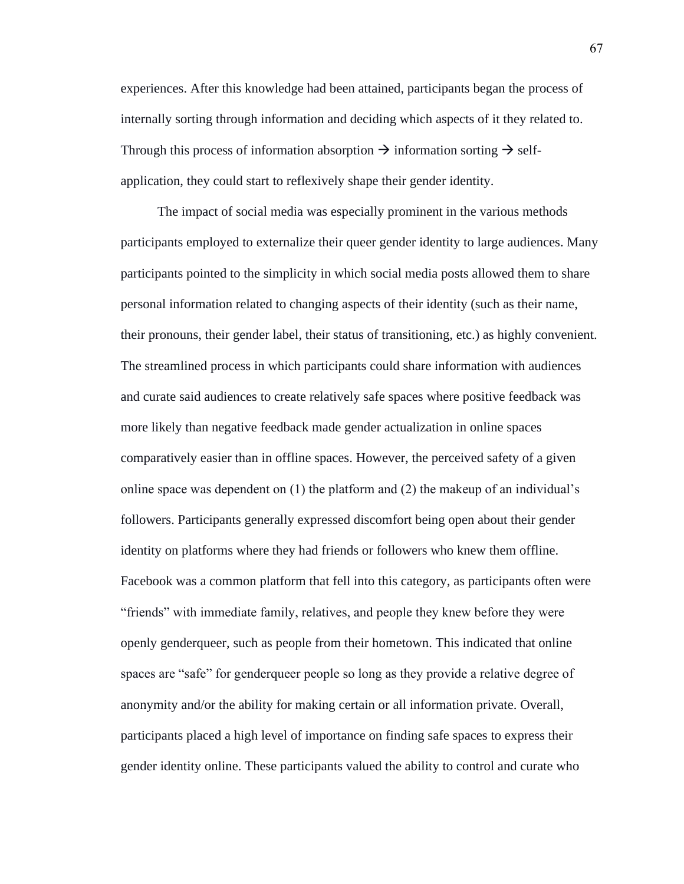experiences. After this knowledge had been attained, participants began the process of internally sorting through information and deciding which aspects of it they related to. Through this process of information absorption → information sorting → self-application, they could start to reflexively shape their gender identity.

The impact of social media was especially prominent in the various methods participants employed to externalize their queer gender identity to large audiences. Many participants pointed to the simplicity in which social media posts allowed them to share personal information related to changing aspects of their identity (such as their name, their pronouns, their gender label, their status of transitioning, etc.) as highly convenient. The streamlined process in which participants could share information with audiences and curate said audiences to create relatively safe spaces where positive feedback was more likely than negative feedback made gender actualization in online spaces comparatively easier than in offline spaces. However, the perceived safety of a given online space was dependent on (1) the platform and (2) the makeup of an individual's followers. Participants generally expressed discomfort being open about their gender identity on platforms where they had friends or followers who knew them offline. Facebook was a common platform that fell into this category, as participants often were "friends" with immediate family, relatives, and people they knew before they were openly genderqueer, such as people from their hometown. This indicated that online spaces are "safe" for genderqueer people so long as they provide a relative degree of anonymity and/or the ability for making certain or all information private. Overall, participants placed a high level of importance on finding safe spaces to express their gender identity online. These participants valued the ability to control and curate who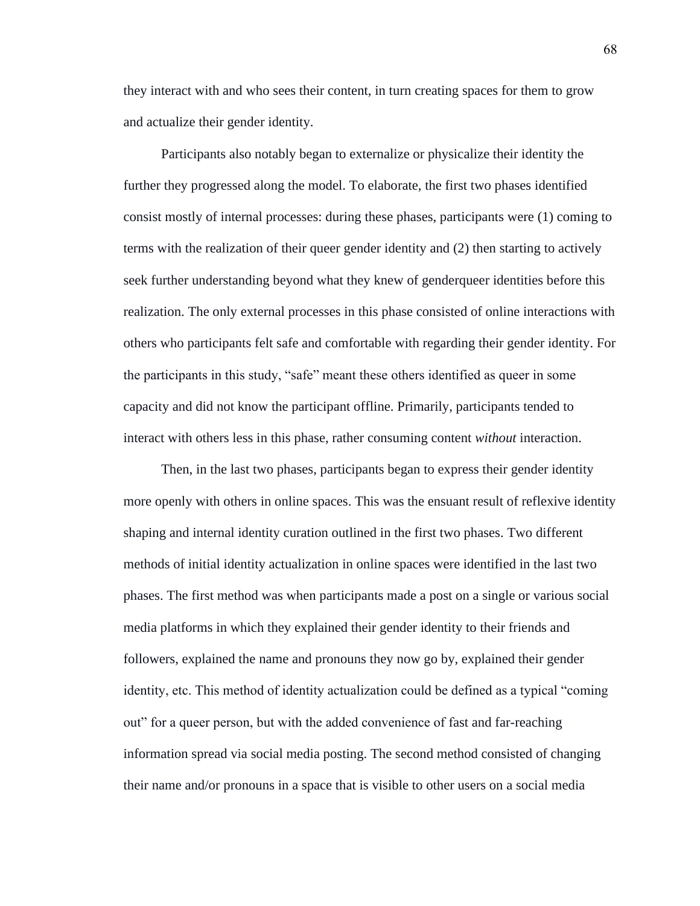they interact with and who sees their content, in turn creating spaces for them to grow and actualize their gender identity.

Participants also notably began to externalize or physicalize their identity the further they progressed along the model. To elaborate, the first two phases identified consist mostly of internal processes: during these phases, participants were (1) coming to terms with the realization of their queer gender identity and (2) then starting to actively seek further understanding beyond what they knew of genderqueer identities before this realization. The only external processes in this phase consisted of online interactions with others who participants felt safe and comfortable with regarding their gender identity. For the participants in this study, “safe” meant these others identified as queer in some capacity and did not know the participant offline. Primarily, participants tended to interact with others less in this phase, rather consuming content *without* interaction.

Then, in the last two phases, participants began to express their gender identity more openly with others in online spaces. This was the ensuant result of reflexive identity shaping and internal identity curation outlined in the first two phases. Two different methods of initial identity actualization in online spaces were identified in the last two phases. The first method was when participants made a post on a single or various social media platforms in which they explained their gender identity to their friends and followers, explained the name and pronouns they now go by, explained their gender identity, etc. This method of identity actualization could be defined as a typical “coming out” for a queer person, but with the added convenience of fast and far-reaching information spread via social media posting. The second method consisted of changing their name and/or pronouns in a space that is visible to other users on a social media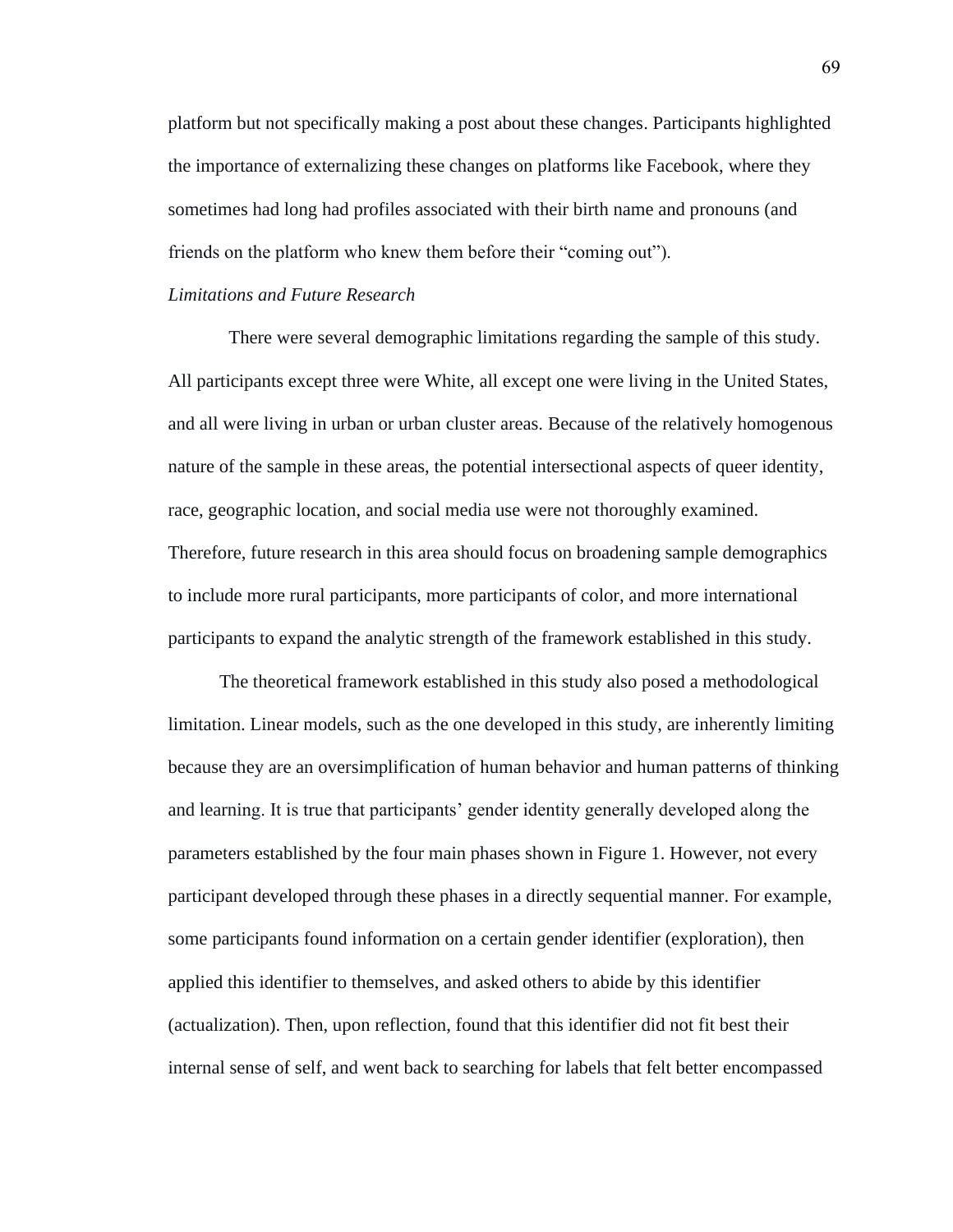platform but not specifically making a post about these changes. Participants highlighted the importance of externalizing these changes on platforms like Facebook, where they sometimes had long had profiles associated with their birth name and pronouns (and friends on the platform who knew them before their "coming out").

*Limitations and Future Research*

There were several demographic limitations regarding the sample of this study. All participants except three were White, all except one were living in the United States, and all were living in urban or urban cluster areas. Because of the relatively homogenous nature of the sample in these areas, the potential intersectional aspects of queer identity, race, geographic location, and social media use were not thoroughly examined. Therefore, future research in this area should focus on broadening sample demographics to include more rural participants, more participants of color, and more international participants to expand the analytic strength of the framework established in this study.

The theoretical framework established in this study also posed a methodological limitation. Linear models, such as the one developed in this study, are inherently limiting because they are an oversimplification of human behavior and human patterns of thinking and learning. It is true that participants' gender identity generally developed along the parameters established by the four main phases shown in Figure 1. However, not every participant developed through these phases in a directly sequential manner. For example, some participants found information on a certain gender identifier (exploration), then applied this identifier to themselves, and asked others to abide by this identifier (actualization). Then, upon reflection, found that this identifier did not fit best their internal sense of self, and went back to searching for labels that felt better encompassed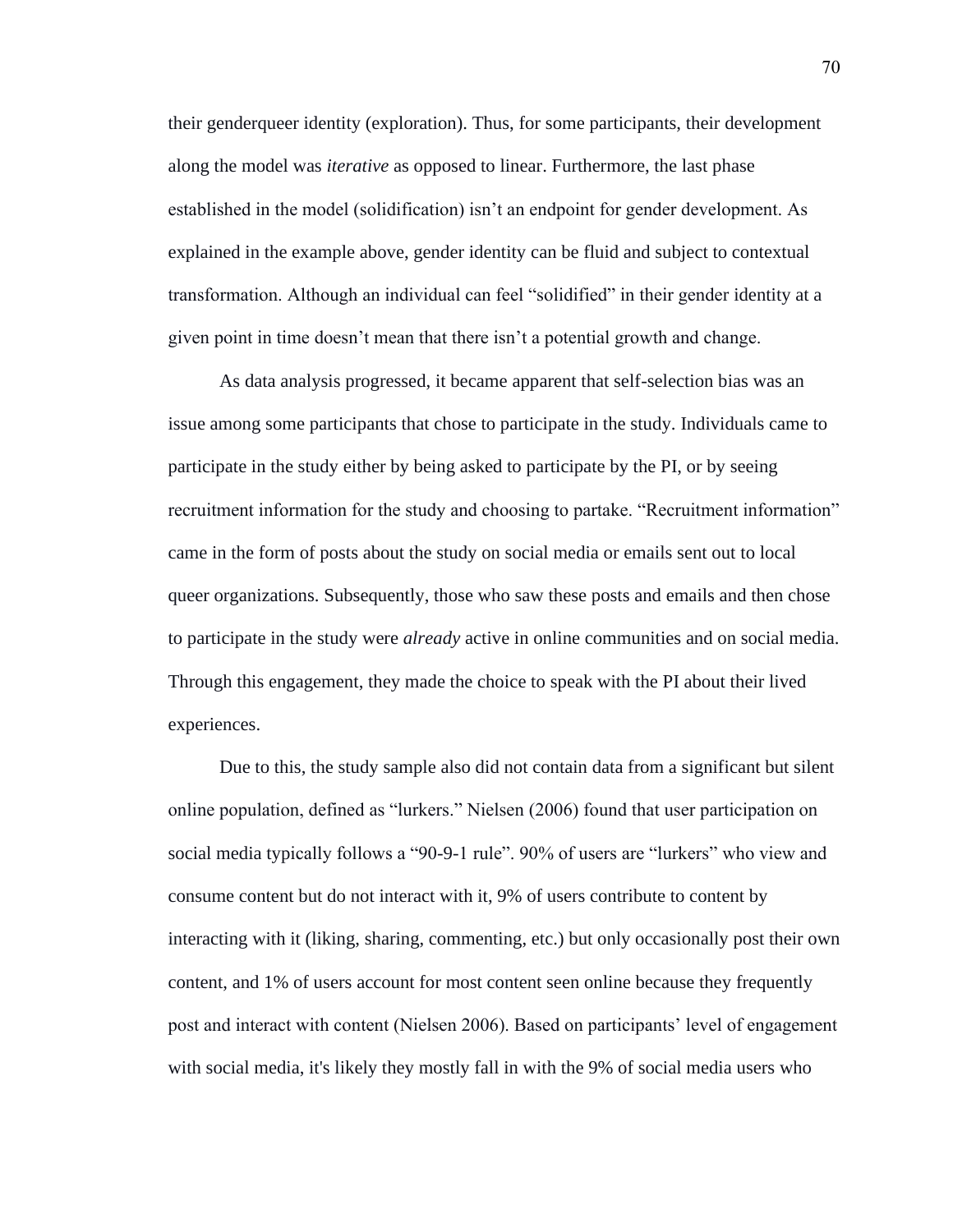their genderqueer identity (exploration). Thus, for some participants, their development along the model was *iterative* as opposed to linear. Furthermore, the last phase established in the model (solidification) isn't an endpoint for gender development. As explained in the example above, gender identity can be fluid and subject to contextual transformation. Although an individual can feel "solidified" in their gender identity at a given point in time doesn't mean that there isn't a potential growth and change.

As data analysis progressed, it became apparent that self-selection bias was an issue among some participants that chose to participate in the study. Individuals came to participate in the study either by being asked to participate by the PI, or by seeing recruitment information for the study and choosing to partake. "Recruitment information" came in the form of posts about the study on social media or emails sent out to local queer organizations. Subsequently, those who saw these posts and emails and then chose to participate in the study were *already* active in online communities and on social media. Through this engagement, they made the choice to speak with the PI about their lived experiences.

Due to this, the study sample also did not contain data from a significant but silent online population, defined as "lurkers." Nielsen (2006) found that user participation on social media typically follows a "90-9-1 rule". 90% of users are "lurkers" who view and consume content but do not interact with it, 9% of users contribute to content by interacting with it (liking, sharing, commenting, etc.) but only occasionally post their own content, and 1% of users account for most content seen online because they frequently post and interact with content (Nielsen 2006). Based on participants' level of engagement with social media, it's likely they mostly fall in with the 9% of social media users who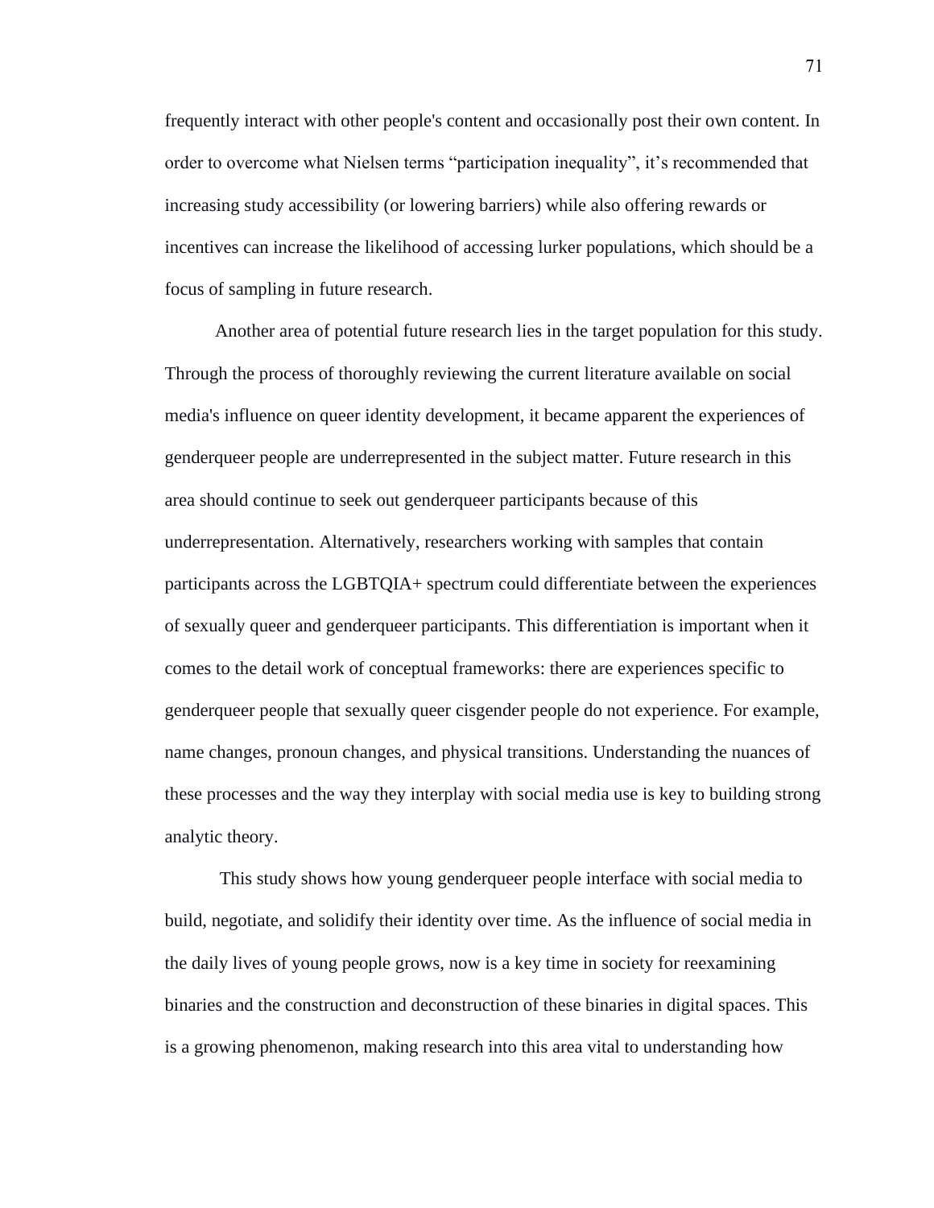frequently interact with other people's content and occasionally post their own content. In order to overcome what Nielsen terms “participation inequality”, it’s recommended that increasing study accessibility (or lowering barriers) while also offering rewards or incentives can increase the likelihood of accessing lurker populations, which should be a focus of sampling in future research.

Another area of potential future research lies in the target population for this study. Through the process of thoroughly reviewing the current literature available on social media's influence on queer identity development, it became apparent the experiences of genderqueer people are underrepresented in the subject matter. Future research in this area should continue to seek out genderqueer participants because of this underrepresentation. Alternatively, researchers working with samples that contain participants across the LGBTQIA+ spectrum could differentiate between the experiences of sexually queer and genderqueer participants. This differentiation is important when it comes to the detail work of conceptual frameworks: there are experiences specific to genderqueer people that sexually queer cisgender people do not experience. For example, name changes, pronoun changes, and physical transitions. Understanding the nuances of these processes and the way they interplay with social media use is key to building strong analytic theory.

This study shows how young genderqueer people interface with social media to build, negotiate, and solidify their identity over time. As the influence of social media in the daily lives of young people grows, now is a key time in society for reexamining binaries and the construction and deconstruction of these binaries in digital spaces. This is a growing phenomenon, making research into this area vital to understanding how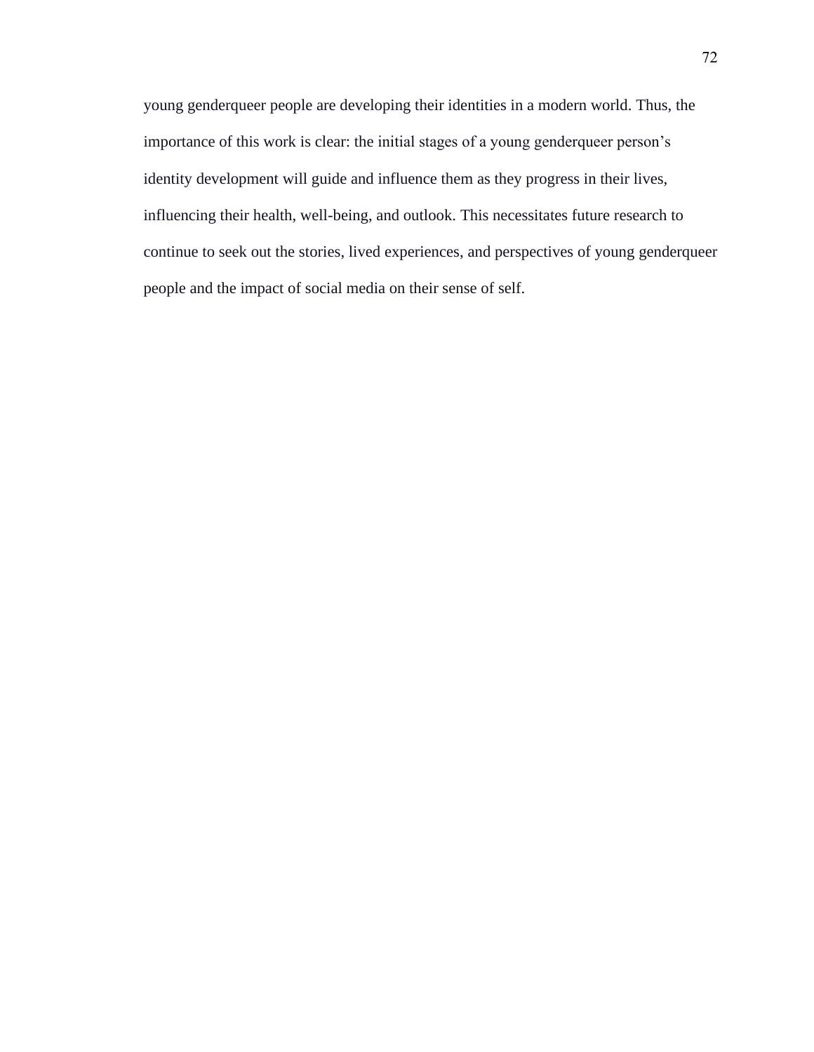young genderqueer people are developing their identities in a modern world. Thus, the importance of this work is clear: the initial stages of a young genderqueer person's identity development will guide and influence them as they progress in their lives, influencing their health, well-being, and outlook. This necessitates future research to continue to seek out the stories, lived experiences, and perspectives of young genderqueer people and the impact of social media on their sense of self.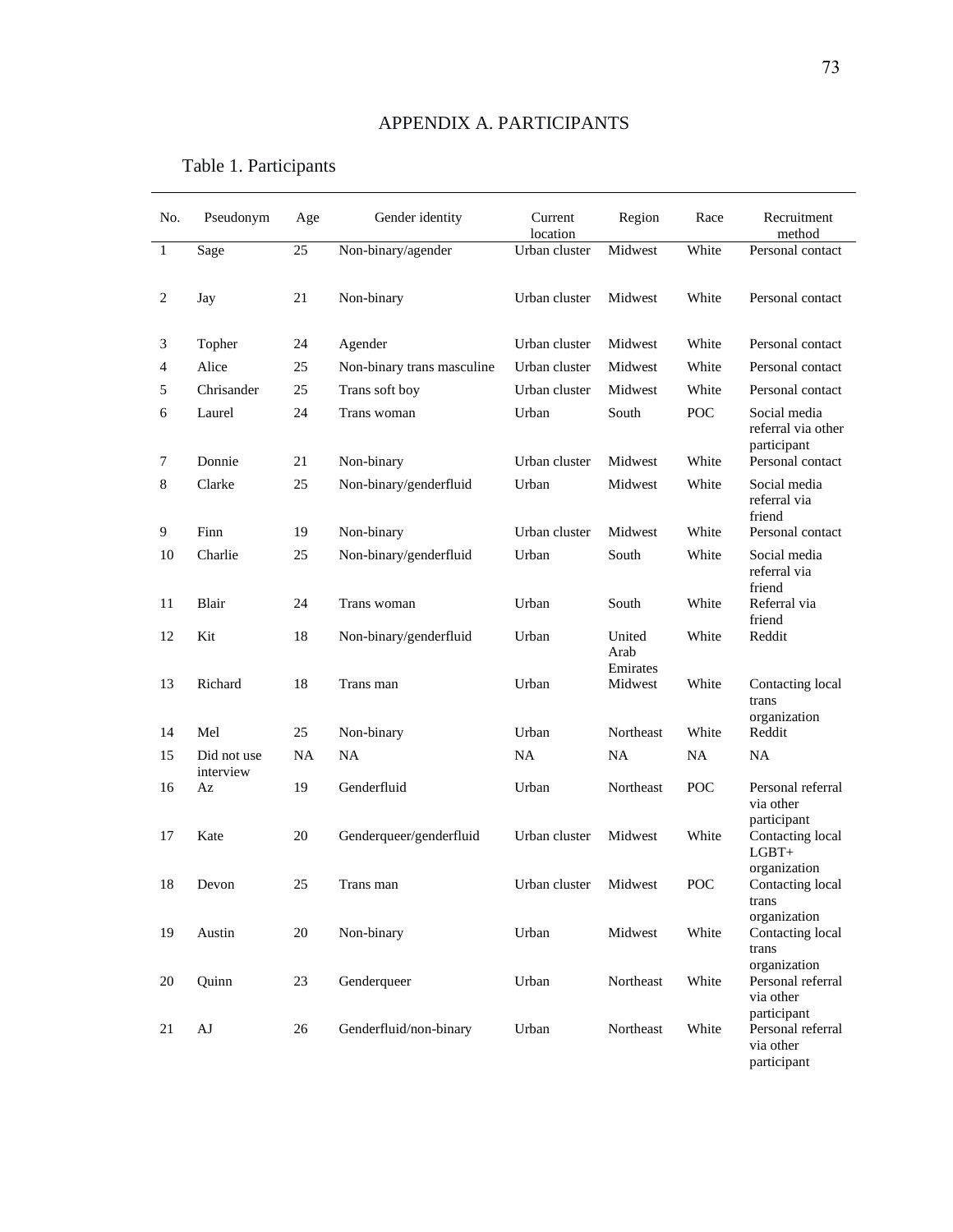# APPENDIX A. PARTICIPANTS

Table 1. Participants

| No. | Pseudonym | Age | Gender identity | Current location | Region | Race | Recruitment method |
|---|---|---|---|---|---|---|---|
| 1 | Sage | 25 | Non-binary/agender | Urban cluster | Midwest | White | Personal contact |
| 2 | Jay | 21 | Non-binary | Urban cluster | Midwest | White | Personal contact |
| 3 | Topher | 24 | Agender | Urban cluster | Midwest | White | Personal contact |
| 4 | Alice | 25 | Non-binary trans masculine | Urban cluster | Midwest | White | Personal contact |
| 5 | Chrisander | 25 | Trans soft boy | Urban cluster | Midwest | White | Personal contact |
| 6 | Laurel | 24 | Trans woman | Urban | South | POC | Social media referral via other participant |
| 7 | Donnie | 21 | Non-binary | Urban cluster | Midwest | White | Personal contact |
| 8 | Clarke | 25 | Non-binary/genderfluid | Urban | Midwest | White | Social media referral via friend |
| 9 | Finn | 19 | Non-binary | Urban cluster | Midwest | White | Personal contact |
| 10 | Charlie | 25 | Non-binary/genderfluid | Urban | South | White | Social media referral via friend |
| 11 | Blair | 24 | Trans woman | Urban | South | White | Referral via friend |
| 12 | Kit | 18 | Non-binary/genderfluid | Urban | United Arab Emirates | White | Reddit |
| 13 | Richard | 18 | Trans man | Urban | Midwest | White | Contacting local trans organization |
| 14 | Mel | 25 | Non-binary | Urban | Northeast | White | Reddit |
| 15 | Did not use interview | NA | NA | NA | NA | NA | NA |
| 16 | Az | 19 | Genderfluid | Urban | Northeast | POC | Personal referral via other participant |
| 17 | Kate | 20 | Genderqueer/genderfluid | Urban cluster | Midwest | White | Contacting local LGBT+ organization |
| 18 | Devon | 25 | Trans man | Urban cluster | Midwest | POC | Contacting local trans organization |
| 19 | Austin | 20 | Non-binary | Urban | Midwest | White | Contacting local trans organization |
| 20 | Quinn | 23 | Genderqueer | Urban | Northeast | White | Personal referral via other participant |
| 21 | AJ | 26 | Genderfluid/non-binary | Urban | Northeast | White | Personal referral via other participant |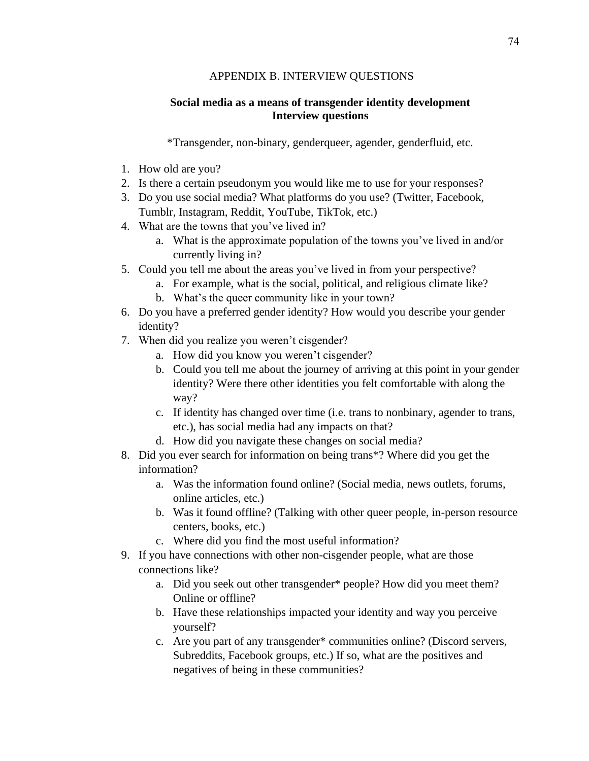# APPENDIX B. INTERVIEW QUESTIONS

**Social media as a means of transgender identity development**
**Interview questions**

*Transgender, non-binary, genderqueer, agender, genderfluid, etc.

1. How old are you?
2. Is there a certain pseudonym you would like me to use for your responses?
3. Do you use social media? What platforms do you use? (Twitter, Facebook, Tumblr, Instagram, Reddit, YouTube, TikTok, etc.)
4. What are the towns that you've lived in?
    a. What is the approximate population of the towns you've lived in and/or currently living in?
5. Could you tell me about the areas you've lived in from your perspective?
    a. For example, what is the social, political, and religious climate like?
    b. What's the queer community like in your town?
6. Do you have a preferred gender identity? How would you describe your gender identity?
7. When did you realize you weren't cisgender?
    a. How did you know you weren't cisgender?
    b. Could you tell me about the journey of arriving at this point in your gender identity? Were there other identities you felt comfortable with along the way?
    c. If identity has changed over time (i.e. trans to nonbinary, agender to trans, etc.), has social media had any impacts on that?
    d. How did you navigate these changes on social media?
8. Did you ever search for information on being trans*? Where did you get the information?
    a. Was the information found online? (Social media, news outlets, forums, online articles, etc.)
    b. Was it found offline? (Talking with other queer people, in-person resource centers, books, etc.)
    c. Where did you find the most useful information?
9. If you have connections with other non-cisgender people, what are those connections like?
    a. Did you seek out other transgender* people? How did you meet them? Online or offline?
    b. Have these relationships impacted your identity and way you perceive yourself?
    c. Are you part of any transgender* communities online? (Discord servers, Subreddits, Facebook groups, etc.) If so, what are the positives and negatives of being in these communities?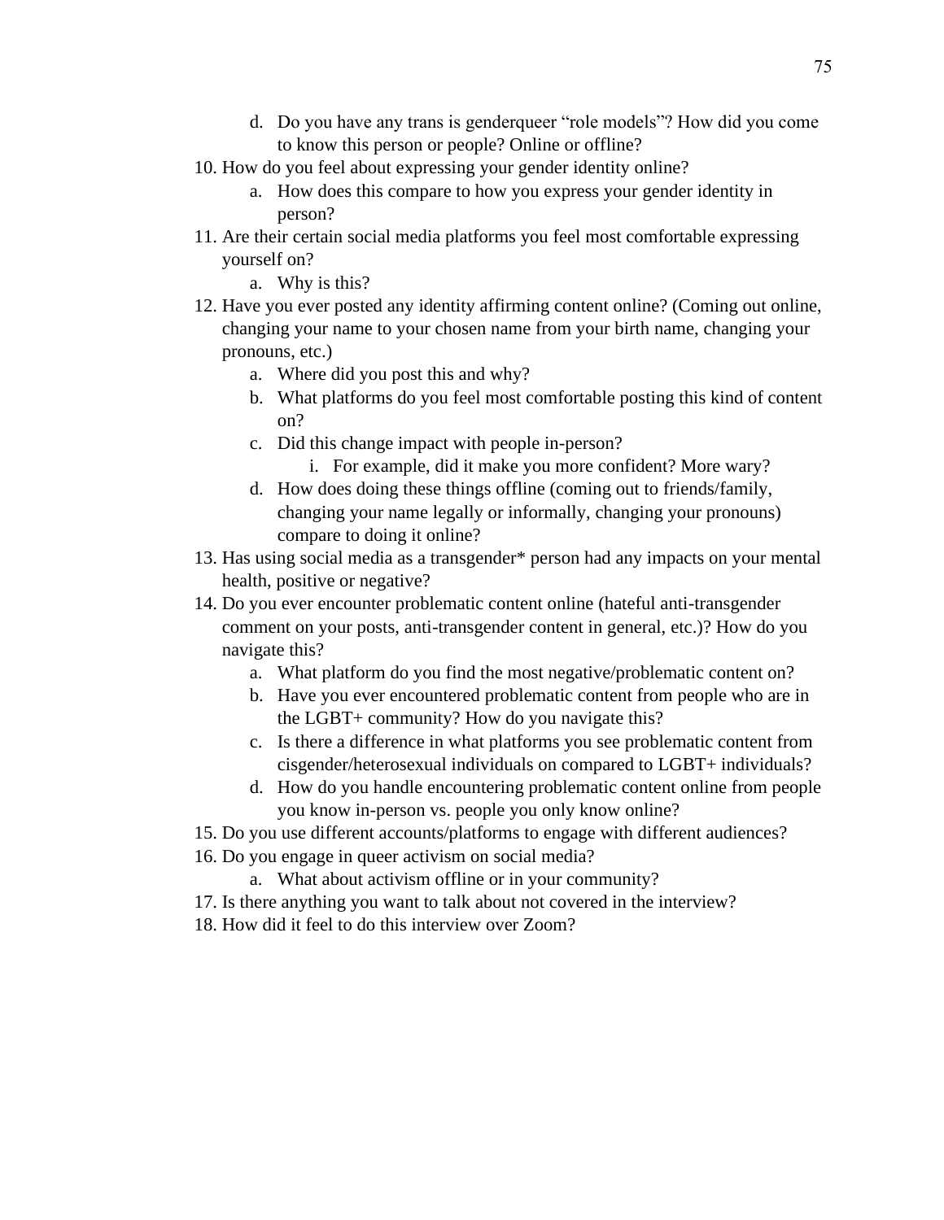d. Do you have any trans is genderqueer "role models"? How did you come to know this person or people? Online or offline?

10. How do you feel about expressing your gender identity online?
    a. How does this compare to how you express your gender identity in person?
11. Are their certain social media platforms you feel most comfortable expressing yourself on?
    a. Why is this?
12. Have you ever posted any identity affirming content online? (Coming out online, changing your name to your chosen name from your birth name, changing your pronouns, etc.)
    a. Where did you post this and why?
    b. What platforms do you feel most comfortable posting this kind of content on?
    c. Did this change impact with people in-person?
       i. For example, did it make you more confident? More wary?
    d. How does doing these things offline (coming out to friends/family, changing your name legally or informally, changing your pronouns) compare to doing it online?
13. Has using social media as a transgender* person had any impacts on your mental health, positive or negative?
14. Do you ever encounter problematic content online (hateful anti-transgender comment on your posts, anti-transgender content in general, etc.)? How do you navigate this?
    a. What platform do you find the most negative/problematic content on?
    b. Have you ever encountered problematic content from people who are in the LGBT+ community? How do you navigate this?
    c. Is there a difference in what platforms you see problematic content from cisgender/heterosexual individuals on compared to LGBT+ individuals?
    d. How do you handle encountering problematic content online from people you know in-person vs. people you only know online?
15. Do you use different accounts/platforms to engage with different audiences?
16. Do you engage in queer activism on social media?
    a. What about activism offline or in your community?
17. Is there anything you want to talk about not covered in the interview?
18. How did it feel to do this interview over Zoom?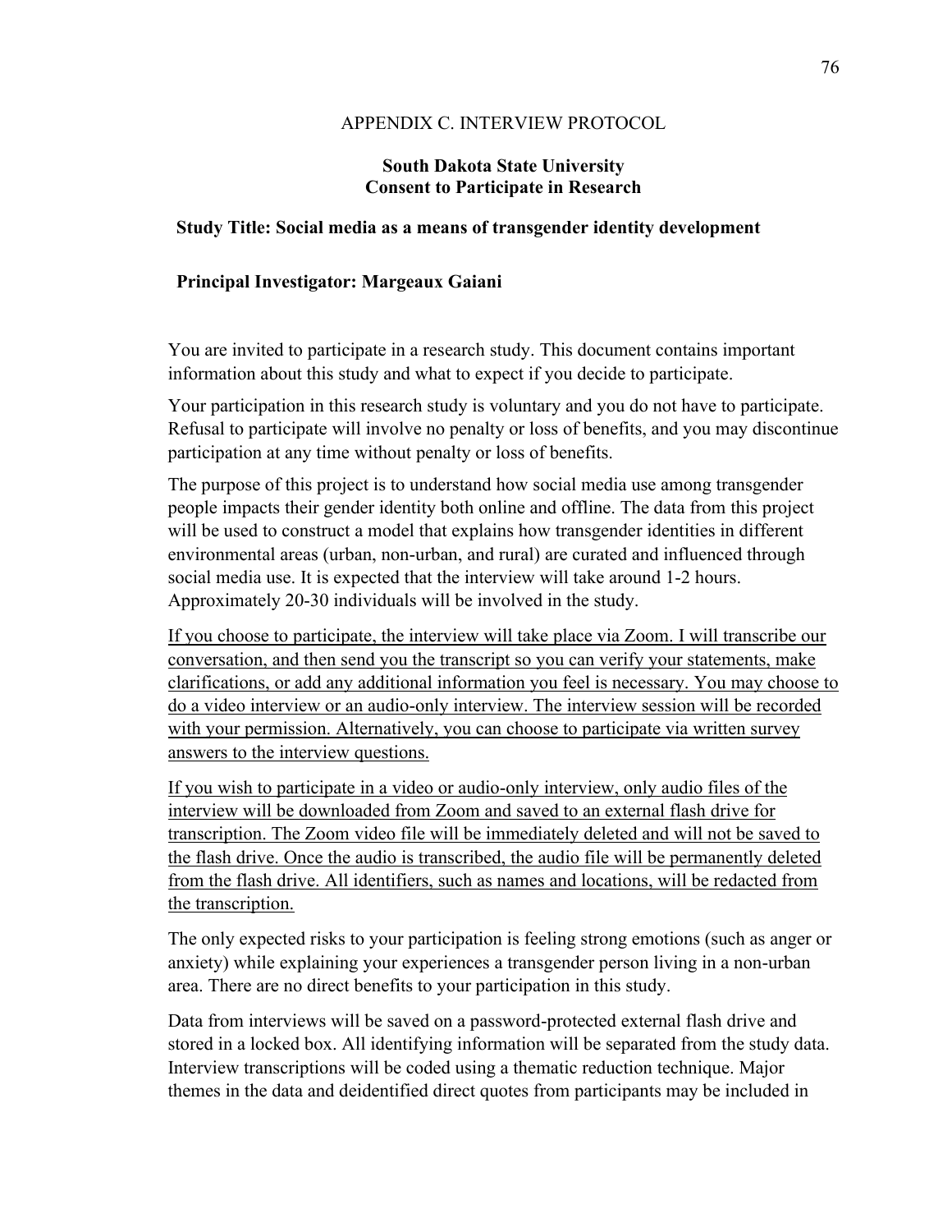APPENDIX C. INTERVIEW PROTOCOL

**South Dakota State University**
**Consent to Participate in Research**

**Study Title: Social media as a means of transgender identity development**

**Principal Investigator: Margeaux Gaiani**

You are invited to participate in a research study. This document contains important information about this study and what to expect if you decide to participate.

Your participation in this research study is voluntary and you do not have to participate. Refusal to participate will involve no penalty or loss of benefits, and you may discontinue participation at any time without penalty or loss of benefits.

The purpose of this project is to understand how social media use among transgender people impacts their gender identity both online and offline. The data from this project will be used to construct a model that explains how transgender identities in different environmental areas (urban, non-urban, and rural) are curated and influenced through social media use. It is expected that the interview will take around 1-2 hours. Approximately 20-30 individuals will be involved in the study.

<u>If you choose to participate, the interview will take place via Zoom. I will transcribe our conversation, and then send you the transcript so you can verify your statements, make clarifications, or add any additional information you feel is necessary. You may choose to do a video interview or an audio-only interview. The interview session will be recorded with your permission. Alternatively, you can choose to participate via written survey answers to the interview questions.</u>

<u>If you wish to participate in a video or audio-only interview, only audio files of the interview will be downloaded from Zoom and saved to an external flash drive for transcription. The Zoom video file will be immediately deleted and will not be saved to the flash drive. Once the audio is transcribed, the audio file will be permanently deleted from the flash drive. All identifiers, such as names and locations, will be redacted from the transcription.</u>

The only expected risks to your participation is feeling strong emotions (such as anger or anxiety) while explaining your experiences a transgender person living in a non-urban area. There are no direct benefits to your participation in this study.

Data from interviews will be saved on a password-protected external flash drive and stored in a locked box. All identifying information will be separated from the study data. Interview transcriptions will be coded using a thematic reduction technique. Major themes in the data and deidentified direct quotes from participants may be included in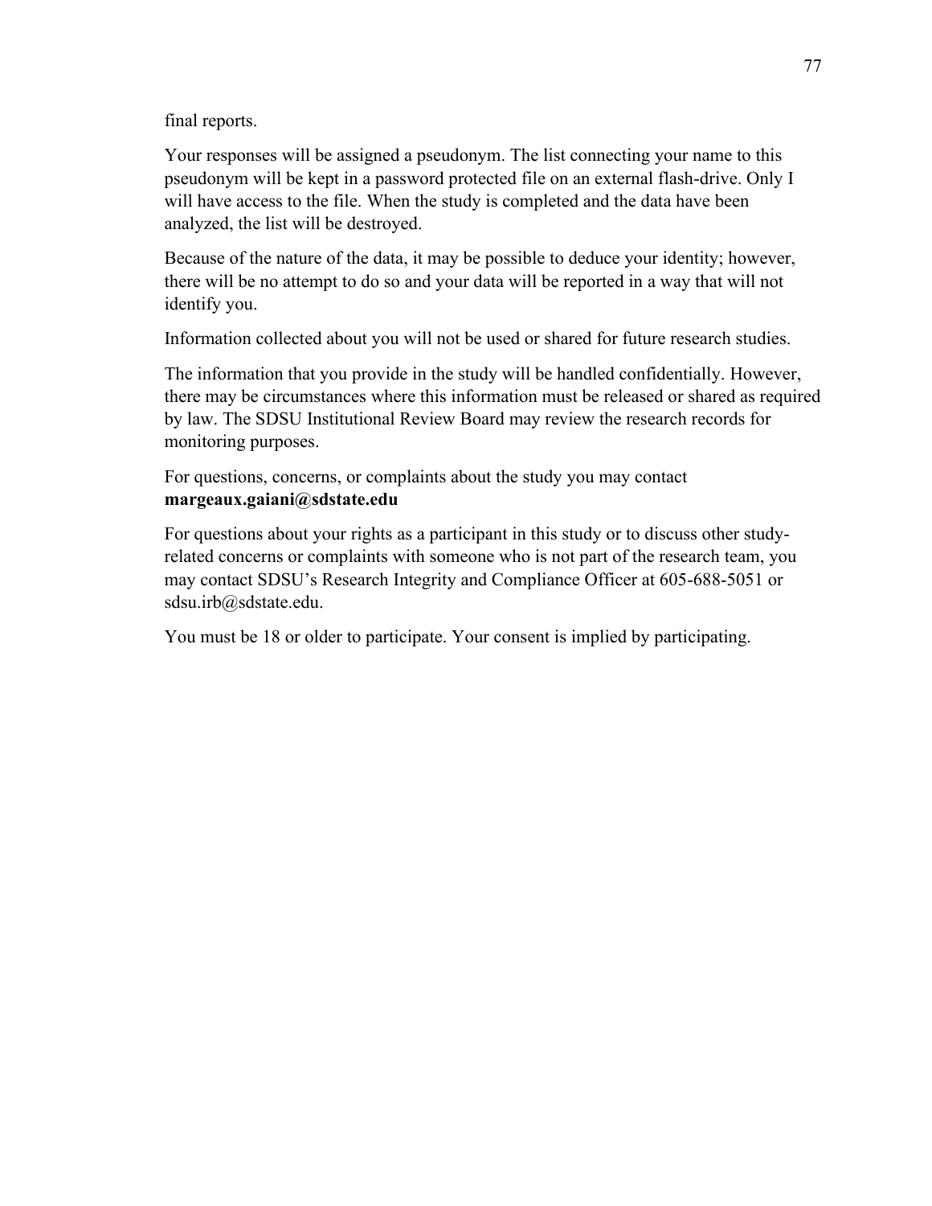final reports.

Your responses will be assigned a pseudonym. The list connecting your name to this pseudonym will be kept in a password protected file on an external flash-drive. Only I will have access to the file. When the study is completed and the data have been analyzed, the list will be destroyed.

Because of the nature of the data, it may be possible to deduce your identity; however, there will be no attempt to do so and your data will be reported in a way that will not identify you.

Information collected about you will not be used or shared for future research studies.

The information that you provide in the study will be handled confidentially. However, there may be circumstances where this information must be released or shared as required by law. The SDSU Institutional Review Board may review the research records for monitoring purposes.

For questions, concerns, or complaints about the study you may contact **margeaux.gaiani@sdstate.edu**

For questions about your rights as a participant in this study or to discuss other study-related concerns or complaints with someone who is not part of the research team, you may contact SDSU's Research Integrity and Compliance Officer at 605-688-5051 or sdsu.irb@sdstate.edu.

You must be 18 or older to participate. Your consent is implied by participating.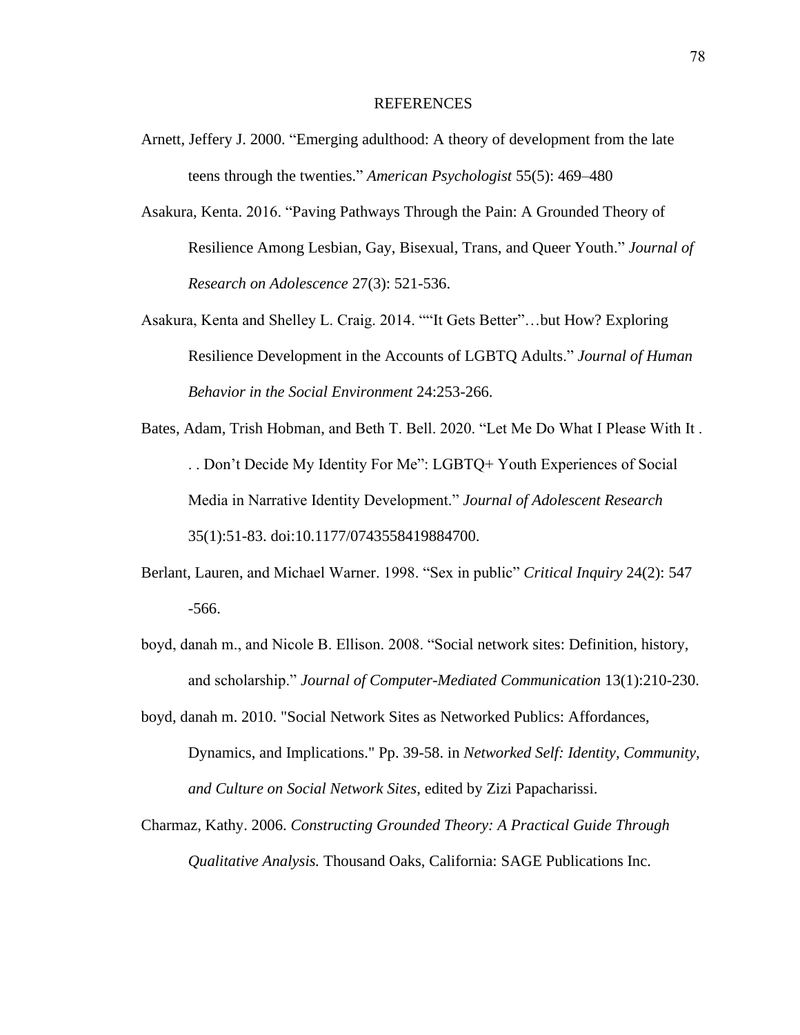# REFERENCES

Arnett, Jeffery J. 2000. “Emerging adulthood: A theory of development from the late teens through the twenties.” *American Psychologist* 55(5): 469–480

Asakura, Kenta. 2016. “Paving Pathways Through the Pain: A Grounded Theory of Resilience Among Lesbian, Gay, Bisexual, Trans, and Queer Youth.” *Journal of Research on Adolescence* 27(3): 521-536.

Asakura, Kenta and Shelley L. Craig. 2014. "“It Gets Better”…but How? Exploring Resilience Development in the Accounts of LGBTQ Adults.” *Journal of Human Behavior in the Social Environment* 24:253-266.

Bates, Adam, Trish Hobman, and Beth T. Bell. 2020. “Let Me Do What I Please With It . . . Don’t Decide My Identity For Me”: LGBTQ+ Youth Experiences of Social Media in Narrative Identity Development.” *Journal of Adolescent Research* 35(1):51-83. doi:10.1177/0743558419884700.

Berlant, Lauren, and Michael Warner. 1998. “Sex in public” *Critical Inquiry* 24(2): 547 -566.

boyd, danah m., and Nicole B. Ellison. 2008. “Social network sites: Definition, history, and scholarship.” *Journal of Computer-Mediated Communication* 13(1):210-230.

boyd, danah m. 2010. "Social Network Sites as Networked Publics: Affordances, Dynamics, and Implications." Pp. 39-58. in *Networked Self: Identity, Community, and Culture on Social Network Sites*, edited by Zizi Papacharissi.

Charmaz, Kathy. 2006. *Constructing Grounded Theory: A Practical Guide Through Qualitative Analysis.* Thousand Oaks, California: SAGE Publications Inc.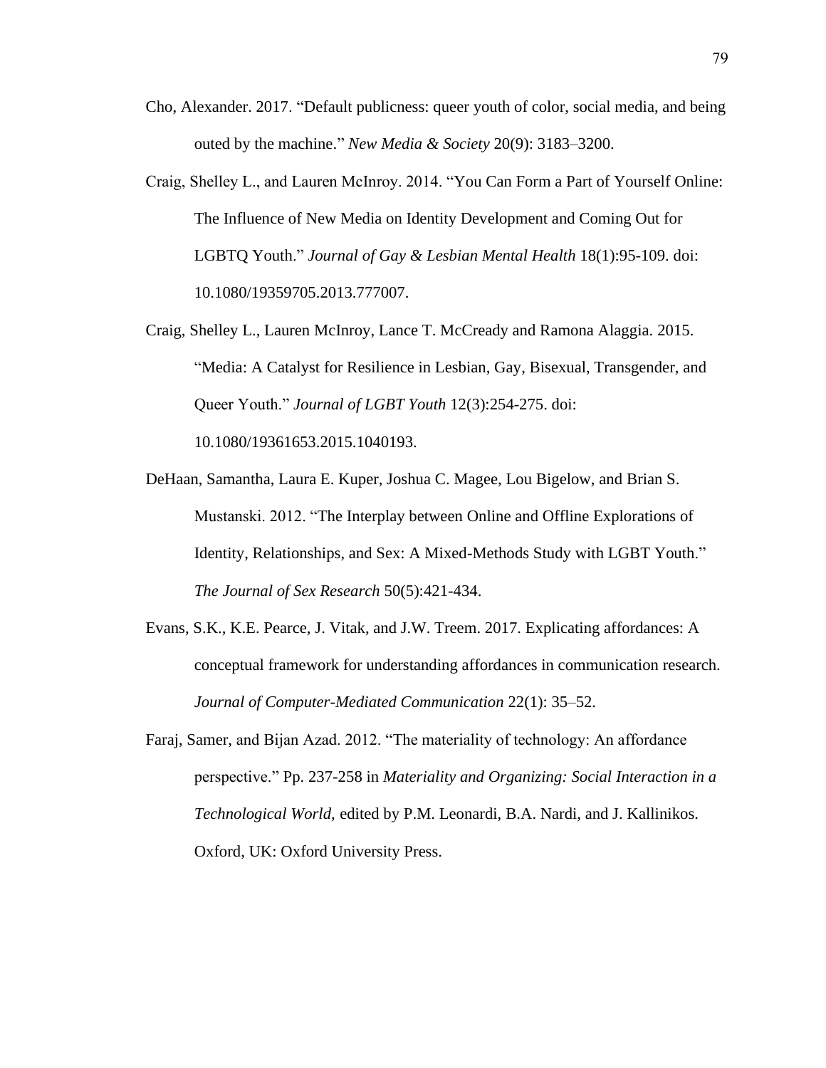Cho, Alexander. 2017. "Default publicness: queer youth of color, social media, and being outed by the machine." *New Media & Society* 20(9): 3183–3200.

Craig, Shelley L., and Lauren McInroy. 2014. "You Can Form a Part of Yourself Online: The Influence of New Media on Identity Development and Coming Out for LGBTQ Youth." *Journal of Gay & Lesbian Mental Health* 18(1):95-109. doi: 10.1080/19359705.2013.777007.

Craig, Shelley L., Lauren McInroy, Lance T. McCready and Ramona Alaggia. 2015. "Media: A Catalyst for Resilience in Lesbian, Gay, Bisexual, Transgender, and Queer Youth." *Journal of LGBT Youth* 12(3):254-275. doi: 10.1080/19361653.2015.1040193.

DeHaan, Samantha, Laura E. Kuper, Joshua C. Magee, Lou Bigelow, and Brian S. Mustanski. 2012. "The Interplay between Online and Offline Explorations of Identity, Relationships, and Sex: A Mixed-Methods Study with LGBT Youth." *The Journal of Sex Research* 50(5):421-434.

Evans, S.K., K.E. Pearce, J. Vitak, and J.W. Treem. 2017. Explicating affordances: A conceptual framework for understanding affordances in communication research. *Journal of Computer-Mediated Communication* 22(1): 35–52.

Faraj, Samer, and Bijan Azad. 2012. "The materiality of technology: An affordance perspective." Pp. 237-258 in *Materiality and Organizing: Social Interaction in a Technological World,* edited by P.M. Leonardi, B.A. Nardi, and J. Kallinikos. Oxford, UK: Oxford University Press.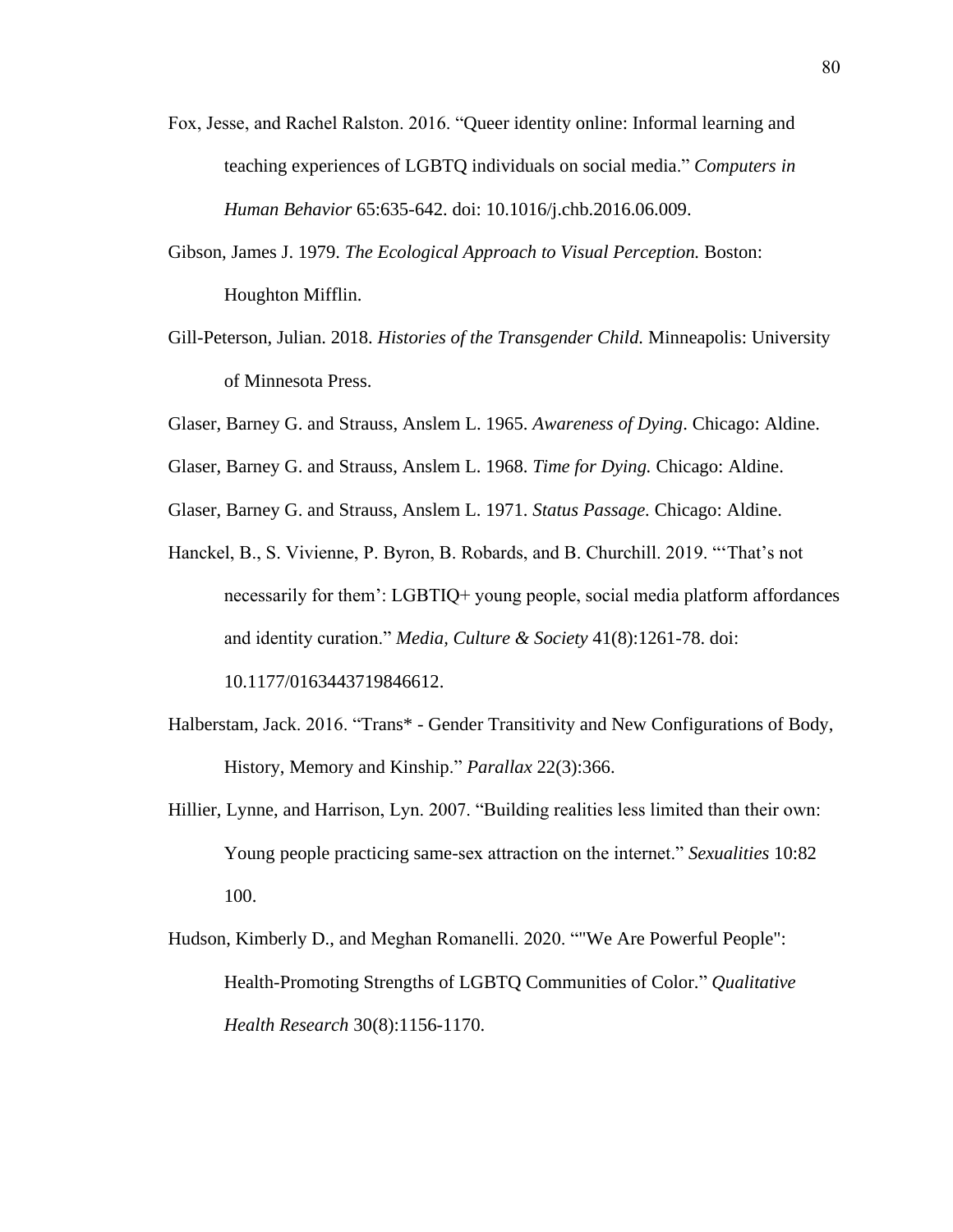Fox, Jesse, and Rachel Ralston. 2016. "Queer identity online: Informal learning and teaching experiences of LGBTQ individuals on social media." *Computers in Human Behavior* 65:635-642. doi: 10.1016/j.chb.2016.06.009.

Gibson, James J. 1979. *The Ecological Approach to Visual Perception.* Boston: Houghton Mifflin.

Gill-Peterson, Julian. 2018. *Histories of the Transgender Child.* Minneapolis: University of Minnesota Press.

Glaser, Barney G. and Strauss, Anslem L. 1965. *Awareness of Dying*. Chicago: Aldine.

Glaser, Barney G. and Strauss, Anslem L. 1968. *Time for Dying.* Chicago: Aldine.

Glaser, Barney G. and Strauss, Anslem L. 1971. *Status Passage.* Chicago: Aldine.

Hanckel, B., S. Vivienne, P. Byron, B. Robards, and B. Churchill. 2019. "'That's not necessarily for them': LGBTIQ+ young people, social media platform affordances and identity curation." *Media, Culture & Society* 41(8):1261-78. doi: 10.1177/0163443719846612.

Halberstam, Jack. 2016. "Trans* - Gender Transitivity and New Configurations of Body, History, Memory and Kinship." *Parallax* 22(3):366.

Hillier, Lynne, and Harrison, Lyn. 2007. "Building realities less limited than their own: Young people practicing same-sex attraction on the internet." *Sexualities* 10:82 100.

Hudson, Kimberly D., and Meghan Romanelli. 2020. ""We Are Powerful People": Health-Promoting Strengths of LGBTQ Communities of Color." *Qualitative Health Research* 30(8):1156-1170.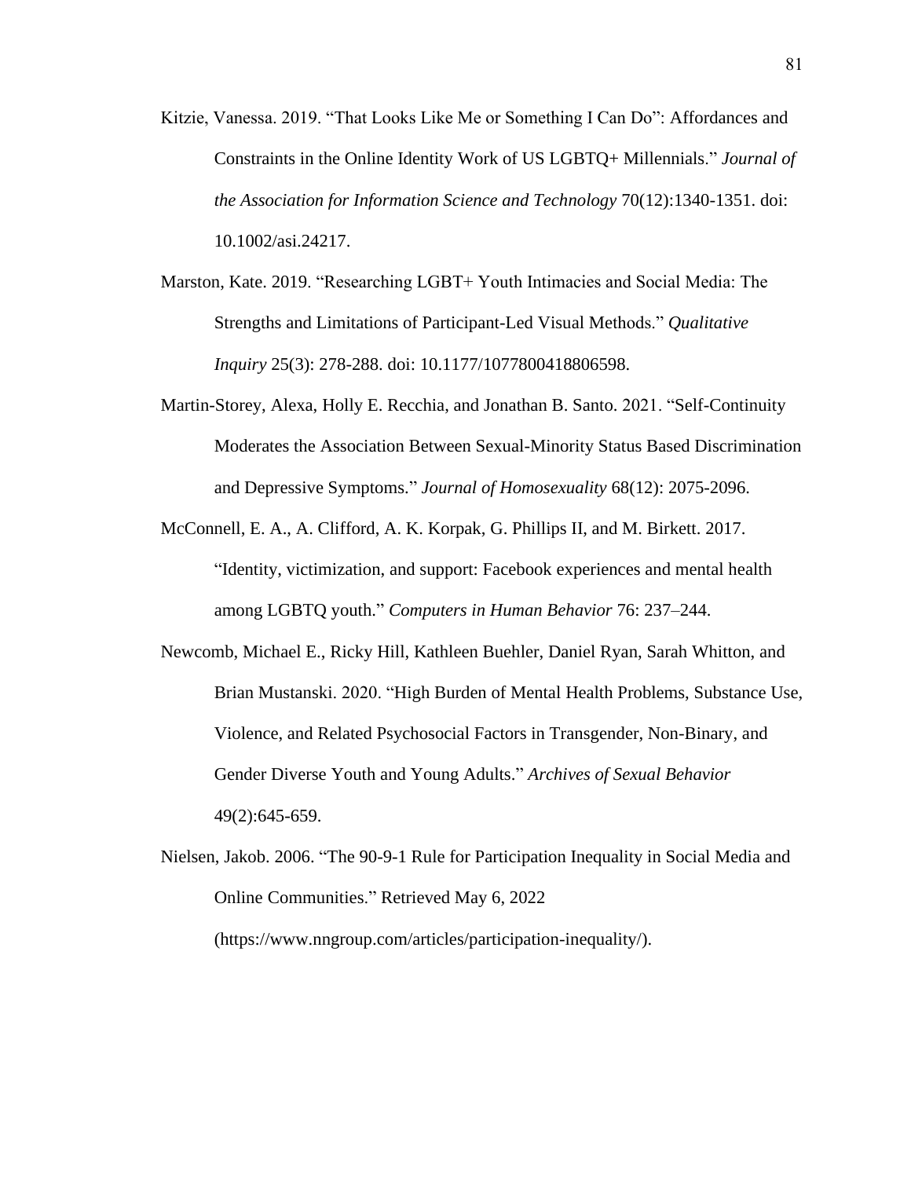Kitzie, Vanessa. 2019. "That Looks Like Me or Something I Can Do": Affordances and Constraints in the Online Identity Work of US LGBTQ+ Millennials." *Journal of the Association for Information Science and Technology* 70(12):1340-1351. doi: 10.1002/asi.24217.

Marston, Kate. 2019. "Researching LGBT+ Youth Intimacies and Social Media: The Strengths and Limitations of Participant-Led Visual Methods." *Qualitative Inquiry* 25(3): 278-288. doi: 10.1177/1077800418806598.

Martin-Storey, Alexa, Holly E. Recchia, and Jonathan B. Santo. 2021. "Self-Continuity Moderates the Association Between Sexual-Minority Status Based Discrimination and Depressive Symptoms." *Journal of Homosexuality* 68(12): 2075-2096.

McConnell, E. A., A. Clifford, A. K. Korpak, G. Phillips II, and M. Birkett. 2017. "Identity, victimization, and support: Facebook experiences and mental health among LGBTQ youth." *Computers in Human Behavior* 76: 237–244.

Newcomb, Michael E., Ricky Hill, Kathleen Buehler, Daniel Ryan, Sarah Whitton, and Brian Mustanski. 2020. "High Burden of Mental Health Problems, Substance Use, Violence, and Related Psychosocial Factors in Transgender, Non-Binary, and Gender Diverse Youth and Young Adults." *Archives of Sexual Behavior* 49(2):645-659.

Nielsen, Jakob. 2006. "The 90-9-1 Rule for Participation Inequality in Social Media and Online Communities." Retrieved May 6, 2022 (https://www.nngroup.com/articles/participation-inequality/).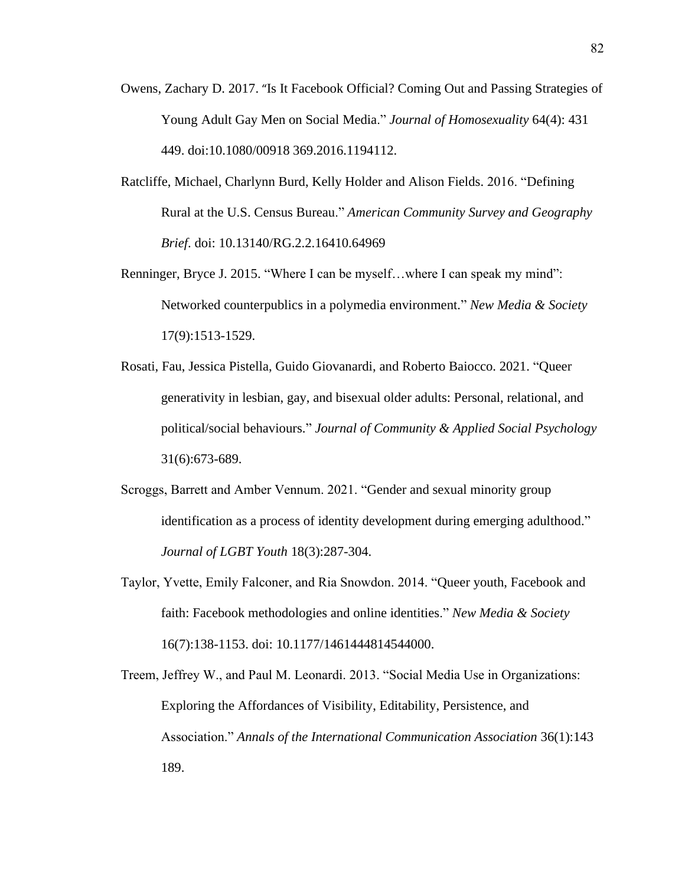Owens, Zachary D. 2017. "Is It Facebook Official? Coming Out and Passing Strategies of Young Adult Gay Men on Social Media." *Journal of Homosexuality* 64(4): 431 449. doi:10.1080/00918 369.2016.1194112.

Ratcliffe, Michael, Charlynn Burd, Kelly Holder and Alison Fields. 2016. "Defining Rural at the U.S. Census Bureau." *American Community Survey and Geography Brief*. doi: 10.13140/RG.2.2.16410.64969

Renninger, Bryce J. 2015. "Where I can be myself…where I can speak my mind": Networked counterpublics in a polymedia environment." *New Media & Society* 17(9):1513-1529.

Rosati, Fau, Jessica Pistella, Guido Giovanardi, and Roberto Baiocco. 2021. "Queer generativity in lesbian, gay, and bisexual older adults: Personal, relational, and political/social behaviours." *Journal of Community & Applied Social Psychology* 31(6):673-689.

Scroggs, Barrett and Amber Vennum. 2021. "Gender and sexual minority group identification as a process of identity development during emerging adulthood." *Journal of LGBT Youth* 18(3):287-304.

Taylor, Yvette, Emily Falconer, and Ria Snowdon. 2014. "Queer youth, Facebook and faith: Facebook methodologies and online identities." *New Media & Society* 16(7):138-1153. doi: 10.1177/1461444814544000.

Treem, Jeffrey W., and Paul M. Leonardi. 2013. "Social Media Use in Organizations: Exploring the Affordances of Visibility, Editability, Persistence, and Association." *Annals of the International Communication Association* 36(1):143 189.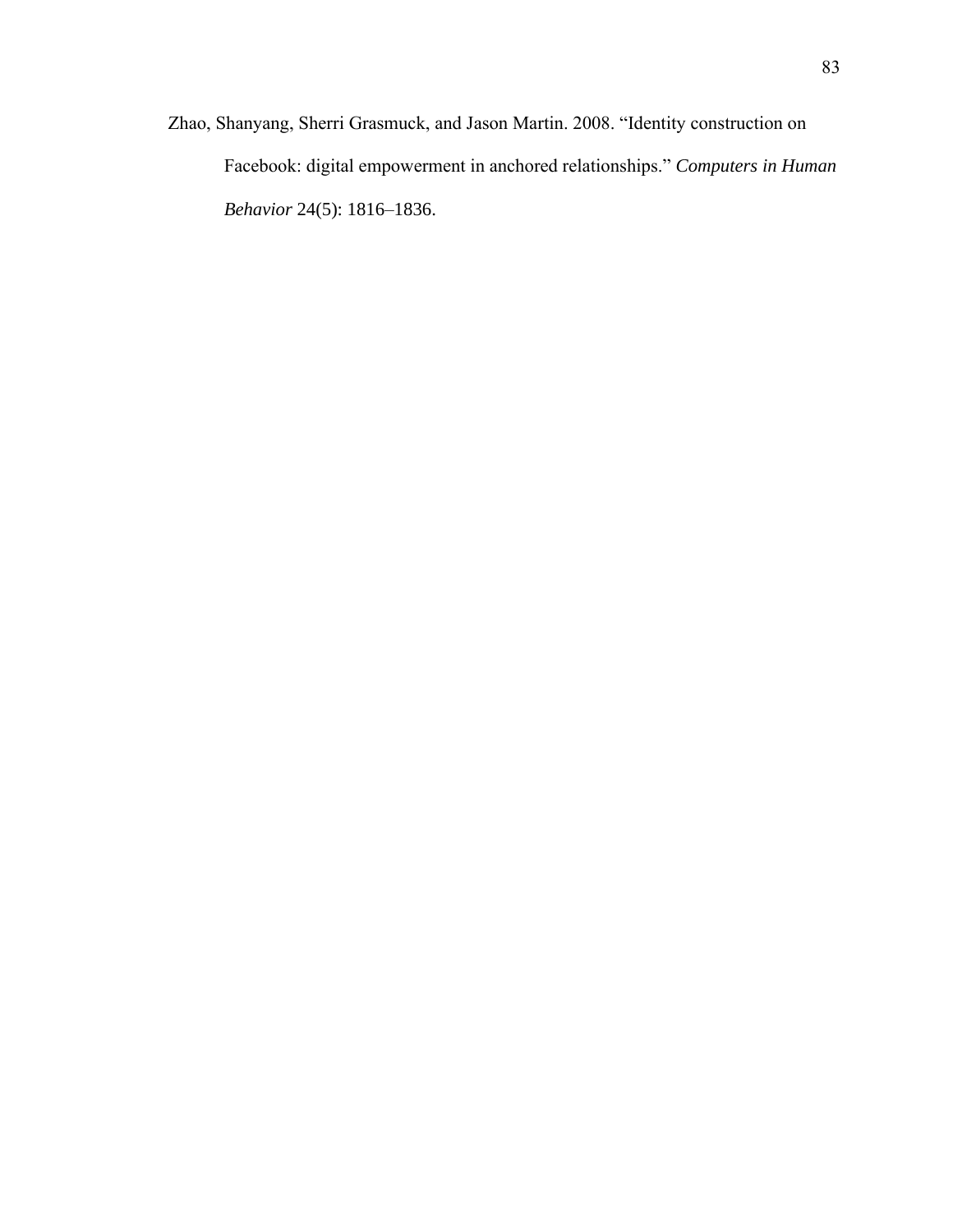Zhao, Shanyang, Sherri Grasmuck, and Jason Martin. 2008. "Identity construction on Facebook: digital empowerment in anchored relationships." *Computers in Human Behavior* 24(5): 1816–1836.